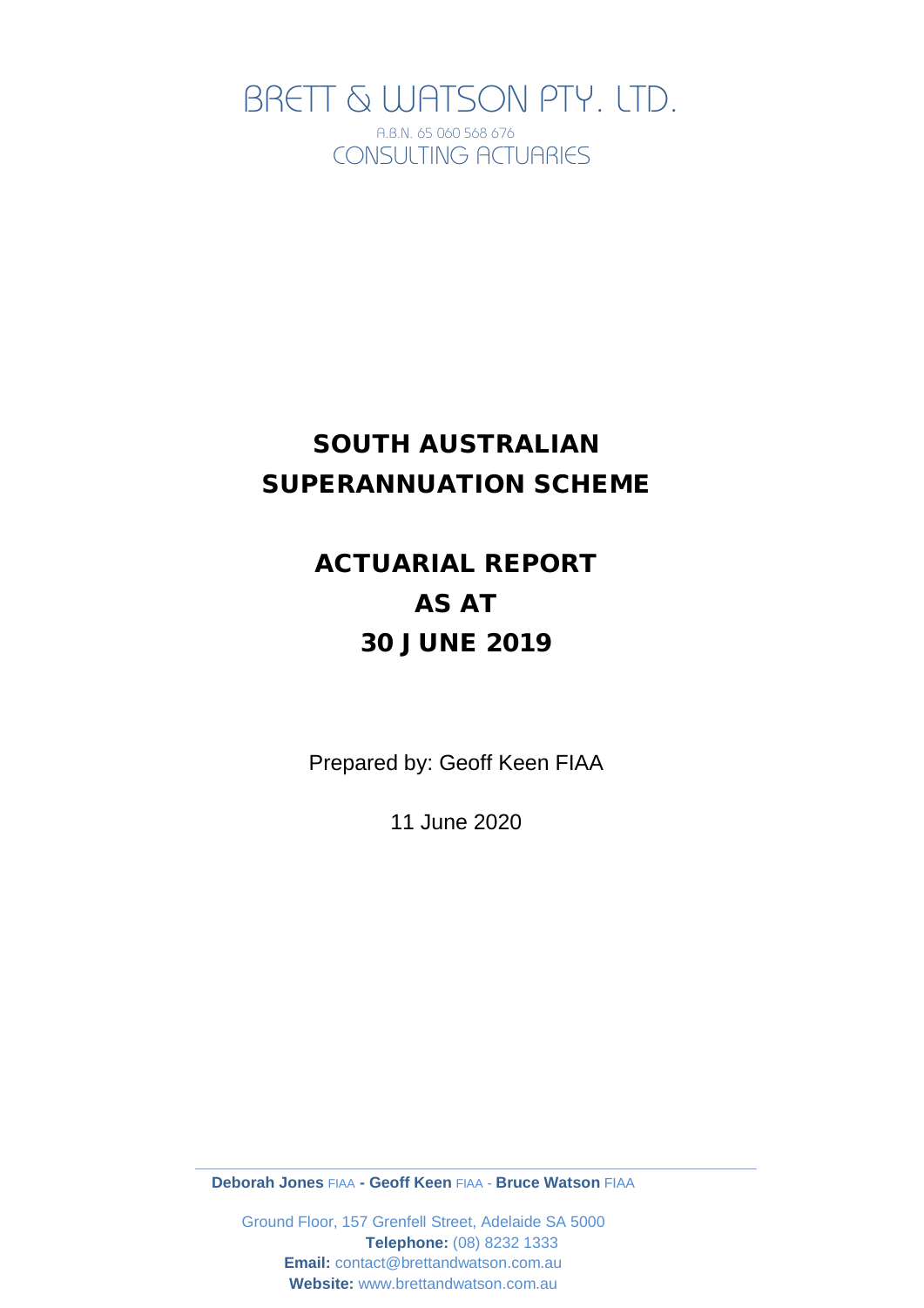BRETT & WATSON PTY. LTD.

A.B.N. 65 060 568 676

CONSULTING ACTUARIES

# SOUTH AUSTRALIAN SUPERANNUATION SCHEME

# ACTUARIAL REPORT AS AT 30 JUNE 2019

Prepared by: Geoff Keen FIAA

11 June 2020

**Deborah Jones** FIAA - **Geoff Keen** FIAA - **Bruce Watson** FIAA

Ground Floor, 157 Grenfell Street, Adelaide SA 5000
**Telephone:** (08) 8232 1333
**Email:** contact@brettandwatson.com.au
**Website:** www.brettandwatson.com.au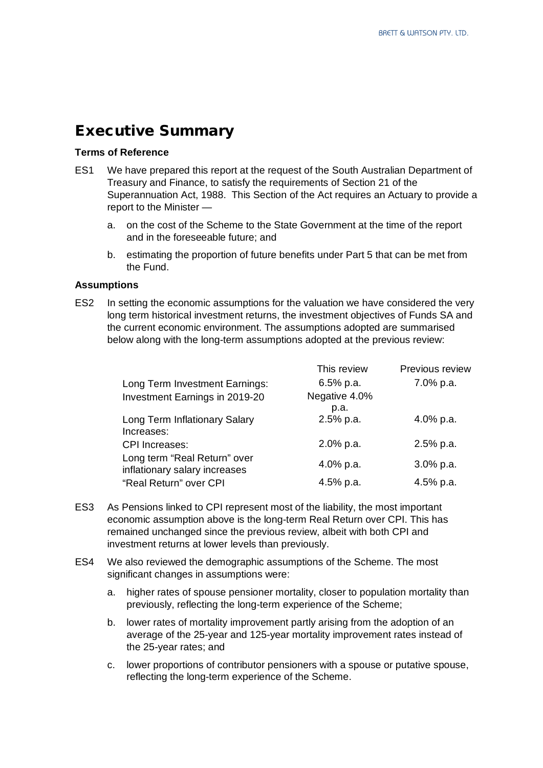# Executive Summary

### Terms of Reference

ES1 We have prepared this report at the request of the South Australian Department of Treasury and Finance, to satisfy the requirements of Section 21 of the Superannuation Act, 1988. This Section of the Act requires an Actuary to provide a report to the Minister —

a. on the cost of the Scheme to the State Government at the time of the report and in the foreseeable future; and

b. estimating the proportion of future benefits under Part 5 that can be met from the Fund.

### Assumptions

ES2 In setting the economic assumptions for the valuation we have considered the very long term historical investment returns, the investment objectives of Funds SA and the current economic environment. The assumptions adopted are summarised below along with the long-term assumptions adopted at the previous review:

| | This review | Previous review |
|---|---|---|
| Long Term Investment Earnings: | 6.5% p.a. | 7.0% p.a. |
| Investment Earnings in 2019-20 | Negative 4.0% p.a. | |
| Long Term Inflationary Salary Increases: | 2.5% p.a. | 4.0% p.a. |
| CPI Increases: | 2.0% p.a. | 2.5% p.a. |
| Long term "Real Return" over inflationary salary increases | 4.0% p.a. | 3.0% p.a. |
| "Real Return" over CPI | 4.5% p.a. | 4.5% p.a. |

ES3 As Pensions linked to CPI represent most of the liability, the most important economic assumption above is the long-term Real Return over CPI. This has remained unchanged since the previous review, albeit with both CPI and investment returns at lower levels than previously.

ES4 We also reviewed the demographic assumptions of the Scheme. The most significant changes in assumptions were:

a. higher rates of spouse pensioner mortality, closer to population mortality than previously, reflecting the long-term experience of the Scheme;

b. lower rates of mortality improvement partly arising from the adoption of an average of the 25-year and 125-year mortality improvement rates instead of the 25-year rates; and

c. lower proportions of contributor pensioners with a spouse or putative spouse, reflecting the long-term experience of the Scheme.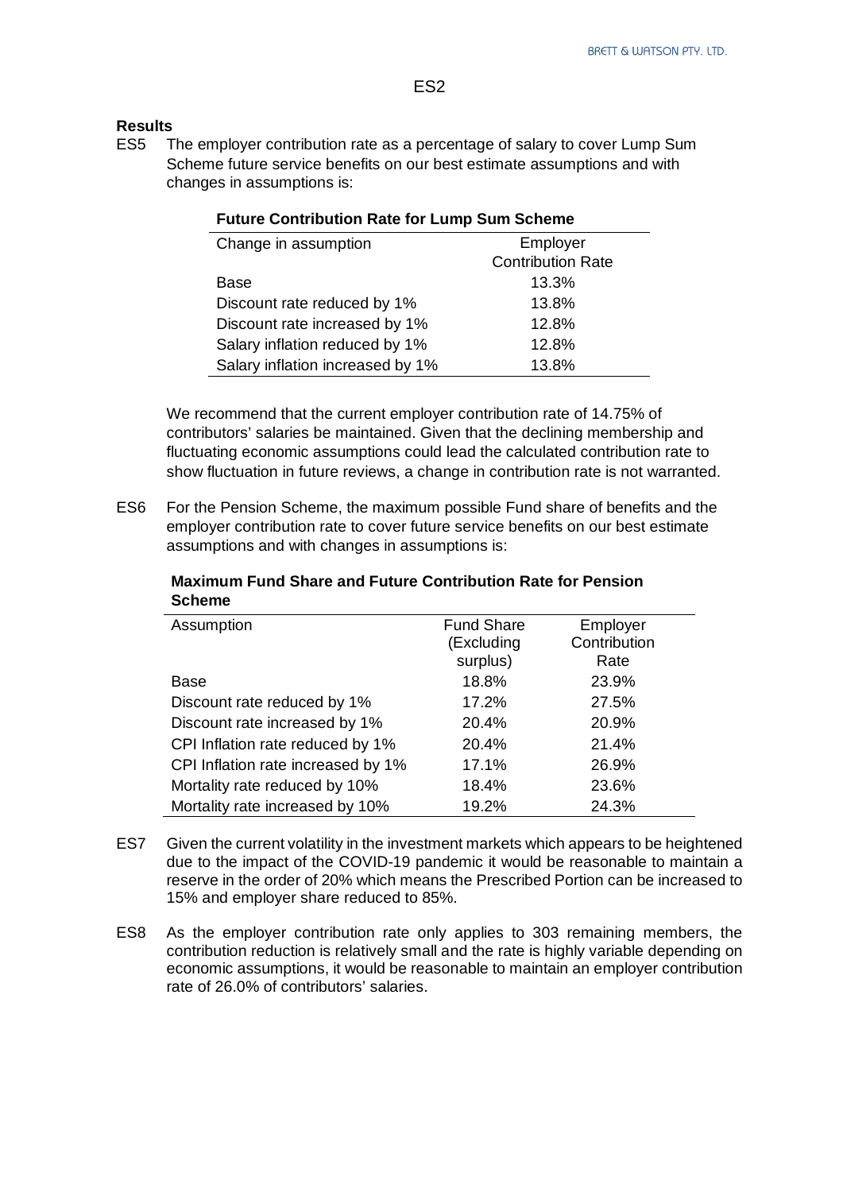## Results

ES5 The employer contribution rate as a percentage of salary to cover Lump Sum Scheme future service benefits on our best estimate assumptions and with changes in assumptions is:

**Future Contribution Rate for Lump Sum Scheme**

| Change in assumption | Employer Contribution Rate |
|---|---|
| Base | 13.3% |
| Discount rate reduced by 1% | 13.8% |
| Discount rate increased by 1% | 12.8% |
| Salary inflation reduced by 1% | 12.8% |
| Salary inflation increased by 1% | 13.8% |

We recommend that the current employer contribution rate of 14.75% of contributors' salaries be maintained. Given that the declining membership and fluctuating economic assumptions could lead the calculated contribution rate to show fluctuation in future reviews, a change in contribution rate is not warranted.

ES6 For the Pension Scheme, the maximum possible Fund share of benefits and the employer contribution rate to cover future service benefits on our best estimate assumptions and with changes in assumptions is:

**Maximum Fund Share and Future Contribution Rate for Pension Scheme**

| Assumption | Fund Share (Excluding surplus) | Employer Contribution Rate |
|---|---|---|
| Base | 18.8% | 23.9% |
| Discount rate reduced by 1% | 17.2% | 27.5% |
| Discount rate increased by 1% | 20.4% | 20.9% |
| CPI Inflation rate reduced by 1% | 20.4% | 21.4% |
| CPI Inflation rate increased by 1% | 17.1% | 26.9% |
| Mortality rate reduced by 10% | 18.4% | 23.6% |
| Mortality rate increased by 10% | 19.2% | 24.3% |

ES7 Given the current volatility in the investment markets which appears to be heightened due to the impact of the COVID-19 pandemic it would be reasonable to maintain a reserve in the order of 20% which means the Prescribed Portion can be increased to 15% and employer share reduced to 85%.

ES8 As the employer contribution rate only applies to 303 remaining members, the contribution reduction is relatively small and the rate is highly variable depending on economic assumptions, it would be reasonable to maintain an employer contribution rate of 26.0% of contributors' salaries.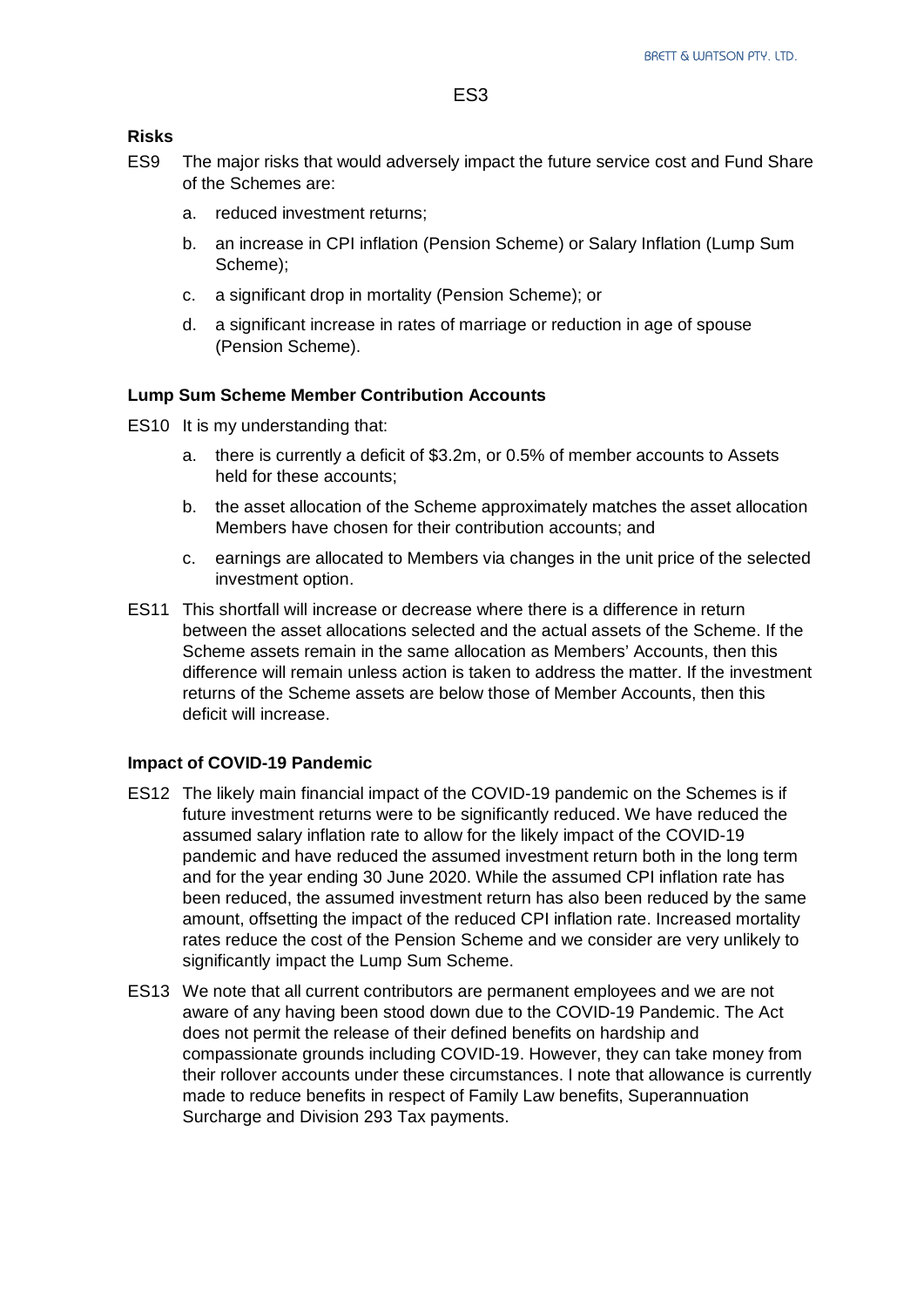**Risks**

ES9 The major risks that would adversely impact the future service cost and Fund Share of the Schemes are:

a. reduced investment returns;

b. an increase in CPI inflation (Pension Scheme) or Salary Inflation (Lump Sum Scheme);

c. a significant drop in mortality (Pension Scheme); or

d. a significant increase in rates of marriage or reduction in age of spouse (Pension Scheme).

**Lump Sum Scheme Member Contribution Accounts**

ES10 It is my understanding that:

a. there is currently a deficit of $3.2m, or 0.5% of member accounts to Assets held for these accounts;

b. the asset allocation of the Scheme approximately matches the asset allocation Members have chosen for their contribution accounts; and

c. earnings are allocated to Members via changes in the unit price of the selected investment option.

ES11 This shortfall will increase or decrease where there is a difference in return between the asset allocations selected and the actual assets of the Scheme. If the Scheme assets remain in the same allocation as Members' Accounts, then this difference will remain unless action is taken to address the matter. If the investment returns of the Scheme assets are below those of Member Accounts, then this deficit will increase.

**Impact of COVID-19 Pandemic**

ES12 The likely main financial impact of the COVID-19 pandemic on the Schemes is if future investment returns were to be significantly reduced. We have reduced the assumed salary inflation rate to allow for the likely impact of the COVID-19 pandemic and have reduced the assumed investment return both in the long term and for the year ending 30 June 2020. While the assumed CPI inflation rate has been reduced, the assumed investment return has also been reduced by the same amount, offsetting the impact of the reduced CPI inflation rate. Increased mortality rates reduce the cost of the Pension Scheme and we consider are very unlikely to significantly impact the Lump Sum Scheme.

ES13 We note that all current contributors are permanent employees and we are not aware of any having been stood down due to the COVID-19 Pandemic. The Act does not permit the release of their defined benefits on hardship and compassionate grounds including COVID-19. However, they can take money from their rollover accounts under these circumstances. I note that allowance is currently made to reduce benefits in respect of Family Law benefits, Superannuation Surcharge and Division 293 Tax payments.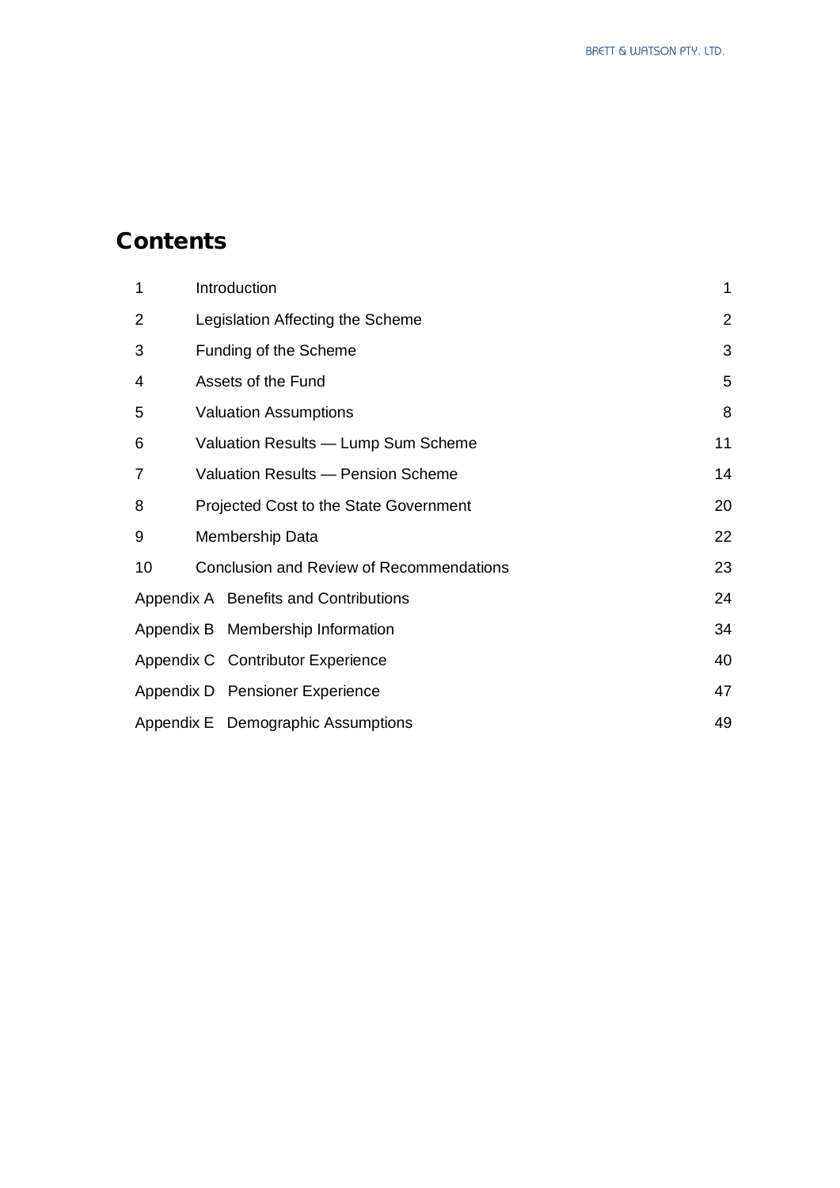# Contents

| | | |
|---|---|---|
| 1 | Introduction | 1 |
| 2 | Legislation Affecting the Scheme | 2 |
| 3 | Funding of the Scheme | 3 |
| 4 | Assets of the Fund | 5 |
| 5 | Valuation Assumptions | 8 |
| 6 | Valuation Results — Lump Sum Scheme | 11 |
| 7 | Valuation Results — Pension Scheme | 14 |
| 8 | Projected Cost to the State Government | 20 |
| 9 | Membership Data | 22 |
| 10 | Conclusion and Review of Recommendations | 23 |
| Appendix A | Benefits and Contributions | 24 |
| Appendix B | Membership Information | 34 |
| Appendix C | Contributor Experience | 40 |
| Appendix D | Pensioner Experience | 47 |
| Appendix E | Demographic Assumptions | 49 |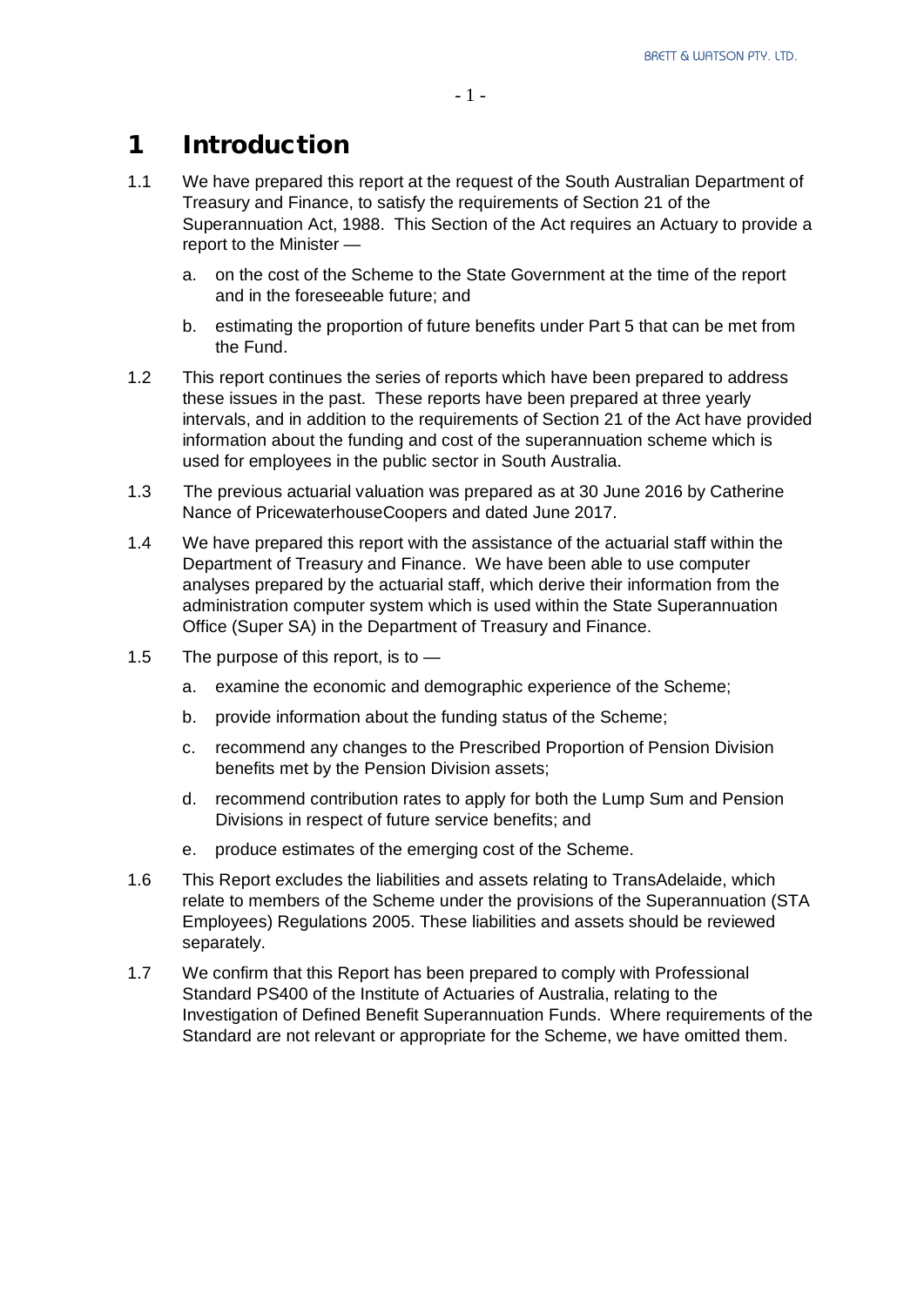# 1 Introduction

1.1 We have prepared this report at the request of the South Australian Department of Treasury and Finance, to satisfy the requirements of Section 21 of the Superannuation Act, 1988. This Section of the Act requires an Actuary to provide a report to the Minister —

   a. on the cost of the Scheme to the State Government at the time of the report and in the foreseeable future; and

   b. estimating the proportion of future benefits under Part 5 that can be met from the Fund.

1.2 This report continues the series of reports which have been prepared to address these issues in the past. These reports have been prepared at three yearly intervals, and in addition to the requirements of Section 21 of the Act have provided information about the funding and cost of the superannuation scheme which is used for employees in the public sector in South Australia.

1.3 The previous actuarial valuation was prepared as at 30 June 2016 by Catherine Nance of PricewaterhouseCoopers and dated June 2017.

1.4 We have prepared this report with the assistance of the actuarial staff within the Department of Treasury and Finance. We have been able to use computer analyses prepared by the actuarial staff, which derive their information from the administration computer system which is used within the State Superannuation Office (Super SA) in the Department of Treasury and Finance.

1.5 The purpose of this report, is to —

   a. examine the economic and demographic experience of the Scheme;

   b. provide information about the funding status of the Scheme;

   c. recommend any changes to the Prescribed Proportion of Pension Division benefits met by the Pension Division assets;

   d. recommend contribution rates to apply for both the Lump Sum and Pension Divisions in respect of future service benefits; and

   e. produce estimates of the emerging cost of the Scheme.

1.6 This Report excludes the liabilities and assets relating to TransAdelaide, which relate to members of the Scheme under the provisions of the Superannuation (STA Employees) Regulations 2005. These liabilities and assets should be reviewed separately.

1.7 We confirm that this Report has been prepared to comply with Professional Standard PS400 of the Institute of Actuaries of Australia, relating to the Investigation of Defined Benefit Superannuation Funds. Where requirements of the Standard are not relevant or appropriate for the Scheme, we have omitted them.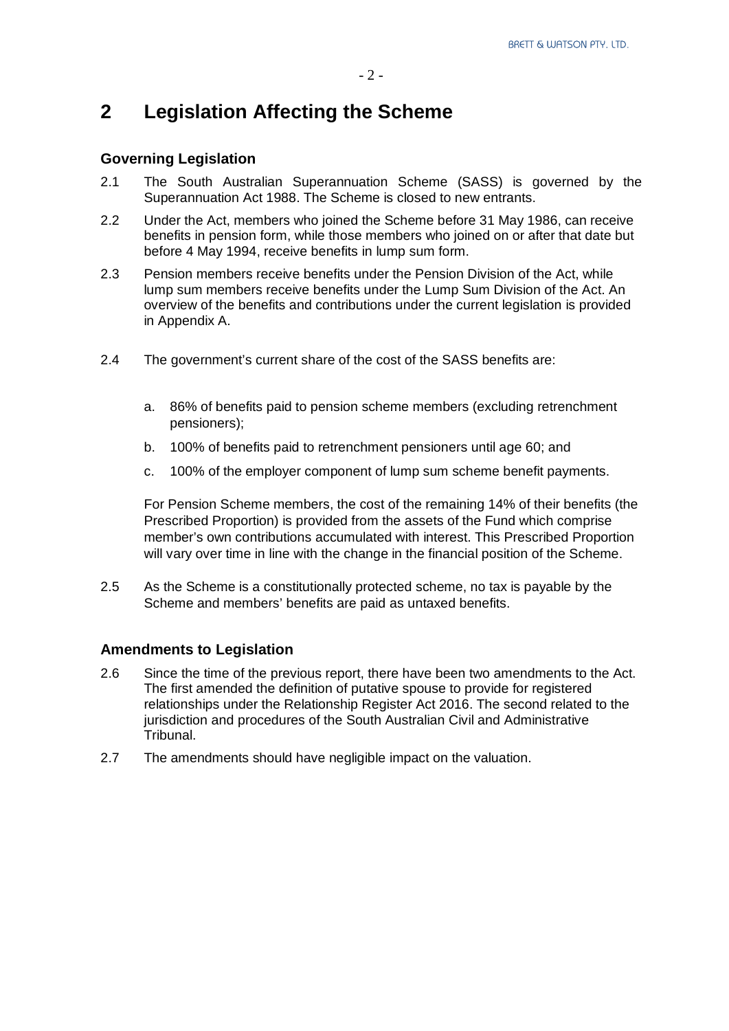# 2 Legislation Affecting the Scheme

### Governing Legislation

2.1 The South Australian Superannuation Scheme (SASS) is governed by the Superannuation Act 1988. The Scheme is closed to new entrants.

2.2 Under the Act, members who joined the Scheme before 31 May 1986, can receive benefits in pension form, while those members who joined on or after that date but before 4 May 1994, receive benefits in lump sum form.

2.3 Pension members receive benefits under the Pension Division of the Act, while lump sum members receive benefits under the Lump Sum Division of the Act. An overview of the benefits and contributions under the current legislation is provided in Appendix A.

2.4 The government's current share of the cost of the SASS benefits are:

a. 86% of benefits paid to pension scheme members (excluding retrenchment pensioners);

b. 100% of benefits paid to retrenchment pensioners until age 60; and

c. 100% of the employer component of lump sum scheme benefit payments.

For Pension Scheme members, the cost of the remaining 14% of their benefits (the Prescribed Proportion) is provided from the assets of the Fund which comprise member's own contributions accumulated with interest. This Prescribed Proportion will vary over time in line with the change in the financial position of the Scheme.

2.5 As the Scheme is a constitutionally protected scheme, no tax is payable by the Scheme and members' benefits are paid as untaxed benefits.

### Amendments to Legislation

2.6 Since the time of the previous report, there have been two amendments to the Act. The first amended the definition of putative spouse to provide for registered relationships under the Relationship Register Act 2016. The second related to the jurisdiction and procedures of the South Australian Civil and Administrative Tribunal.

2.7 The amendments should have negligible impact on the valuation.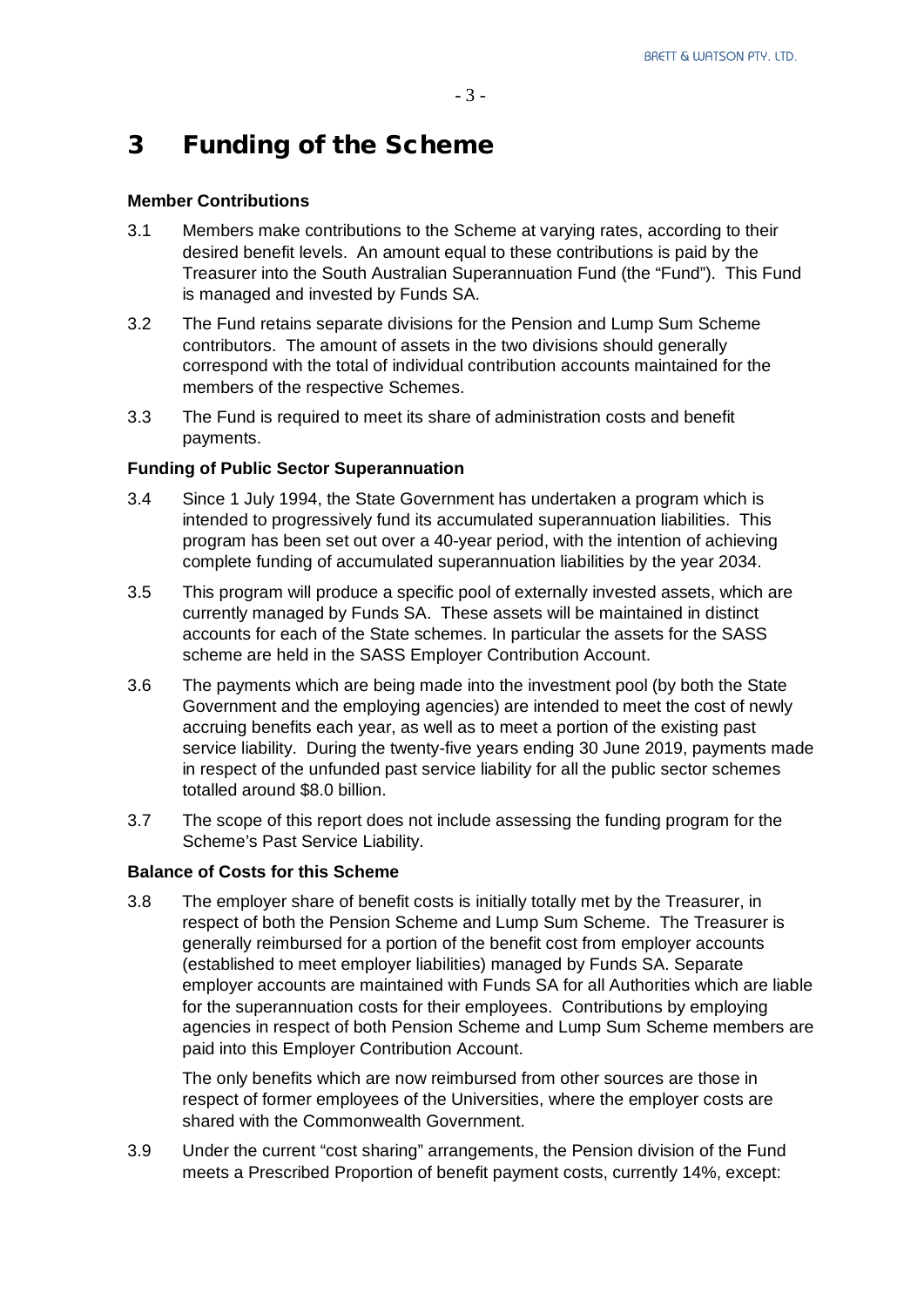# 3 Funding of the Scheme

**Member Contributions**

3.1 Members make contributions to the Scheme at varying rates, according to their desired benefit levels. An amount equal to these contributions is paid by the Treasurer into the South Australian Superannuation Fund (the "Fund"). This Fund is managed and invested by Funds SA.

3.2 The Fund retains separate divisions for the Pension and Lump Sum Scheme contributors. The amount of assets in the two divisions should generally correspond with the total of individual contribution accounts maintained for the members of the respective Schemes.

3.3 The Fund is required to meet its share of administration costs and benefit payments.

**Funding of Public Sector Superannuation**

3.4 Since 1 July 1994, the State Government has undertaken a program which is intended to progressively fund its accumulated superannuation liabilities. This program has been set out over a 40-year period, with the intention of achieving complete funding of accumulated superannuation liabilities by the year 2034.

3.5 This program will produce a specific pool of externally invested assets, which are currently managed by Funds SA. These assets will be maintained in distinct accounts for each of the State schemes. In particular the assets for the SASS scheme are held in the SASS Employer Contribution Account.

3.6 The payments which are being made into the investment pool (by both the State Government and the employing agencies) are intended to meet the cost of newly accruing benefits each year, as well as to meet a portion of the existing past service liability. During the twenty-five years ending 30 June 2019, payments made in respect of the unfunded past service liability for all the public sector schemes totalled around $8.0 billion.

3.7 The scope of this report does not include assessing the funding program for the Scheme's Past Service Liability.

**Balance of Costs for this Scheme**

3.8 The employer share of benefit costs is initially totally met by the Treasurer, in respect of both the Pension Scheme and Lump Sum Scheme. The Treasurer is generally reimbursed for a portion of the benefit cost from employer accounts (established to meet employer liabilities) managed by Funds SA. Separate employer accounts are maintained with Funds SA for all Authorities which are liable for the superannuation costs for their employees. Contributions by employing agencies in respect of both Pension Scheme and Lump Sum Scheme members are paid into this Employer Contribution Account.

The only benefits which are now reimbursed from other sources are those in respect of former employees of the Universities, where the employer costs are shared with the Commonwealth Government.

3.9 Under the current "cost sharing" arrangements, the Pension division of the Fund meets a Prescribed Proportion of benefit payment costs, currently 14%, except: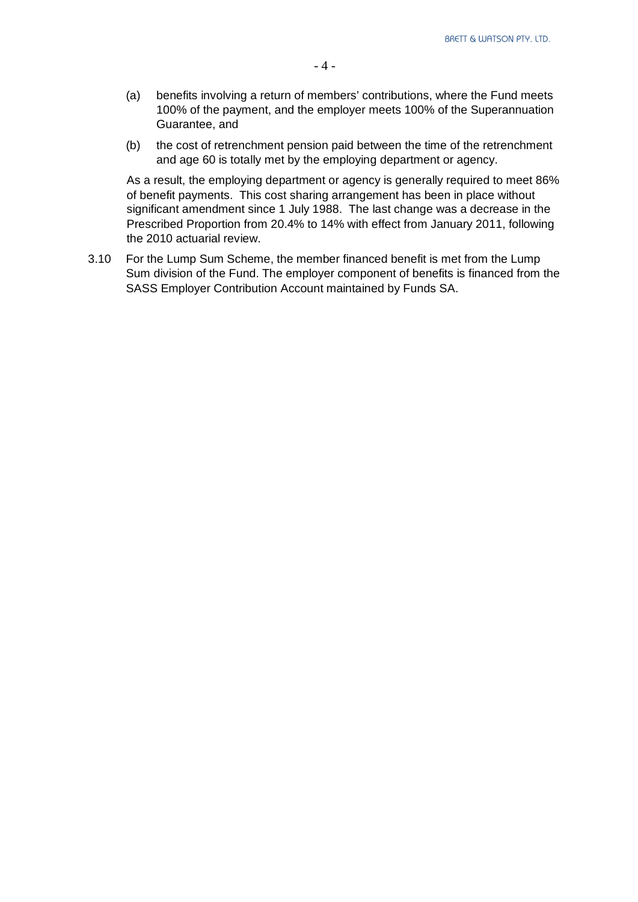(a) benefits involving a return of members' contributions, where the Fund meets 100% of the payment, and the employer meets 100% of the Superannuation Guarantee, and

(b) the cost of retrenchment pension paid between the time of the retrenchment and age 60 is totally met by the employing department or agency.

As a result, the employing department or agency is generally required to meet 86% of benefit payments. This cost sharing arrangement has been in place without significant amendment since 1 July 1988. The last change was a decrease in the Prescribed Proportion from 20.4% to 14% with effect from January 2011, following the 2010 actuarial review.

3.10 For the Lump Sum Scheme, the member financed benefit is met from the Lump Sum division of the Fund. The employer component of benefits is financed from the SASS Employer Contribution Account maintained by Funds SA.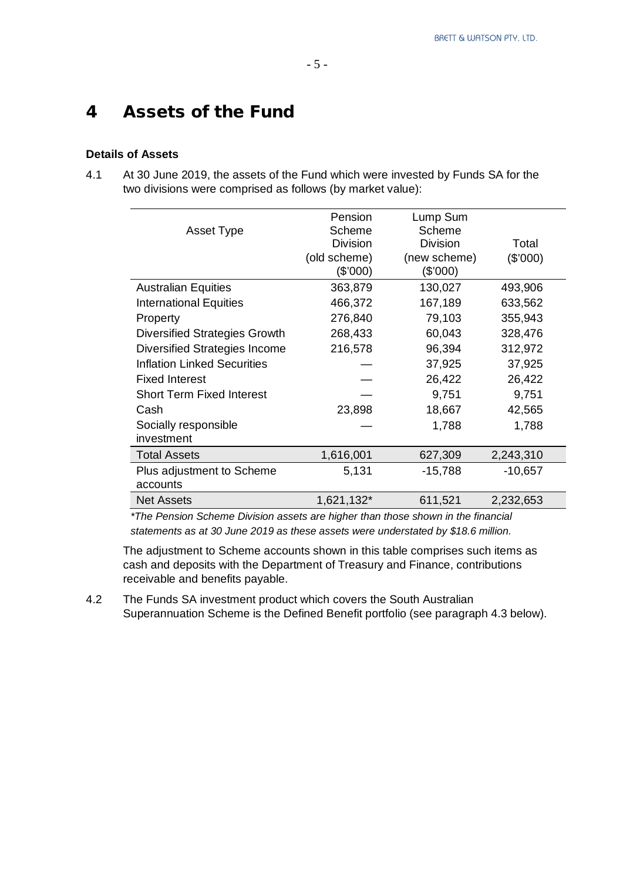# 4 Assets of the Fund

### Details of Assets

4.1 At 30 June 2019, the assets of the Fund which were invested by Funds SA for the two divisions were comprised as follows (by market value):

| Asset Type | Pension Scheme Division (old scheme) ($'000) | Lump Sum Scheme Division (new scheme) ($'000) | Total ($'000) |
|---|---|---|---|
| Australian Equities | 363,879 | 130,027 | 493,906 |
| International Equities | 466,372 | 167,189 | 633,562 |
| Property | 276,840 | 79,103 | 355,943 |
| Diversified Strategies Growth | 268,433 | 60,043 | 328,476 |
| Diversified Strategies Income | 216,578 | 96,394 | 312,972 |
| Inflation Linked Securities | — | 37,925 | 37,925 |
| Fixed Interest | — | 26,422 | 26,422 |
| Short Term Fixed Interest | — | 9,751 | 9,751 |
| Cash | 23,898 | 18,667 | 42,565 |
| Socially responsible investment | — | 1,788 | 1,788 |
| Total Assets | 1,616,001 | 627,309 | 2,243,310 |
| Plus adjustment to Scheme accounts | 5,131 | -15,788 | -10,657 |
| Net Assets | 1,621,132* | 611,521 | 2,232,653 |

*\*The Pension Scheme Division assets are higher than those shown in the financial statements as at 30 June 2019 as these assets were understated by $18.6 million.*

The adjustment to Scheme accounts shown in this table comprises such items as cash and deposits with the Department of Treasury and Finance, contributions receivable and benefits payable.

4.2 The Funds SA investment product which covers the South Australian Superannuation Scheme is the Defined Benefit portfolio (see paragraph 4.3 below).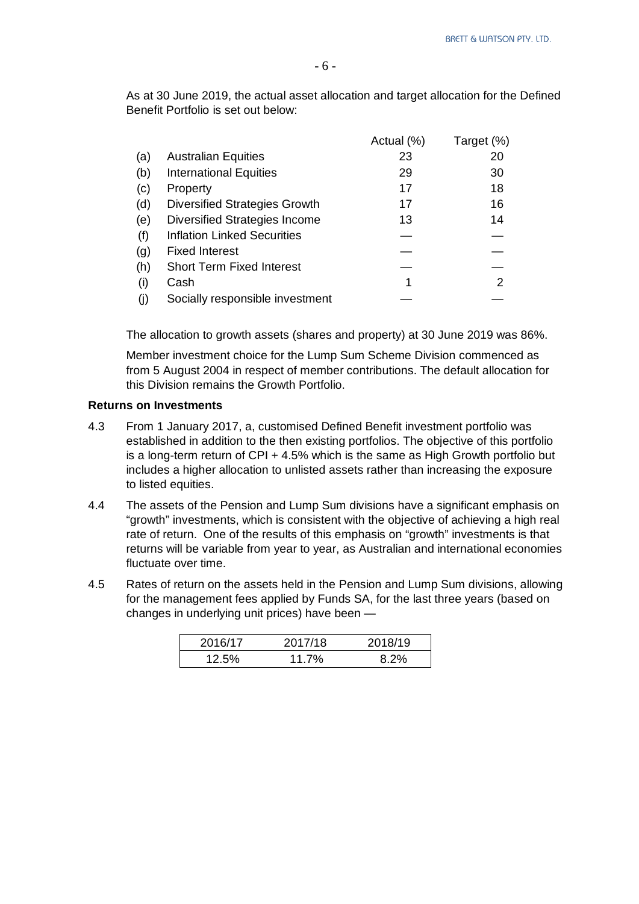As at 30 June 2019, the actual asset allocation and target allocation for the Defined Benefit Portfolio is set out below:

| | | Actual (%) | Target (%) |
|---|---|---|---|
| (a) | Australian Equities | 23 | 20 |
| (b) | International Equities | 29 | 30 |
| (c) | Property | 17 | 18 |
| (d) | Diversified Strategies Growth | 17 | 16 |
| (e) | Diversified Strategies Income | 13 | 14 |
| (f) | Inflation Linked Securities | — | — |
| (g) | Fixed Interest | — | — |
| (h) | Short Term Fixed Interest | — | — |
| (i) | Cash | 1 | 2 |
| (j) | Socially responsible investment | — | — |

The allocation to growth assets (shares and property) at 30 June 2019 was 86%.

Member investment choice for the Lump Sum Scheme Division commenced as from 5 August 2004 in respect of member contributions. The default allocation for this Division remains the Growth Portfolio.

**Returns on Investments**

4.3 From 1 January 2017, a, customised Defined Benefit investment portfolio was established in addition to the then existing portfolios. The objective of this portfolio is a long-term return of CPI + 4.5% which is the same as High Growth portfolio but includes a higher allocation to unlisted assets rather than increasing the exposure to listed equities.

4.4 The assets of the Pension and Lump Sum divisions have a significant emphasis on "growth" investments, which is consistent with the objective of achieving a high real rate of return. One of the results of this emphasis on "growth" investments is that returns will be variable from year to year, as Australian and international economies fluctuate over time.

4.5 Rates of return on the assets held in the Pension and Lump Sum divisions, allowing for the management fees applied by Funds SA, for the last three years (based on changes in underlying unit prices) have been —

| 2016/17 | 2017/18 | 2018/19 |
|---|---|---|
| 12.5% | 11.7% | 8.2% |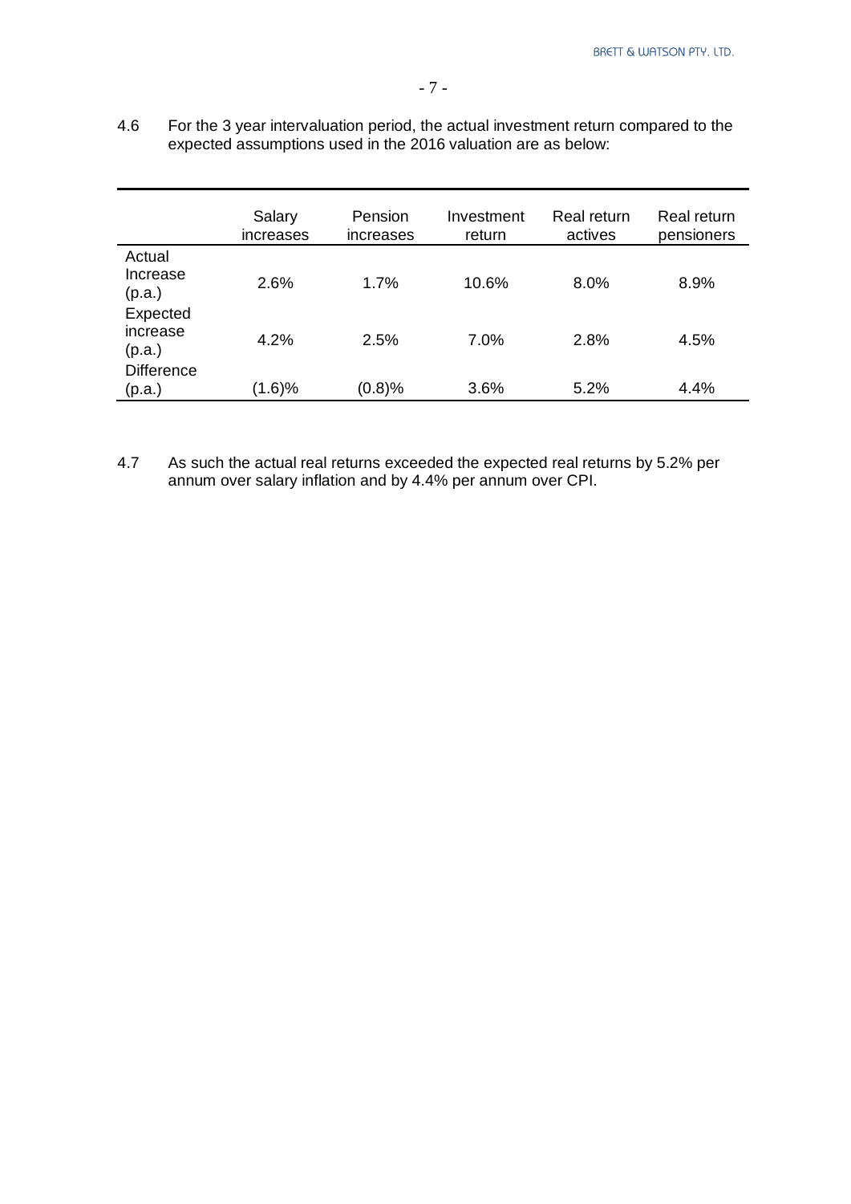4.6 For the 3 year intervaluation period, the actual investment return compared to the expected assumptions used in the 2016 valuation are as below:

| | Salary increases | Pension increases | Investment return | Real return actives | Real return pensioners |
|---|---|---|---|---|---|
| Actual Increase (p.a.) | 2.6% | 1.7% | 10.6% | 8.0% | 8.9% |
| Expected increase (p.a.) | 4.2% | 2.5% | 7.0% | 2.8% | 4.5% |
| Difference (p.a.) | (1.6)% | (0.8)% | 3.6% | 5.2% | 4.4% |

4.7 As such the actual real returns exceeded the expected real returns by 5.2% per annum over salary inflation and by 4.4% per annum over CPI.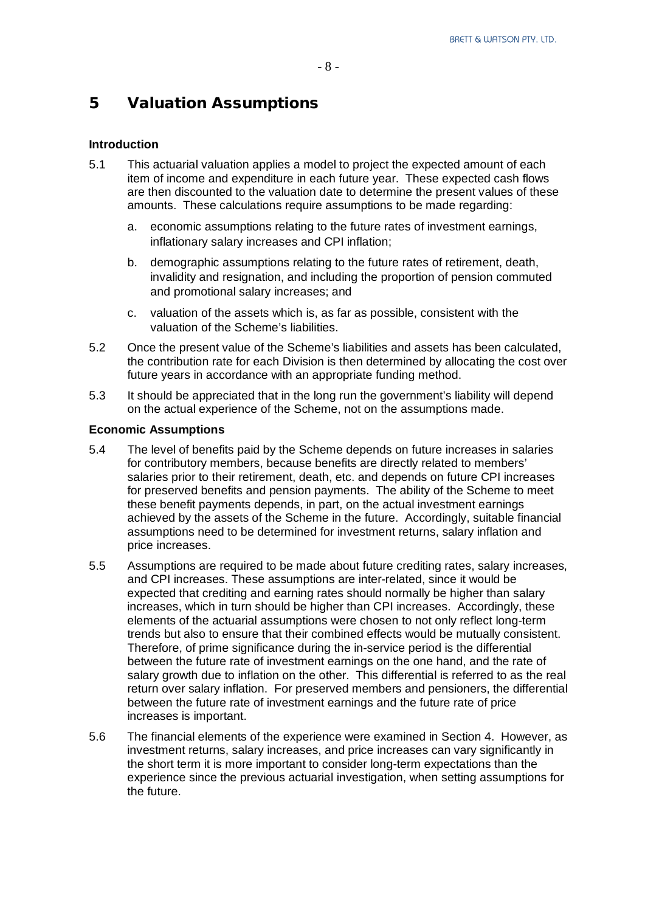# 5 Valuation Assumptions

**Introduction**

5.1 This actuarial valuation applies a model to project the expected amount of each item of income and expenditure in each future year. These expected cash flows are then discounted to the valuation date to determine the present values of these amounts. These calculations require assumptions to be made regarding:

a. economic assumptions relating to the future rates of investment earnings, inflationary salary increases and CPI inflation;

b. demographic assumptions relating to the future rates of retirement, death, invalidity and resignation, and including the proportion of pension commuted and promotional salary increases; and

c. valuation of the assets which is, as far as possible, consistent with the valuation of the Scheme's liabilities.

5.2 Once the present value of the Scheme's liabilities and assets has been calculated, the contribution rate for each Division is then determined by allocating the cost over future years in accordance with an appropriate funding method.

5.3 It should be appreciated that in the long run the government's liability will depend on the actual experience of the Scheme, not on the assumptions made.

**Economic Assumptions**

5.4 The level of benefits paid by the Scheme depends on future increases in salaries for contributory members, because benefits are directly related to members' salaries prior to their retirement, death, etc. and depends on future CPI increases for preserved benefits and pension payments. The ability of the Scheme to meet these benefit payments depends, in part, on the actual investment earnings achieved by the assets of the Scheme in the future. Accordingly, suitable financial assumptions need to be determined for investment returns, salary inflation and price increases.

5.5 Assumptions are required to be made about future crediting rates, salary increases, and CPI increases. These assumptions are inter-related, since it would be expected that crediting and earning rates should normally be higher than salary increases, which in turn should be higher than CPI increases. Accordingly, these elements of the actuarial assumptions were chosen to not only reflect long-term trends but also to ensure that their combined effects would be mutually consistent. Therefore, of prime significance during the in-service period is the differential between the future rate of investment earnings on the one hand, and the rate of salary growth due to inflation on the other. This differential is referred to as the real return over salary inflation. For preserved members and pensioners, the differential between the future rate of investment earnings and the future rate of price increases is important.

5.6 The financial elements of the experience were examined in Section 4. However, as investment returns, salary increases, and price increases can vary significantly in the short term it is more important to consider long-term expectations than the experience since the previous actuarial investigation, when setting assumptions for the future.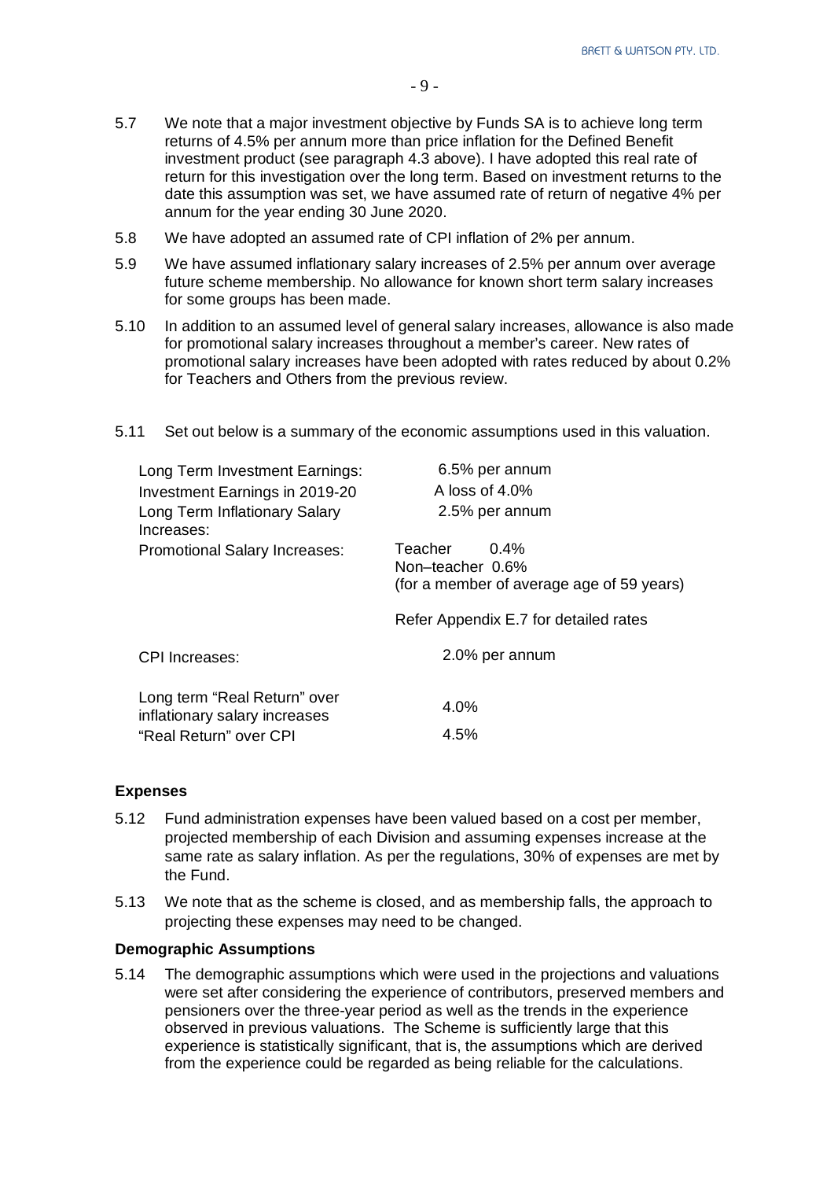5.7 We note that a major investment objective by Funds SA is to achieve long term returns of 4.5% per annum more than price inflation for the Defined Benefit investment product (see paragraph 4.3 above). I have adopted this real rate of return for this investigation over the long term. Based on investment returns to the date this assumption was set, we have assumed rate of return of negative 4% per annum for the year ending 30 June 2020.

5.8 We have adopted an assumed rate of CPI inflation of 2% per annum.

5.9 We have assumed inflationary salary increases of 2.5% per annum over average future scheme membership. No allowance for known short term salary increases for some groups has been made.

5.10 In addition to an assumed level of general salary increases, allowance is also made for promotional salary increases throughout a member's career. New rates of promotional salary increases have been adopted with rates reduced by about 0.2% for Teachers and Others from the previous review.

5.11 Set out below is a summary of the economic assumptions used in this valuation.

| | |
|---|---|
| Long Term Investment Earnings: | 6.5% per annum |
| Investment Earnings in 2019-20 | A loss of 4.0% |
| Long Term Inflationary Salary Increases: | 2.5% per annum |
| Promotional Salary Increases: | Teacher 0.4%<br>Non–teacher 0.6%<br>(for a member of average age of 59 years)<br><br>Refer Appendix E.7 for detailed rates |
| CPI Increases: | 2.0% per annum |
| Long term "Real Return" over inflationary salary increases | 4.0% |
| "Real Return" over CPI | 4.5% |

**Expenses**

5.12 Fund administration expenses have been valued based on a cost per member, projected membership of each Division and assuming expenses increase at the same rate as salary inflation. As per the regulations, 30% of expenses are met by the Fund.

5.13 We note that as the scheme is closed, and as membership falls, the approach to projecting these expenses may need to be changed.

**Demographic Assumptions**

5.14 The demographic assumptions which were used in the projections and valuations were set after considering the experience of contributors, preserved members and pensioners over the three-year period as well as the trends in the experience observed in previous valuations. The Scheme is sufficiently large that this experience is statistically significant, that is, the assumptions which are derived from the experience could be regarded as being reliable for the calculations.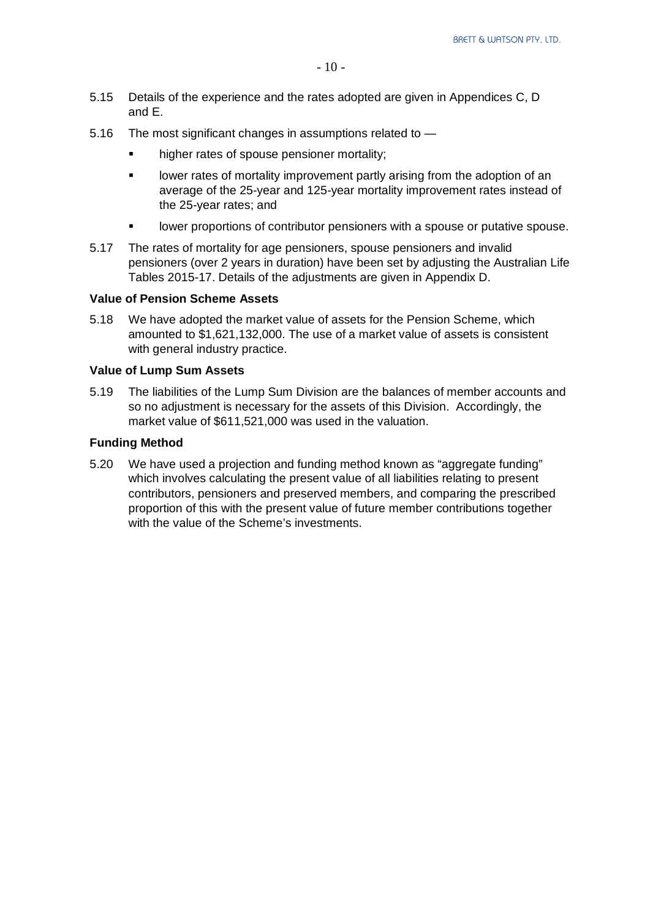5.15 Details of the experience and the rates adopted are given in Appendices C, D and E.

5.16 The most significant changes in assumptions related to —

- higher rates of spouse pensioner mortality;
- lower rates of mortality improvement partly arising from the adoption of an average of the 25-year and 125-year mortality improvement rates instead of the 25-year rates; and
- lower proportions of contributor pensioners with a spouse or putative spouse.

5.17 The rates of mortality for age pensioners, spouse pensioners and invalid pensioners (over 2 years in duration) have been set by adjusting the Australian Life Tables 2015-17. Details of the adjustments are given in Appendix D.

**Value of Pension Scheme Assets**

5.18 We have adopted the market value of assets for the Pension Scheme, which amounted to $1,621,132,000. The use of a market value of assets is consistent with general industry practice.

**Value of Lump Sum Assets**

5.19 The liabilities of the Lump Sum Division are the balances of member accounts and so no adjustment is necessary for the assets of this Division. Accordingly, the market value of $611,521,000 was used in the valuation.

**Funding Method**

5.20 We have used a projection and funding method known as "aggregate funding" which involves calculating the present value of all liabilities relating to present contributors, pensioners and preserved members, and comparing the prescribed proportion of this with the present value of future member contributions together with the value of the Scheme's investments.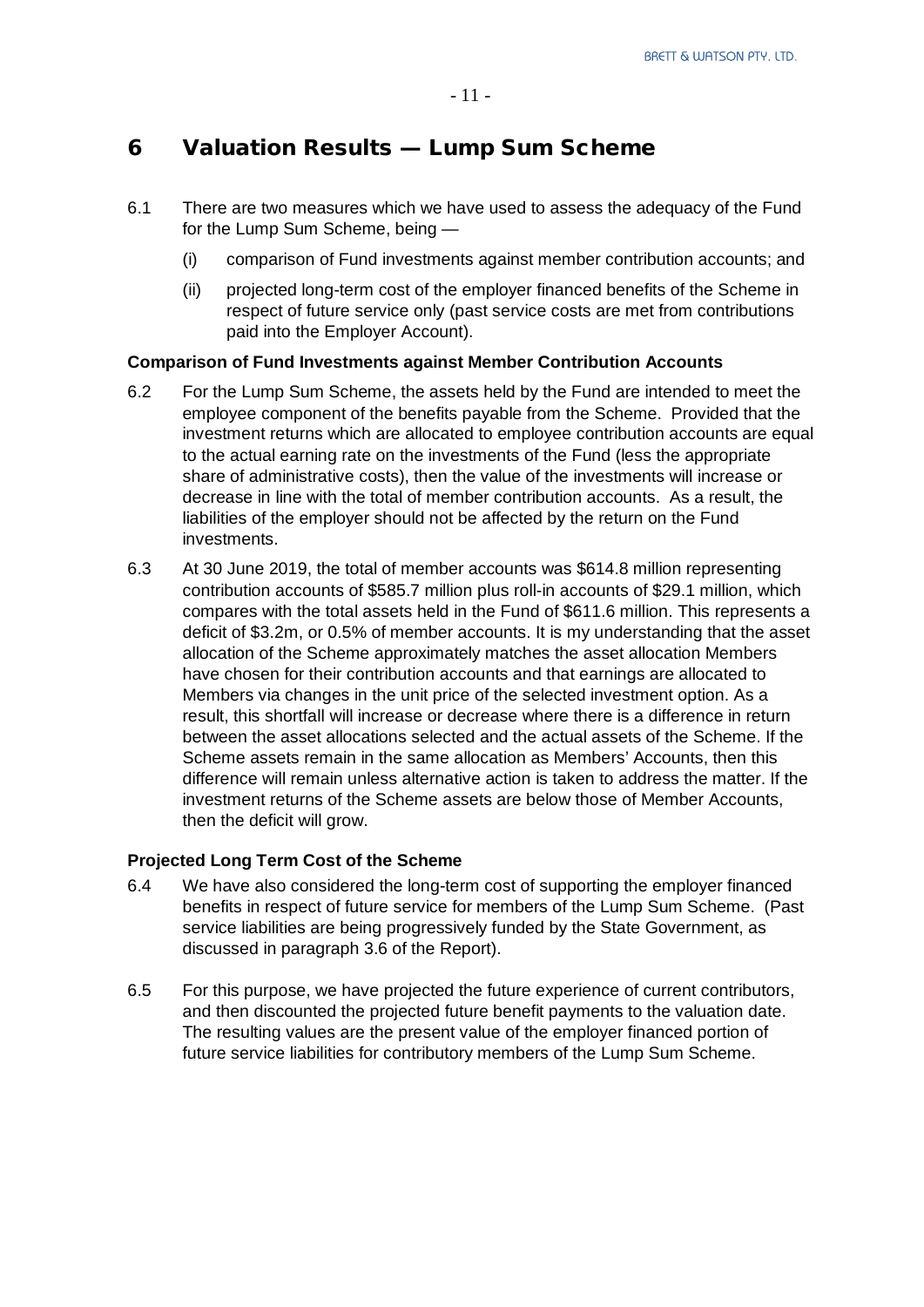# 6 Valuation Results — Lump Sum Scheme

6.1 There are two measures which we have used to assess the adequacy of the Fund for the Lump Sum Scheme, being —

(i) comparison of Fund investments against member contribution accounts; and

(ii) projected long-term cost of the employer financed benefits of the Scheme in respect of future service only (past service costs are met from contributions paid into the Employer Account).

**Comparison of Fund Investments against Member Contribution Accounts**

6.2 For the Lump Sum Scheme, the assets held by the Fund are intended to meet the employee component of the benefits payable from the Scheme. Provided that the investment returns which are allocated to employee contribution accounts are equal to the actual earning rate on the investments of the Fund (less the appropriate share of administrative costs), then the value of the investments will increase or decrease in line with the total of member contribution accounts. As a result, the liabilities of the employer should not be affected by the return on the Fund investments.

6.3 At 30 June 2019, the total of member accounts was $614.8 million representing contribution accounts of $585.7 million plus roll-in accounts of $29.1 million, which compares with the total assets held in the Fund of $611.6 million. This represents a deficit of $3.2m, or 0.5% of member accounts. It is my understanding that the asset allocation of the Scheme approximately matches the asset allocation Members have chosen for their contribution accounts and that earnings are allocated to Members via changes in the unit price of the selected investment option. As a result, this shortfall will increase or decrease where there is a difference in return between the asset allocations selected and the actual assets of the Scheme. If the Scheme assets remain in the same allocation as Members' Accounts, then this difference will remain unless alternative action is taken to address the matter. If the investment returns of the Scheme assets are below those of Member Accounts, then the deficit will grow.

**Projected Long Term Cost of the Scheme**

6.4 We have also considered the long-term cost of supporting the employer financed benefits in respect of future service for members of the Lump Sum Scheme. (Past service liabilities are being progressively funded by the State Government, as discussed in paragraph 3.6 of the Report).

6.5 For this purpose, we have projected the future experience of current contributors, and then discounted the projected future benefit payments to the valuation date. The resulting values are the present value of the employer financed portion of future service liabilities for contributory members of the Lump Sum Scheme.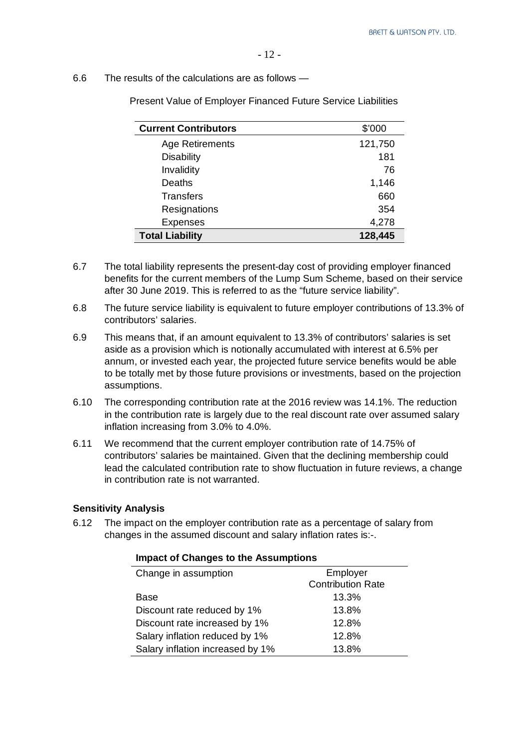6.6 The results of the calculations are as follows —

Present Value of Employer Financed Future Service Liabilities

| **Current Contributors** | $'000 |
|---|---|
| Age Retirements | 121,750 |
| Disability | 181 |
| Invalidity | 76 |
| Deaths | 1,146 |
| Transfers | 660 |
| Resignations | 354 |
| Expenses | 4,278 |
| **Total Liability** | **128,445** |

6.7 The total liability represents the present-day cost of providing employer financed benefits for the current members of the Lump Sum Scheme, based on their service after 30 June 2019. This is referred to as the "future service liability".

6.8 The future service liability is equivalent to future employer contributions of 13.3% of contributors' salaries.

6.9 This means that, if an amount equivalent to 13.3% of contributors' salaries is set aside as a provision which is notionally accumulated with interest at 6.5% per annum, or invested each year, the projected future service benefits would be able to be totally met by those future provisions or investments, based on the projection assumptions.

6.10 The corresponding contribution rate at the 2016 review was 14.1%. The reduction in the contribution rate is largely due to the real discount rate over assumed salary inflation increasing from 3.0% to 4.0%.

6.11 We recommend that the current employer contribution rate of 14.75% of contributors' salaries be maintained. Given that the declining membership could lead the calculated contribution rate to show fluctuation in future reviews, a change in contribution rate is not warranted.

**Sensitivity Analysis**

6.12 The impact on the employer contribution rate as a percentage of salary from changes in the assumed discount and salary inflation rates is:-.

**Impact of Changes to the Assumptions**

| Change in assumption | Employer Contribution Rate |
|---|---|
| Base | 13.3% |
| Discount rate reduced by 1% | 13.8% |
| Discount rate increased by 1% | 12.8% |
| Salary inflation reduced by 1% | 12.8% |
| Salary inflation increased by 1% | 13.8% |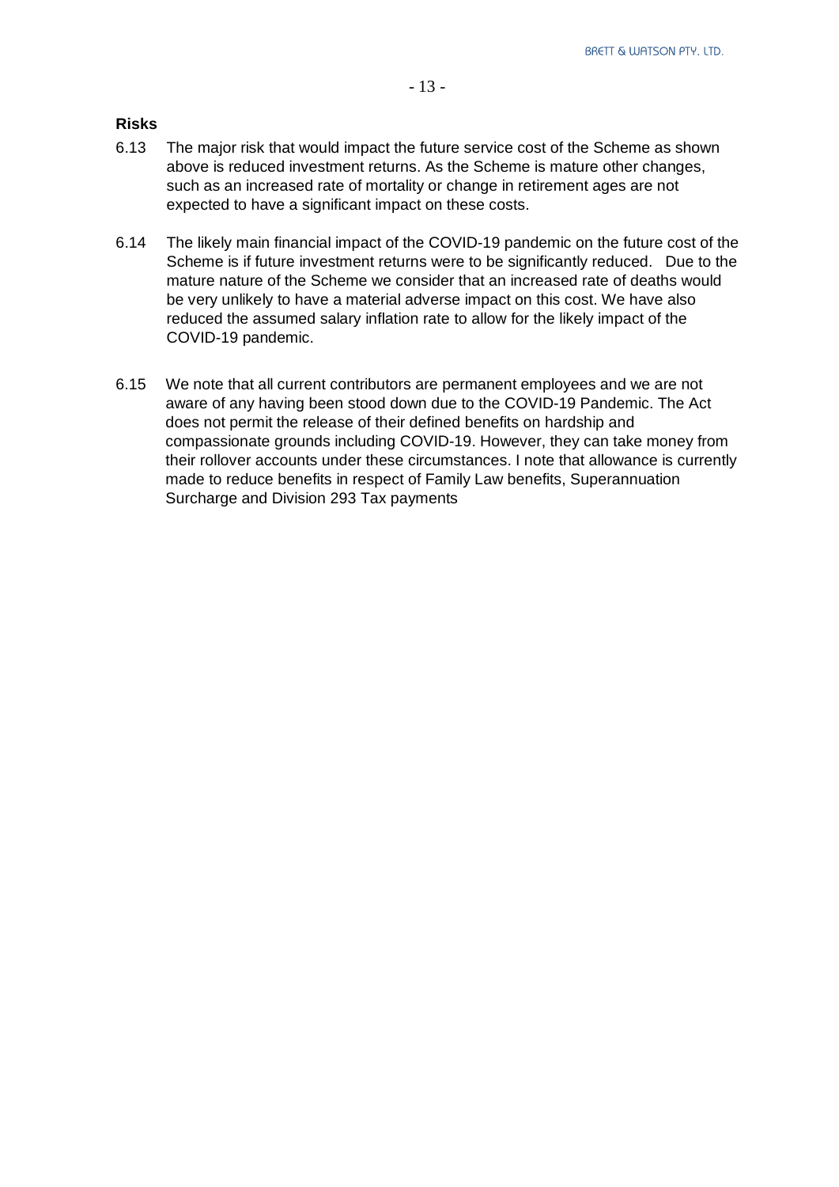**Risks**

6.13 The major risk that would impact the future service cost of the Scheme as shown above is reduced investment returns. As the Scheme is mature other changes, such as an increased rate of mortality or change in retirement ages are not expected to have a significant impact on these costs.

6.14 The likely main financial impact of the COVID-19 pandemic on the future cost of the Scheme is if future investment returns were to be significantly reduced. Due to the mature nature of the Scheme we consider that an increased rate of deaths would be very unlikely to have a material adverse impact on this cost. We have also reduced the assumed salary inflation rate to allow for the likely impact of the COVID-19 pandemic.

6.15 We note that all current contributors are permanent employees and we are not aware of any having been stood down due to the COVID-19 Pandemic. The Act does not permit the release of their defined benefits on hardship and compassionate grounds including COVID-19. However, they can take money from their rollover accounts under these circumstances. I note that allowance is currently made to reduce benefits in respect of Family Law benefits, Superannuation Surcharge and Division 293 Tax payments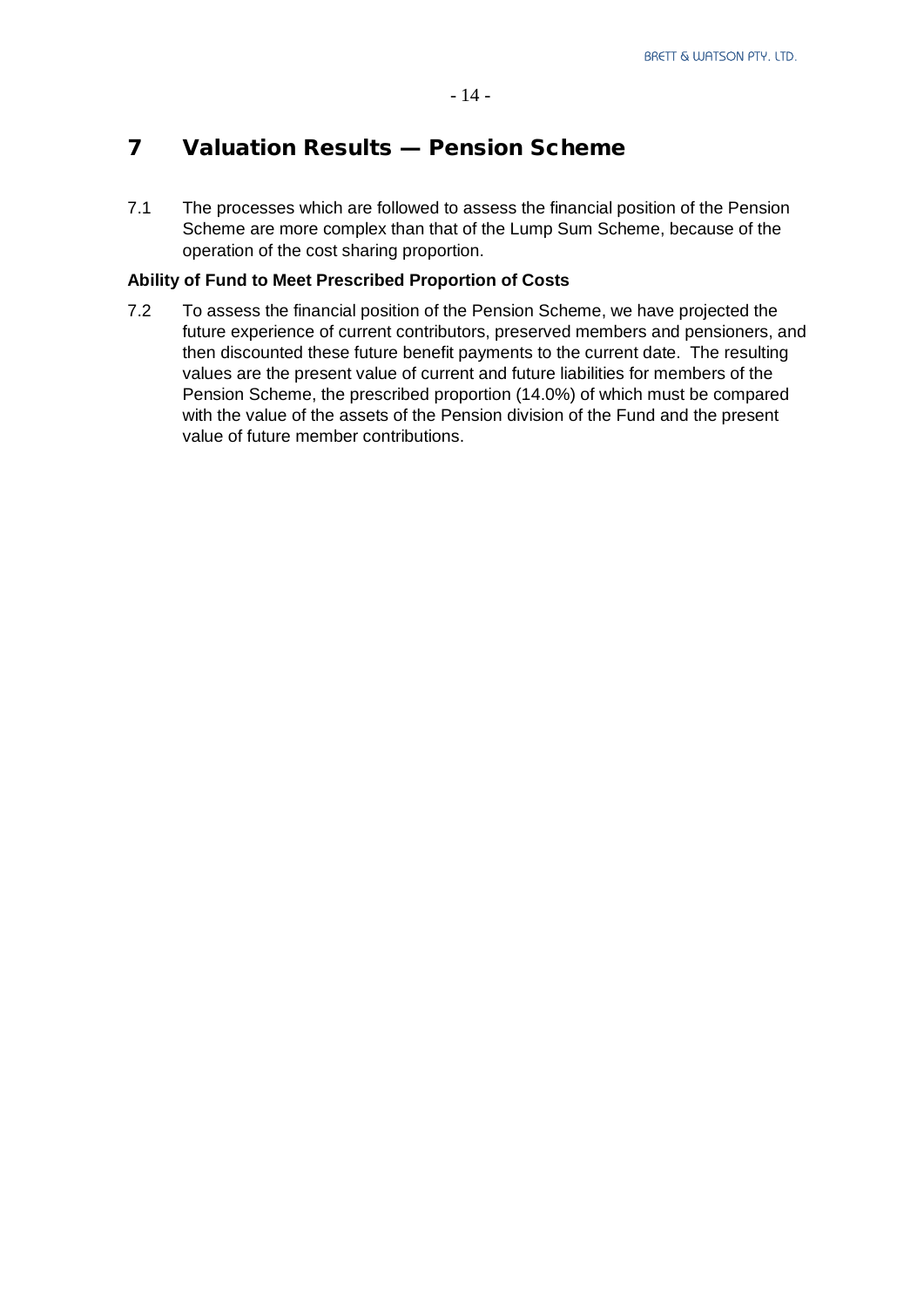# 7 Valuation Results — Pension Scheme

7.1 The processes which are followed to assess the financial position of the Pension Scheme are more complex than that of the Lump Sum Scheme, because of the operation of the cost sharing proportion.

**Ability of Fund to Meet Prescribed Proportion of Costs**

7.2 To assess the financial position of the Pension Scheme, we have projected the future experience of current contributors, preserved members and pensioners, and then discounted these future benefit payments to the current date. The resulting values are the present value of current and future liabilities for members of the Pension Scheme, the prescribed proportion (14.0%) of which must be compared with the value of the assets of the Pension division of the Fund and the present value of future member contributions.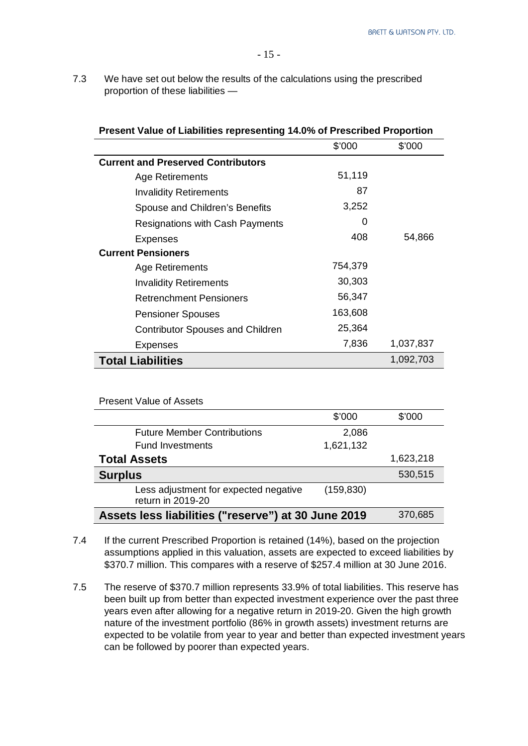7.3 We have set out below the results of the calculations using the prescribed proportion of these liabilities —

**Present Value of Liabilities representing 14.0% of Prescribed Proportion**

| | $'000 | $'000 |
|---|---|---|
| **Current and Preserved Contributors** | | |
| Age Retirements | 51,119 | |
| Invalidity Retirements | 87 | |
| Spouse and Children's Benefits | 3,252 | |
| Resignations with Cash Payments | 0 | |
| Expenses | 408 | 54,866 |
| **Current Pensioners** | | |
| Age Retirements | 754,379 | |
| Invalidity Retirements | 30,303 | |
| Retrenchment Pensioners | 56,347 | |
| Pensioner Spouses | 163,608 | |
| Contributor Spouses and Children | 25,364 | |
| Expenses | 7,836 | 1,037,837 |
| **Total Liabilities** | | 1,092,703 |

Present Value of Assets

| | $'000 | $'000 |
|---|---|---|
| Future Member Contributions | 2,086 | |
| Fund Investments | 1,621,132 | |
| **Total Assets** | | 1,623,218 |
| **Surplus** | | 530,515 |
| Less adjustment for expected negative return in 2019-20 | (159,830) | |
| **Assets less liabilities ("reserve") at 30 June 2019** | | 370,685 |

7.4 If the current Prescribed Proportion is retained (14%), based on the projection assumptions applied in this valuation, assets are expected to exceed liabilities by $370.7 million. This compares with a reserve of $257.4 million at 30 June 2016.

7.5 The reserve of $370.7 million represents 33.9% of total liabilities. This reserve has been built up from better than expected investment experience over the past three years even after allowing for a negative return in 2019-20. Given the high growth nature of the investment portfolio (86% in growth assets) investment returns are expected to be volatile from year to year and better than expected investment years can be followed by poorer than expected years.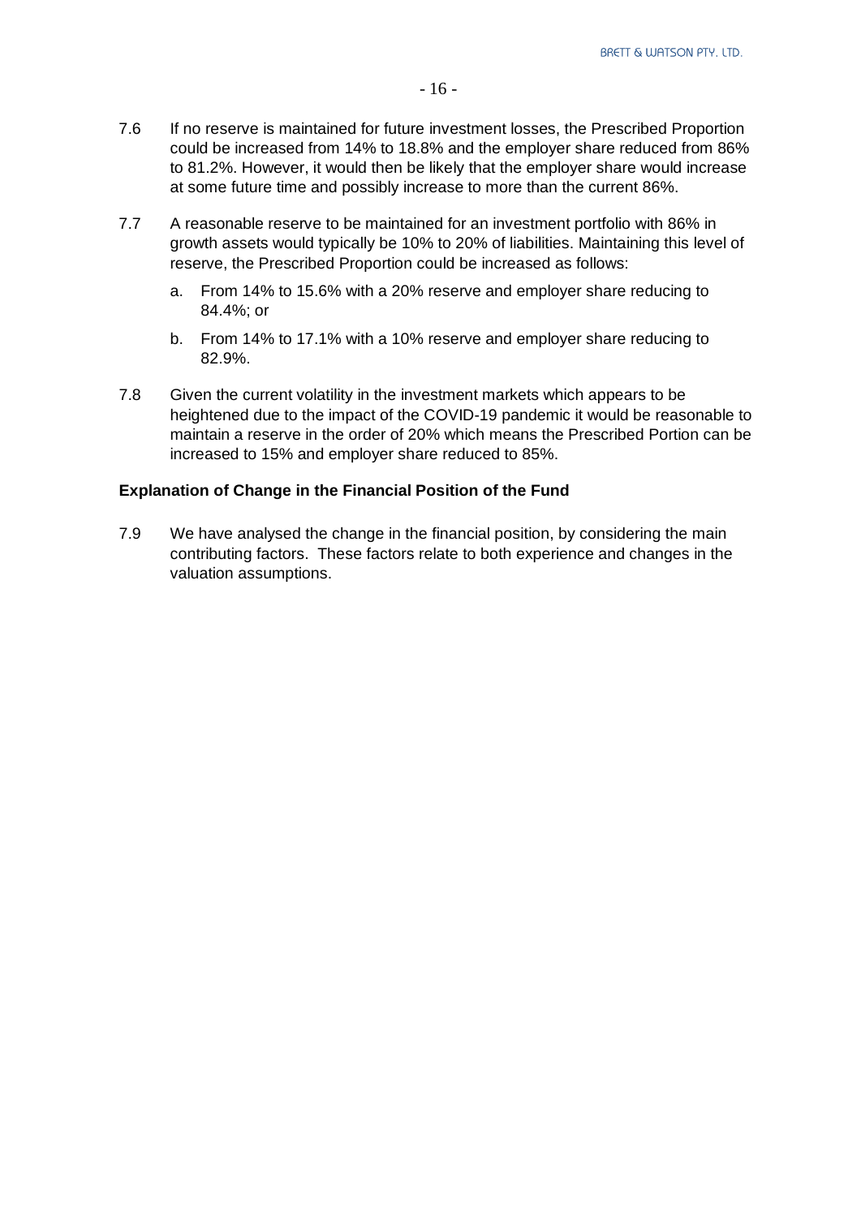7.6 If no reserve is maintained for future investment losses, the Prescribed Proportion could be increased from 14% to 18.8% and the employer share reduced from 86% to 81.2%. However, it would then be likely that the employer share would increase at some future time and possibly increase to more than the current 86%.

7.7 A reasonable reserve to be maintained for an investment portfolio with 86% in growth assets would typically be 10% to 20% of liabilities. Maintaining this level of reserve, the Prescribed Proportion could be increased as follows:

a. From 14% to 15.6% with a 20% reserve and employer share reducing to 84.4%; or

b. From 14% to 17.1% with a 10% reserve and employer share reducing to 82.9%.

7.8 Given the current volatility in the investment markets which appears to be heightened due to the impact of the COVID-19 pandemic it would be reasonable to maintain a reserve in the order of 20% which means the Prescribed Portion can be increased to 15% and employer share reduced to 85%.

**Explanation of Change in the Financial Position of the Fund**

7.9 We have analysed the change in the financial position, by considering the main contributing factors. These factors relate to both experience and changes in the valuation assumptions.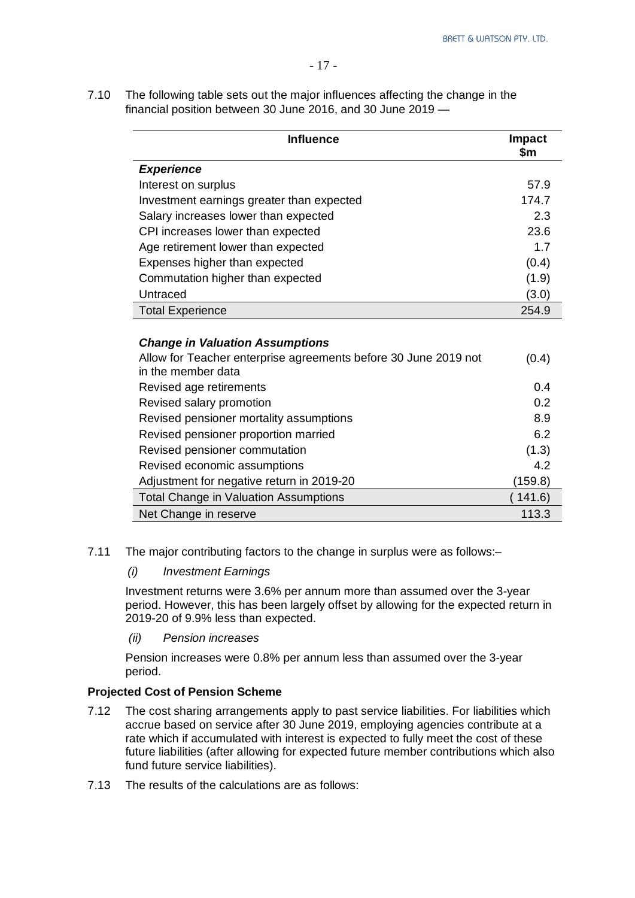7.10 The following table sets out the major influences affecting the change in the financial position between 30 June 2016, and 30 June 2019 —

| Influence | Impact $m |
|---|---|
| ***Experience*** | |
| Interest on surplus | 57.9 |
| Investment earnings greater than expected | 174.7 |
| Salary increases lower than expected | 2.3 |
| CPI increases lower than expected | 23.6 |
| Age retirement lower than expected | 1.7 |
| Expenses higher than expected | (0.4) |
| Commutation higher than expected | (1.9) |
| Untraced | (3.0) |
| Total Experience | 254.9 |
| | |
| ***Change in Valuation Assumptions*** | |
| Allow for Teacher enterprise agreements before 30 June 2019 not in the member data | (0.4) |
| Revised age retirements | 0.4 |
| Revised salary promotion | 0.2 |
| Revised pensioner mortality assumptions | 8.9 |
| Revised pensioner proportion married | 6.2 |
| Revised pensioner commutation | (1.3) |
| Revised economic assumptions | 4.2 |
| Adjustment for negative return in 2019-20 | (159.8) |
| Total Change in Valuation Assumptions | ( 141.6) |
| Net Change in reserve | 113.3 |

7.11 The major contributing factors to the change in surplus were as follows:–

*(i) Investment Earnings*

Investment returns were 3.6% per annum more than assumed over the 3-year period. However, this has been largely offset by allowing for the expected return in 2019-20 of 9.9% less than expected.

*(ii) Pension increases*

Pension increases were 0.8% per annum less than assumed over the 3-year period.

**Projected Cost of Pension Scheme**

7.12 The cost sharing arrangements apply to past service liabilities. For liabilities which accrue based on service after 30 June 2019, employing agencies contribute at a rate which if accumulated with interest is expected to fully meet the cost of these future liabilities (after allowing for expected future member contributions which also fund future service liabilities).

7.13 The results of the calculations are as follows: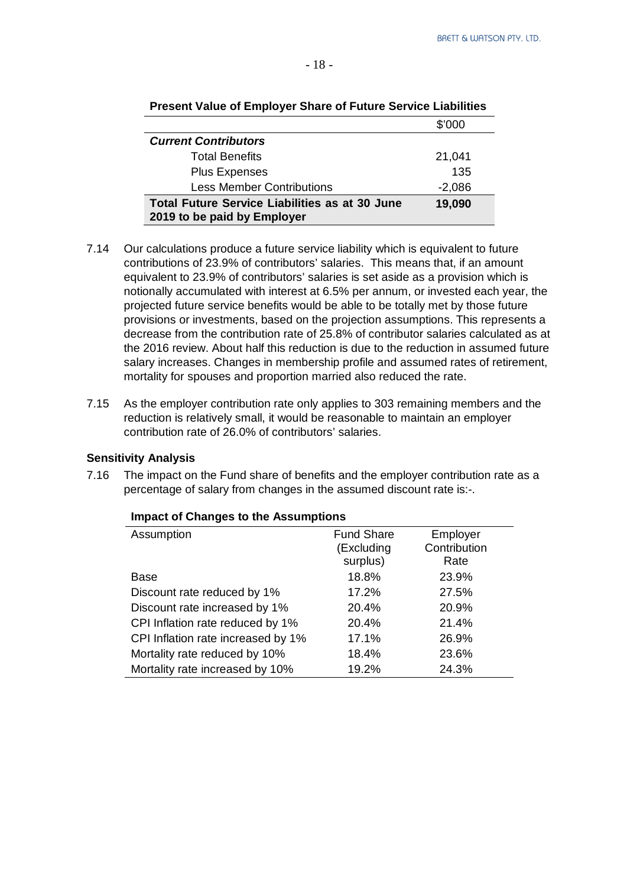**Present Value of Employer Share of Future Service Liabilities**

| | \$'000 |
|---|---|
| ***Current Contributors*** | |
| Total Benefits | 21,041 |
| Plus Expenses | 135 |
| Less Member Contributions | -2,086 |
| **Total Future Service Liabilities as at 30 June 2019 to be paid by Employer** | **19,090** |

7.14 Our calculations produce a future service liability which is equivalent to future contributions of 23.9% of contributors' salaries. This means that, if an amount equivalent to 23.9% of contributors' salaries is set aside as a provision which is notionally accumulated with interest at 6.5% per annum, or invested each year, the projected future service benefits would be able to be totally met by those future provisions or investments, based on the projection assumptions. This represents a decrease from the contribution rate of 25.8% of contributor salaries calculated as at the 2016 review. About half this reduction is due to the reduction in assumed future salary increases. Changes in membership profile and assumed rates of retirement, mortality for spouses and proportion married also reduced the rate.

7.15 As the employer contribution rate only applies to 303 remaining members and the reduction is relatively small, it would be reasonable to maintain an employer contribution rate of 26.0% of contributors' salaries.

### Sensitivity Analysis

7.16 The impact on the Fund share of benefits and the employer contribution rate as a percentage of salary from changes in the assumed discount rate is:-.

**Impact of Changes to the Assumptions**

| Assumption | Fund Share (Excluding surplus) | Employer Contribution Rate |
|---|---|---|
| Base | 18.8% | 23.9% |
| Discount rate reduced by 1% | 17.2% | 27.5% |
| Discount rate increased by 1% | 20.4% | 20.9% |
| CPI Inflation rate reduced by 1% | 20.4% | 21.4% |
| CPI Inflation rate increased by 1% | 17.1% | 26.9% |
| Mortality rate reduced by 10% | 18.4% | 23.6% |
| Mortality rate increased by 10% | 19.2% | 24.3% |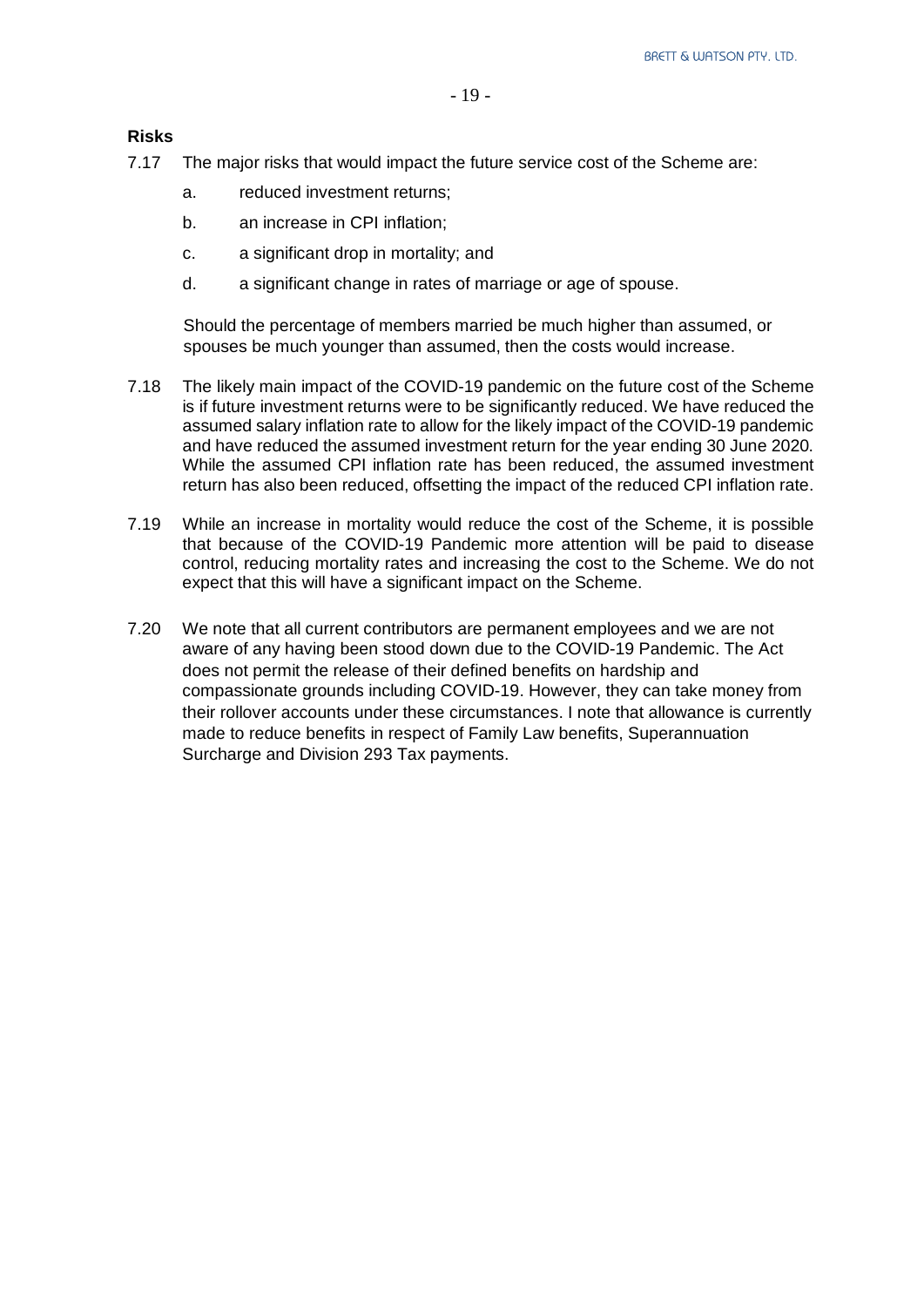### Risks

7.17 The major risks that would impact the future service cost of the Scheme are:

   a. reduced investment returns;

   b. an increase in CPI inflation;

   c. a significant drop in mortality; and

   d. a significant change in rates of marriage or age of spouse.

   Should the percentage of members married be much higher than assumed, or spouses be much younger than assumed, then the costs would increase.

7.18 The likely main impact of the COVID-19 pandemic on the future cost of the Scheme is if future investment returns were to be significantly reduced. We have reduced the assumed salary inflation rate to allow for the likely impact of the COVID-19 pandemic and have reduced the assumed investment return for the year ending 30 June 2020. While the assumed CPI inflation rate has been reduced, the assumed investment return has also been reduced, offsetting the impact of the reduced CPI inflation rate.

7.19 While an increase in mortality would reduce the cost of the Scheme, it is possible that because of the COVID-19 Pandemic more attention will be paid to disease control, reducing mortality rates and increasing the cost to the Scheme. We do not expect that this will have a significant impact on the Scheme.

7.20 We note that all current contributors are permanent employees and we are not aware of any having been stood down due to the COVID-19 Pandemic. The Act does not permit the release of their defined benefits on hardship and compassionate grounds including COVID-19. However, they can take money from their rollover accounts under these circumstances. I note that allowance is currently made to reduce benefits in respect of Family Law benefits, Superannuation Surcharge and Division 293 Tax payments.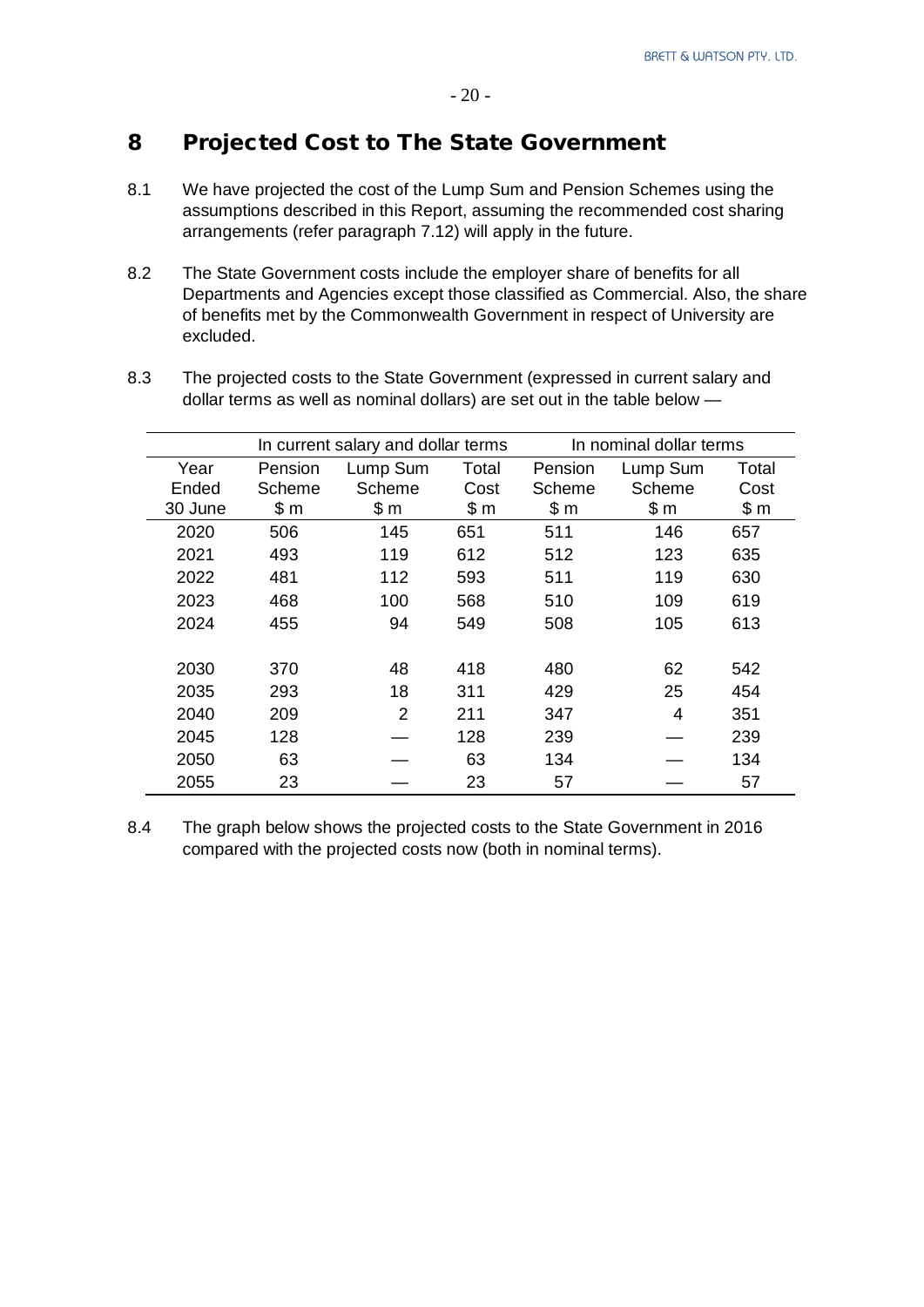# 8 Projected Cost to The State Government

8.1 We have projected the cost of the Lump Sum and Pension Schemes using the assumptions described in this Report, assuming the recommended cost sharing arrangements (refer paragraph 7.12) will apply in the future.

8.2 The State Government costs include the employer share of benefits for all Departments and Agencies except those classified as Commercial. Also, the share of benefits met by the Commonwealth Government in respect of University are excluded.

8.3 The projected costs to the State Government (expressed in current salary and dollar terms as well as nominal dollars) are set out in the table below —

| | In current salary and dollar terms | | | In nominal dollar terms | | |
|---|---|---|---|---|---|---|
| Year Ended 30 June | Pension Scheme $ m | Lump Sum Scheme $ m | Total Cost $ m | Pension Scheme $ m | Lump Sum Scheme $ m | Total Cost $ m |
| 2020 | 506 | 145 | 651 | 511 | 146 | 657 |
| 2021 | 493 | 119 | 612 | 512 | 123 | 635 |
| 2022 | 481 | 112 | 593 | 511 | 119 | 630 |
| 2023 | 468 | 100 | 568 | 510 | 109 | 619 |
| 2024 | 455 | 94 | 549 | 508 | 105 | 613 |
| | | | | | | |
| 2030 | 370 | 48 | 418 | 480 | 62 | 542 |
| 2035 | 293 | 18 | 311 | 429 | 25 | 454 |
| 2040 | 209 | 2 | 211 | 347 | 4 | 351 |
| 2045 | 128 | — | 128 | 239 | — | 239 |
| 2050 | 63 | — | 63 | 134 | — | 134 |
| 2055 | 23 | — | 23 | 57 | — | 57 |

8.4 The graph below shows the projected costs to the State Government in 2016 compared with the projected costs now (both in nominal terms).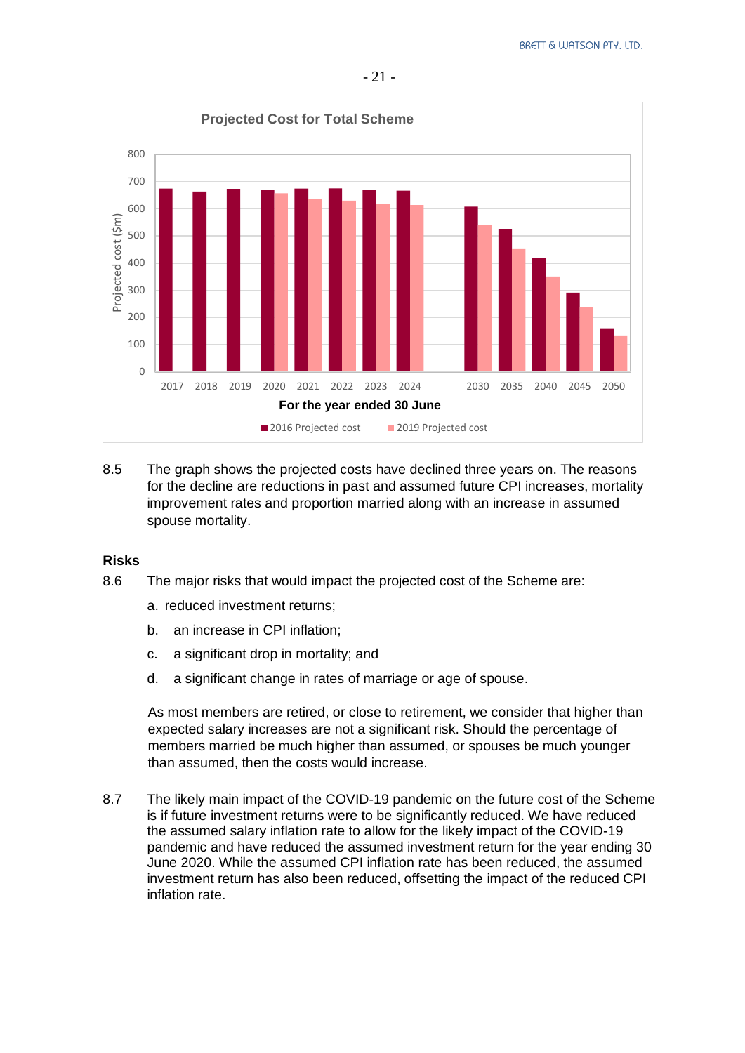Projected Cost for Total Scheme

8.5 The graph shows the projected costs have declined three years on. The reasons for the decline are reductions in past and assumed future CPI increases, mortality improvement rates and proportion married along with an increase in assumed spouse mortality.

## Risks

8.6 The major risks that would impact the projected cost of the Scheme are:

a. reduced investment returns;

b. an increase in CPI inflation;

c. a significant drop in mortality; and

d. a significant change in rates of marriage or age of spouse.

As most members are retired, or close to retirement, we consider that higher than expected salary increases are not a significant risk. Should the percentage of members married be much higher than assumed, or spouses be much younger than assumed, then the costs would increase.

8.7 The likely main impact of the COVID-19 pandemic on the future cost of the Scheme is if future investment returns were to be significantly reduced. We have reduced the assumed salary inflation rate to allow for the likely impact of the COVID-19 pandemic and have reduced the assumed investment return for the year ending 30 June 2020. While the assumed CPI inflation rate has been reduced, the assumed investment return has also been reduced, offsetting the impact of the reduced CPI inflation rate.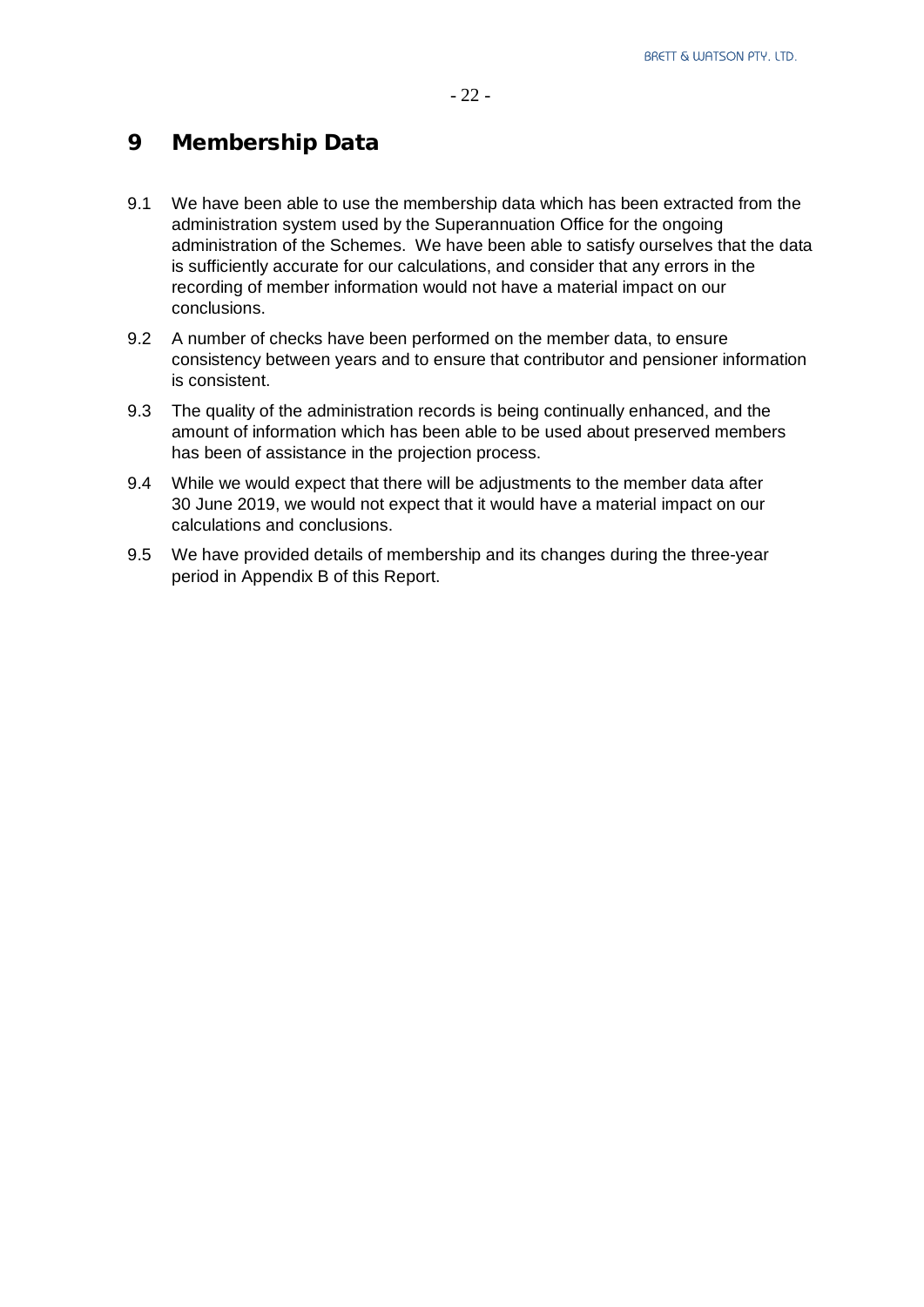# 9 Membership Data

9.1 We have been able to use the membership data which has been extracted from the administration system used by the Superannuation Office for the ongoing administration of the Schemes. We have been able to satisfy ourselves that the data is sufficiently accurate for our calculations, and consider that any errors in the recording of member information would not have a material impact on our conclusions.

9.2 A number of checks have been performed on the member data, to ensure consistency between years and to ensure that contributor and pensioner information is consistent.

9.3 The quality of the administration records is being continually enhanced, and the amount of information which has been able to be used about preserved members has been of assistance in the projection process.

9.4 While we would expect that there will be adjustments to the member data after 30 June 2019, we would not expect that it would have a material impact on our calculations and conclusions.

9.5 We have provided details of membership and its changes during the three-year period in Appendix B of this Report.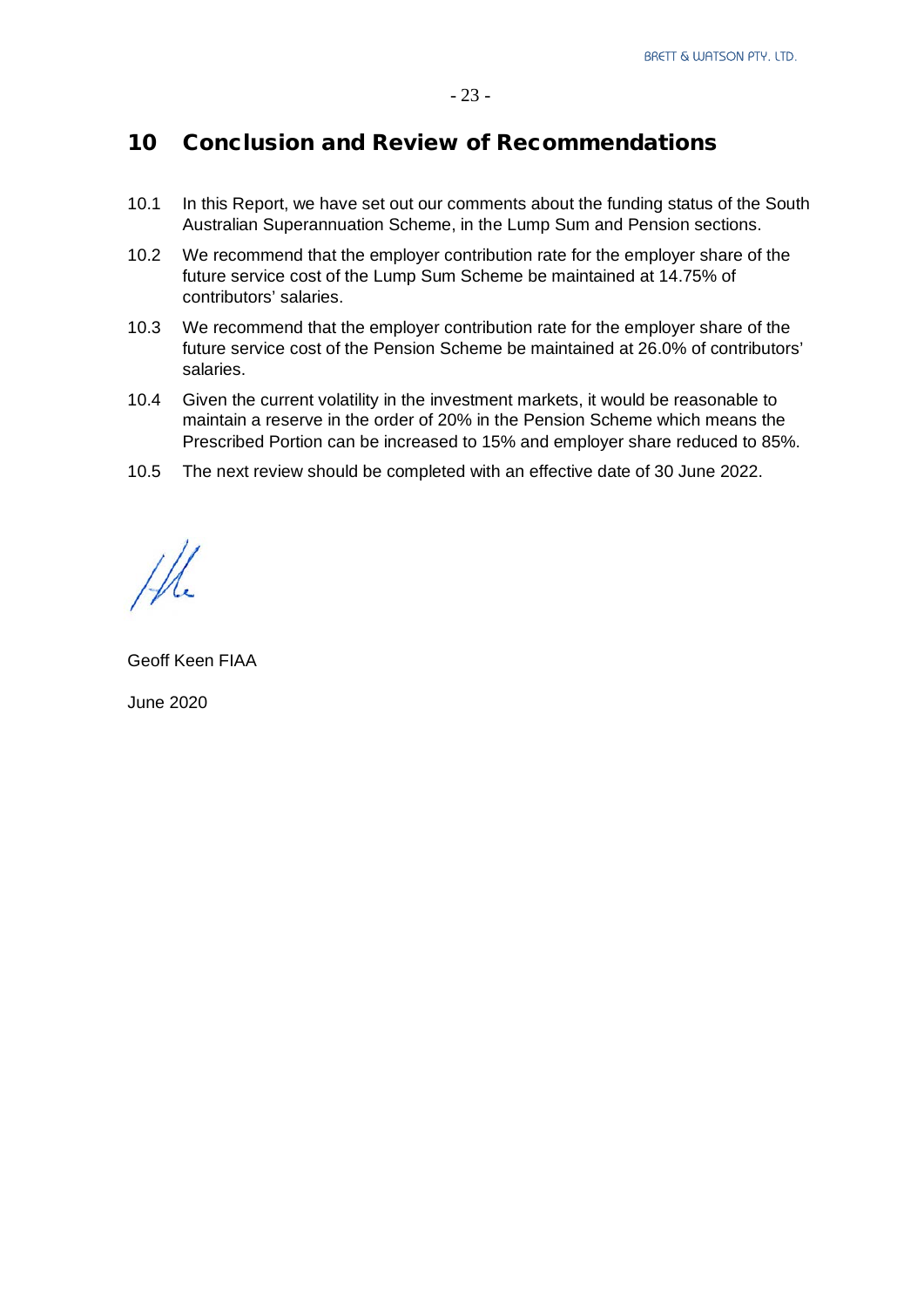## 10 Conclusion and Review of Recommendations

10.1 In this Report, we have set out our comments about the funding status of the South Australian Superannuation Scheme, in the Lump Sum and Pension sections.

10.2 We recommend that the employer contribution rate for the employer share of the future service cost of the Lump Sum Scheme be maintained at 14.75% of contributors' salaries.

10.3 We recommend that the employer contribution rate for the employer share of the future service cost of the Pension Scheme be maintained at 26.0% of contributors' salaries.

10.4 Given the current volatility in the investment markets, it would be reasonable to maintain a reserve in the order of 20% in the Pension Scheme which means the Prescribed Portion can be increased to 15% and employer share reduced to 85%.

10.5 The next review should be completed with an effective date of 30 June 2022.

Geoff Keen FIAA

June 2020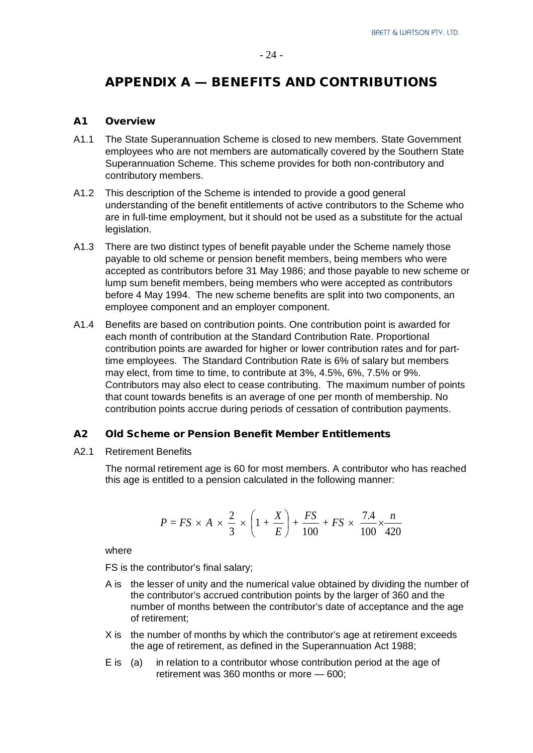# APPENDIX A — BENEFITS AND CONTRIBUTIONS

## A1 Overview

A1.1 The State Superannuation Scheme is closed to new members. State Government employees who are not members are automatically covered by the Southern State Superannuation Scheme. This scheme provides for both non-contributory and contributory members.

A1.2 This description of the Scheme is intended to provide a good general understanding of the benefit entitlements of active contributors to the Scheme who are in full-time employment, but it should not be used as a substitute for the actual legislation.

A1.3 There are two distinct types of benefit payable under the Scheme namely those payable to old scheme or pension benefit members, being members who were accepted as contributors before 31 May 1986; and those payable to new scheme or lump sum benefit members, being members who were accepted as contributors before 4 May 1994. The new scheme benefits are split into two components, an employee component and an employer component.

A1.4 Benefits are based on contribution points. One contribution point is awarded for each month of contribution at the Standard Contribution Rate. Proportional contribution points are awarded for higher or lower contribution rates and for part-time employees. The Standard Contribution Rate is 6% of salary but members may elect, from time to time, to contribute at 3%, 4.5%, 6%, 7.5% or 9%. Contributors may also elect to cease contributing. The maximum number of points that count towards benefits is an average of one per month of membership. No contribution points accrue during periods of cessation of contribution payments.

## A2 Old Scheme or Pension Benefit Member Entitlements

A2.1 Retirement Benefits

The normal retirement age is 60 for most members. A contributor who has reached this age is entitled to a pension calculated in the following manner:

$$P = FS \times A \times \frac{2}{3} \times \left(1 + \frac{X}{E}\right) + \frac{FS}{100} + FS \times \frac{7.4}{100} \times \frac{n}{420}$$

where

FS is the contributor's final salary;

A is the lesser of unity and the numerical value obtained by dividing the number of the contributor's accrued contribution points by the larger of 360 and the number of months between the contributor's date of acceptance and the age of retirement;

X is the number of months by which the contributor's age at retirement exceeds the age of retirement, as defined in the Superannuation Act 1988;

E is (a) in relation to a contributor whose contribution period at the age of retirement was 360 months or more — 600;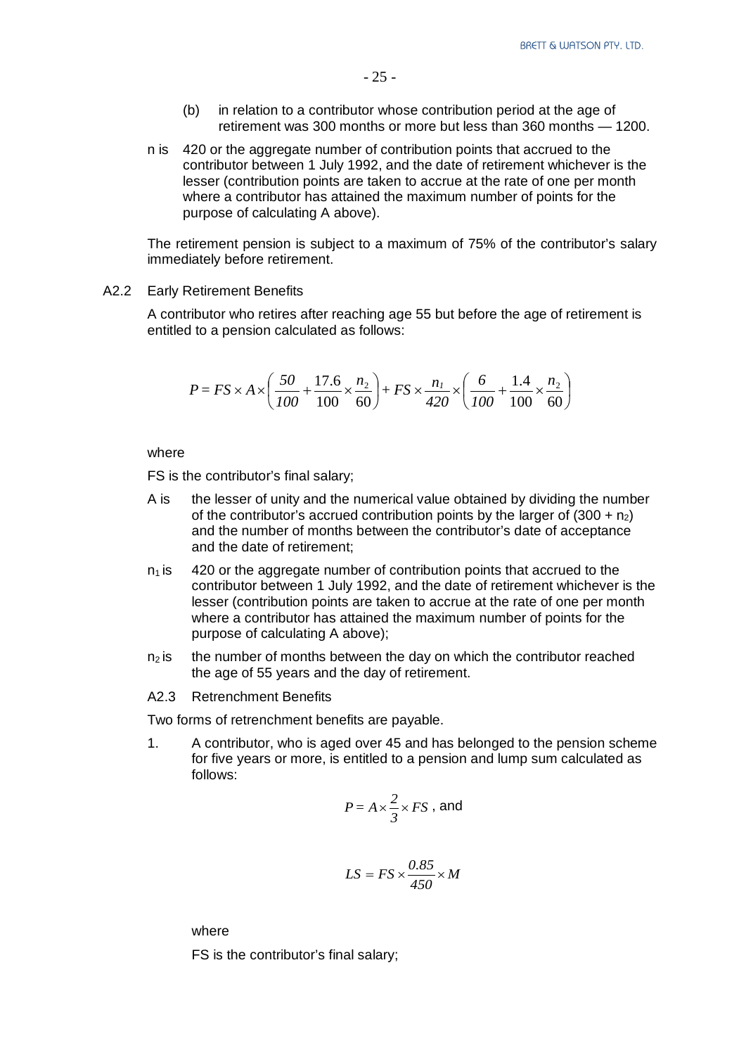(b) in relation to a contributor whose contribution period at the age of retirement was 300 months or more but less than 360 months — 1200.

n is 420 or the aggregate number of contribution points that accrued to the contributor between 1 July 1992, and the date of retirement whichever is the lesser (contribution points are taken to accrue at the rate of one per month where a contributor has attained the maximum number of points for the purpose of calculating A above).

The retirement pension is subject to a maximum of 75% of the contributor's salary immediately before retirement.

### A2.2 Early Retirement Benefits

A contributor who retires after reaching age 55 but before the age of retirement is entitled to a pension calculated as follows:

$$P = FS \times A \times \left( \frac{50}{100} + \frac{17.6}{100} \times \frac{n_2}{60} \right) + FS \times \frac{n_1}{420} \times \left( \frac{6}{100} + \frac{1.4}{100} \times \frac{n_2}{60} \right)$$

where

FS is the contributor's final salary;

A is the lesser of unity and the numerical value obtained by dividing the number of the contributor's accrued contribution points by the larger of $(300 + n_2)$ and the number of months between the contributor's date of acceptance and the date of retirement;

$n_1$ is 420 or the aggregate number of contribution points that accrued to the contributor between 1 July 1992, and the date of retirement whichever is the lesser (contribution points are taken to accrue at the rate of one per month where a contributor has attained the maximum number of points for the purpose of calculating A above);

$n_2$ is the number of months between the day on which the contributor reached the age of 55 years and the day of retirement.

### A2.3 Retrenchment Benefits

Two forms of retrenchment benefits are payable.

1. A contributor, who is aged over 45 and has belonged to the pension scheme for five years or more, is entitled to a pension and lump sum calculated as follows:

$$P = A \times \frac{2}{3} \times FS \text{, and}$$

$$LS = FS \times \frac{0.85}{450} \times M$$

where

FS is the contributor's final salary;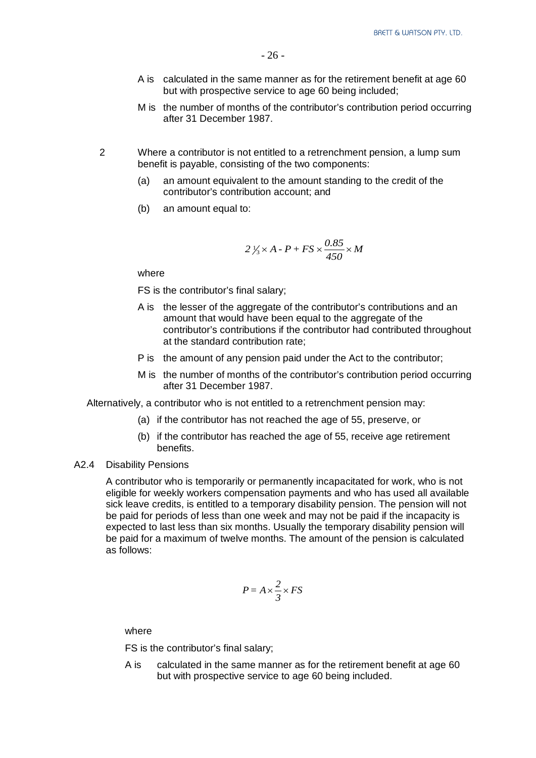A is calculated in the same manner as for the retirement benefit at age 60 but with prospective service to age 60 being included;

M is the number of months of the contributor's contribution period occurring after 31 December 1987.

2 Where a contributor is not entitled to a retrenchment pension, a lump sum benefit is payable, consisting of the two components:

(a) an amount equivalent to the amount standing to the credit of the contributor's contribution account; and

(b) an amount equal to:

$$2\tfrac{1}{3} \times A - P + FS \times \frac{0.85}{450} \times M$$

where

FS is the contributor's final salary;

A is the lesser of the aggregate of the contributor's contributions and an amount that would have been equal to the aggregate of the contributor's contributions if the contributor had contributed throughout at the standard contribution rate;

P is the amount of any pension paid under the Act to the contributor;

M is the number of months of the contributor's contribution period occurring after 31 December 1987.

Alternatively, a contributor who is not entitled to a retrenchment pension may:

(a) if the contributor has not reached the age of 55, preserve, or

(b) if the contributor has reached the age of 55, receive age retirement benefits.

## A2.4 Disability Pensions

A contributor who is temporarily or permanently incapacitated for work, who is not eligible for weekly workers compensation payments and who has used all available sick leave credits, is entitled to a temporary disability pension. The pension will not be paid for periods of less than one week and may not be paid if the incapacity is expected to last less than six months. Usually the temporary disability pension will be paid for a maximum of twelve months. The amount of the pension is calculated as follows:

$$P = A \times \frac{2}{3} \times FS$$

where

FS is the contributor's final salary;

A is calculated in the same manner as for the retirement benefit at age 60 but with prospective service to age 60 being included.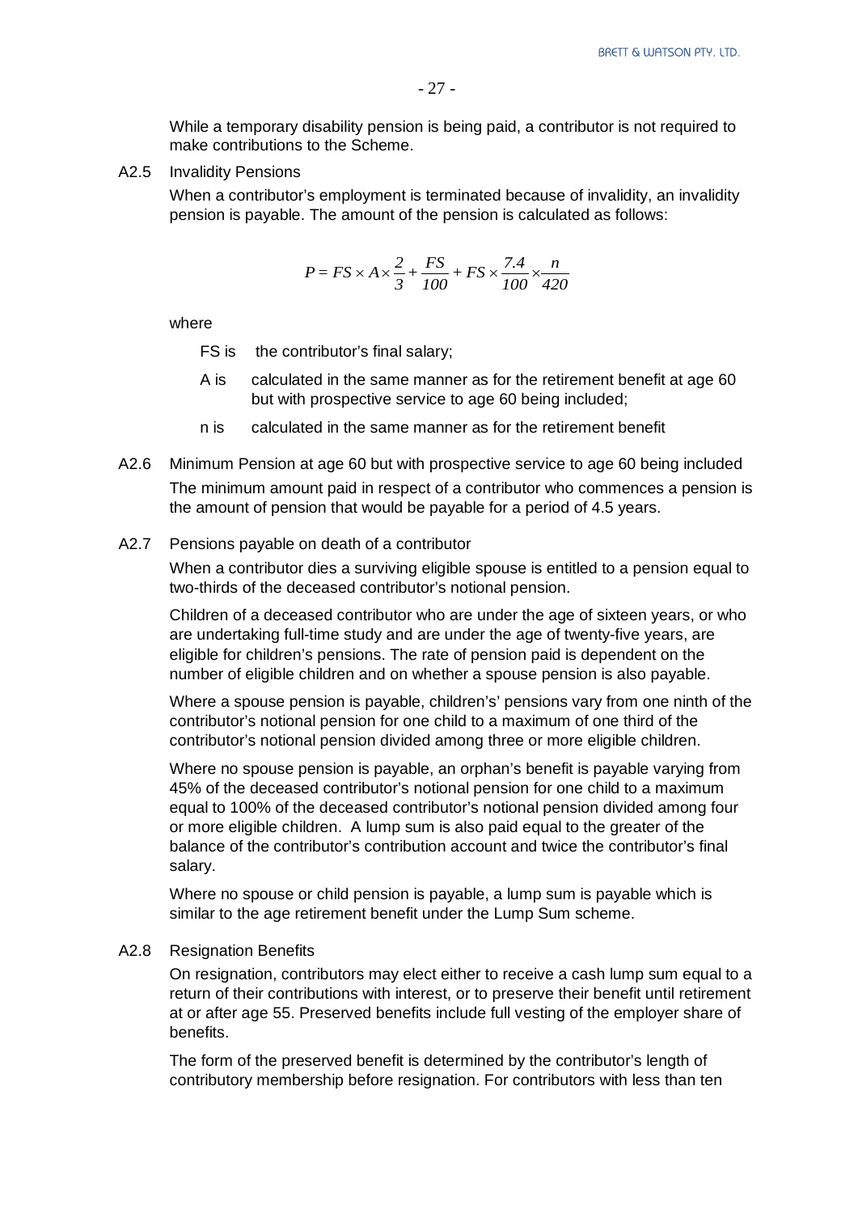While a temporary disability pension is being paid, a contributor is not required to make contributions to the Scheme.

A2.5 Invalidity Pensions

When a contributor's employment is terminated because of invalidity, an invalidity pension is payable. The amount of the pension is calculated as follows:

$$P = FS \times A \times \frac{2}{3} + \frac{FS}{100} + FS \times \frac{7.4}{100} \times \frac{n}{420}$$

where

- FS is the contributor's final salary;
- A is calculated in the same manner as for the retirement benefit at age 60 but with prospective service to age 60 being included;
- n is calculated in the same manner as for the retirement benefit

A2.6 Minimum Pension at age 60 but with prospective service to age 60 being included

The minimum amount paid in respect of a contributor who commences a pension is the amount of pension that would be payable for a period of 4.5 years.

A2.7 Pensions payable on death of a contributor

When a contributor dies a surviving eligible spouse is entitled to a pension equal to two-thirds of the deceased contributor's notional pension.

Children of a deceased contributor who are under the age of sixteen years, or who are undertaking full-time study and are under the age of twenty-five years, are eligible for children's pensions. The rate of pension paid is dependent on the number of eligible children and on whether a spouse pension is also payable.

Where a spouse pension is payable, children's' pensions vary from one ninth of the contributor's notional pension for one child to a maximum of one third of the contributor's notional pension divided among three or more eligible children.

Where no spouse pension is payable, an orphan's benefit is payable varying from 45% of the deceased contributor's notional pension for one child to a maximum equal to 100% of the deceased contributor's notional pension divided among four or more eligible children. A lump sum is also paid equal to the greater of the balance of the contributor's contribution account and twice the contributor's final salary.

Where no spouse or child pension is payable, a lump sum is payable which is similar to the age retirement benefit under the Lump Sum scheme.

A2.8 Resignation Benefits

On resignation, contributors may elect either to receive a cash lump sum equal to a return of their contributions with interest, or to preserve their benefit until retirement at or after age 55. Preserved benefits include full vesting of the employer share of benefits.

The form of the preserved benefit is determined by the contributor's length of contributory membership before resignation. For contributors with less than ten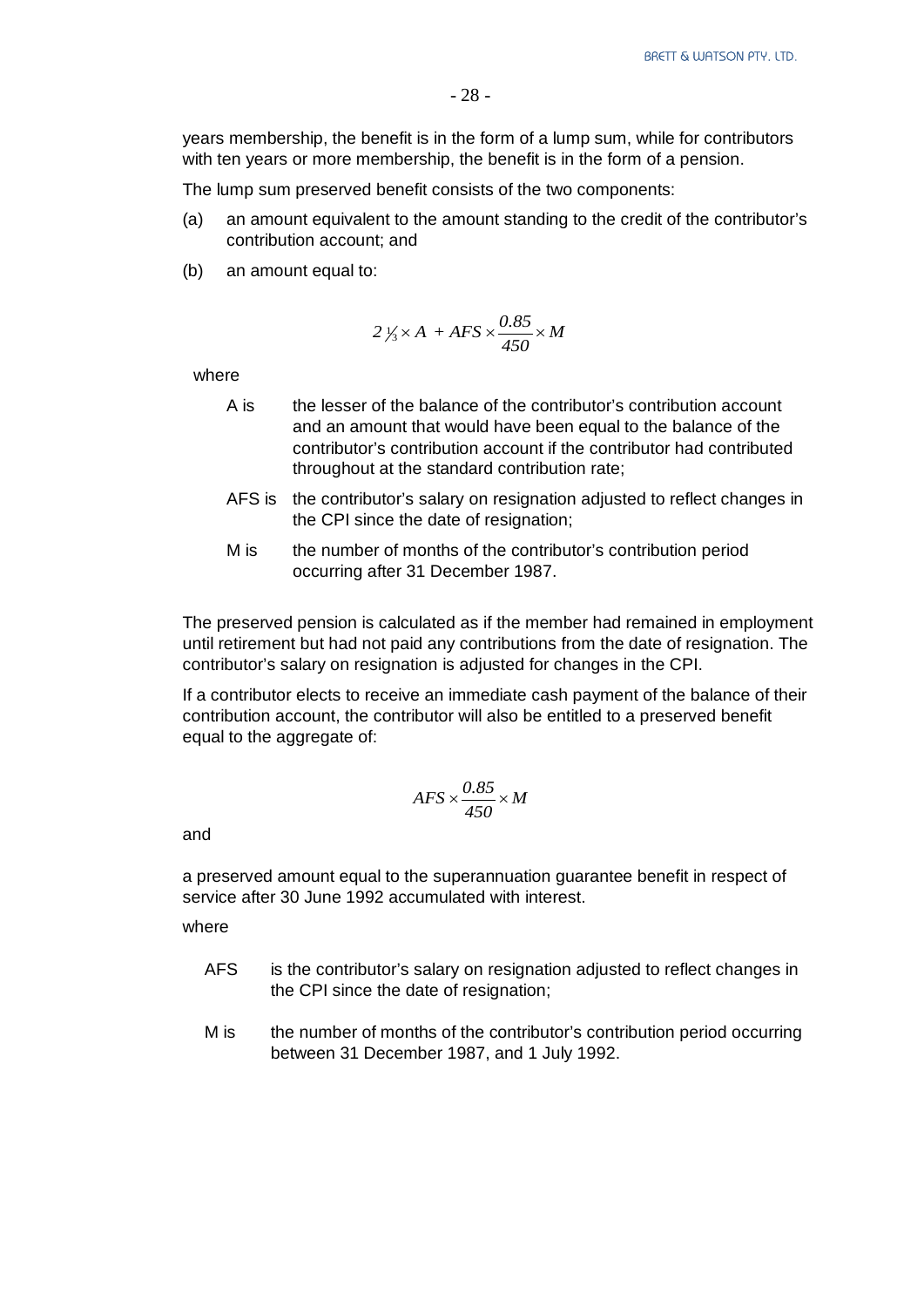years membership, the benefit is in the form of a lump sum, while for contributors with ten years or more membership, the benefit is in the form of a pension.

The lump sum preserved benefit consists of the two components:

(a) an amount equivalent to the amount standing to the credit of the contributor's contribution account; and

(b) an amount equal to:

$$2\tfrac{1}{3} \times A + AFS \times \frac{0.85}{450} \times M$$

where

- A is the lesser of the balance of the contributor's contribution account and an amount that would have been equal to the balance of the contributor's contribution account if the contributor had contributed throughout at the standard contribution rate;
- AFS is the contributor's salary on resignation adjusted to reflect changes in the CPI since the date of resignation;
- M is the number of months of the contributor's contribution period occurring after 31 December 1987.

The preserved pension is calculated as if the member had remained in employment until retirement but had not paid any contributions from the date of resignation. The contributor's salary on resignation is adjusted for changes in the CPI.

If a contributor elects to receive an immediate cash payment of the balance of their contribution account, the contributor will also be entitled to a preserved benefit equal to the aggregate of:

$$AFS \times \frac{0.85}{450} \times M$$

and

a preserved amount equal to the superannuation guarantee benefit in respect of service after 30 June 1992 accumulated with interest.

where

- AFS is the contributor's salary on resignation adjusted to reflect changes in the CPI since the date of resignation;
- M is the number of months of the contributor's contribution period occurring between 31 December 1987, and 1 July 1992.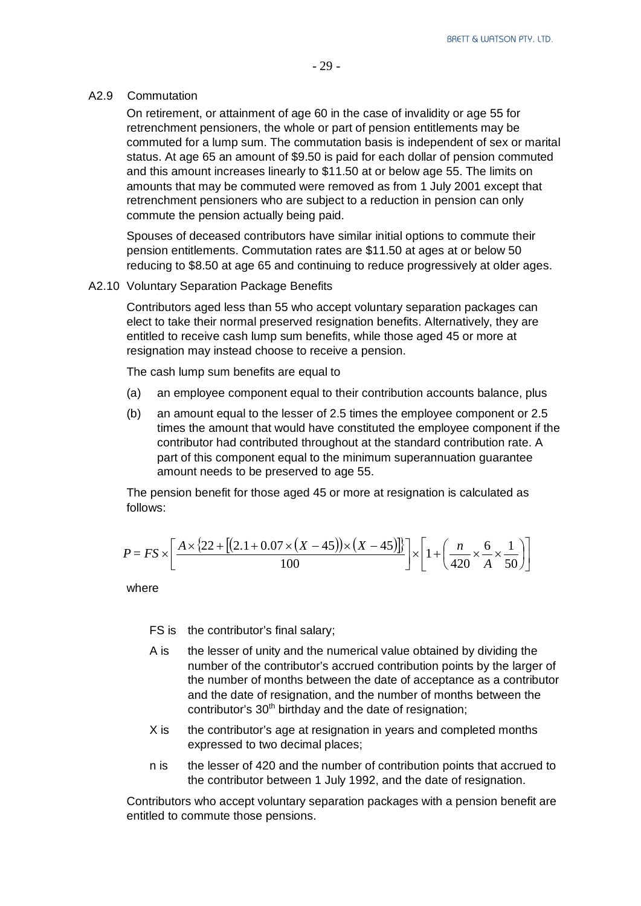### A2.9 Commutation

On retirement, or attainment of age 60 in the case of invalidity or age 55 for retrenchment pensioners, the whole or part of pension entitlements may be commuted for a lump sum. The commutation basis is independent of sex or marital status. At age 65 an amount of $9.50 is paid for each dollar of pension commuted and this amount increases linearly to $11.50 at or below age 55. The limits on amounts that may be commuted were removed as from 1 July 2001 except that retrenchment pensioners who are subject to a reduction in pension can only commute the pension actually being paid.

Spouses of deceased contributors have similar initial options to commute their pension entitlements. Commutation rates are $11.50 at ages at or below 50 reducing to $8.50 at age 65 and continuing to reduce progressively at older ages.

### A2.10 Voluntary Separation Package Benefits

Contributors aged less than 55 who accept voluntary separation packages can elect to take their normal preserved resignation benefits. Alternatively, they are entitled to receive cash lump sum benefits, while those aged 45 or more at resignation may instead choose to receive a pension.

The cash lump sum benefits are equal to

(a) an employee component equal to their contribution accounts balance, plus

(b) an amount equal to the lesser of 2.5 times the employee component or 2.5 times the amount that would have constituted the employee component if the contributor had contributed throughout at the standard contribution rate. A part of this component equal to the minimum superannuation guarantee amount needs to be preserved to age 55.

The pension benefit for those aged 45 or more at resignation is calculated as follows:

$$P = FS \times \left[ \frac{A \times \{22 + [(2.1 + 0.07 \times (X - 45)) \times (X - 45)]\}}{100} \right] \times \left[ 1 + \left( \frac{n}{420} \times \frac{6}{A} \times \frac{1}{50} \right) \right]$$

where

- FS is the contributor's final salary;
- A is the lesser of unity and the numerical value obtained by dividing the number of the contributor's accrued contribution points by the larger of the number of months between the date of acceptance as a contributor and the date of resignation, and the number of months between the contributor's 30th birthday and the date of resignation;
- X is the contributor's age at resignation in years and completed months expressed to two decimal places;
- n is the lesser of 420 and the number of contribution points that accrued to the contributor between 1 July 1992, and the date of resignation.

Contributors who accept voluntary separation packages with a pension benefit are entitled to commute those pensions.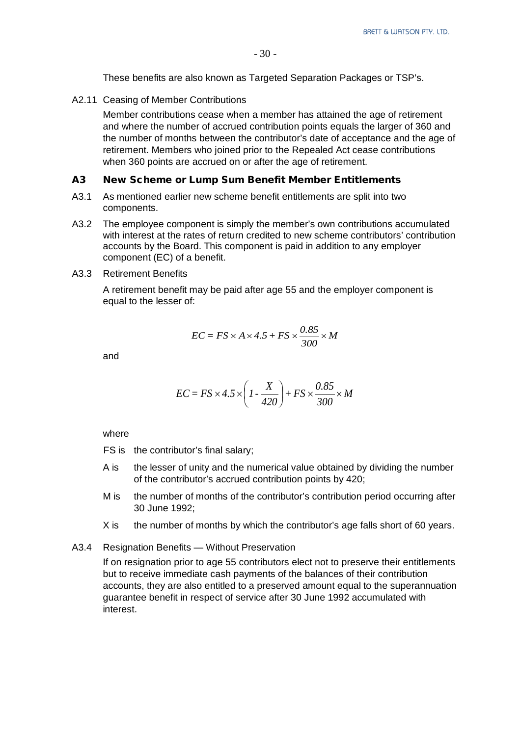These benefits are also known as Targeted Separation Packages or TSP's.

A2.11 Ceasing of Member Contributions

Member contributions cease when a member has attained the age of retirement and where the number of accrued contribution points equals the larger of 360 and the number of months between the contributor's date of acceptance and the age of retirement. Members who joined prior to the Repealed Act cease contributions when 360 points are accrued on or after the age of retirement.

## A3 New Scheme or Lump Sum Benefit Member Entitlements

A3.1 As mentioned earlier new scheme benefit entitlements are split into two components.

A3.2 The employee component is simply the member's own contributions accumulated with interest at the rates of return credited to new scheme contributors' contribution accounts by the Board. This component is paid in addition to any employer component (EC) of a benefit.

A3.3 Retirement Benefits

A retirement benefit may be paid after age 55 and the employer component is equal to the lesser of:

$$EC = FS \times A \times 4.5 + FS \times \frac{0.85}{300} \times M$$

and

$$EC = FS \times 4.5 \times \left(1 - \frac{X}{420}\right) + FS \times \frac{0.85}{300} \times M$$

where

- FS is the contributor's final salary;
- A is the lesser of unity and the numerical value obtained by dividing the number of the contributor's accrued contribution points by 420;
- M is the number of months of the contributor's contribution period occurring after 30 June 1992;
- X is the number of months by which the contributor's age falls short of 60 years.

A3.4 Resignation Benefits — Without Preservation

If on resignation prior to age 55 contributors elect not to preserve their entitlements but to receive immediate cash payments of the balances of their contribution accounts, they are also entitled to a preserved amount equal to the superannuation guarantee benefit in respect of service after 30 June 1992 accumulated with interest.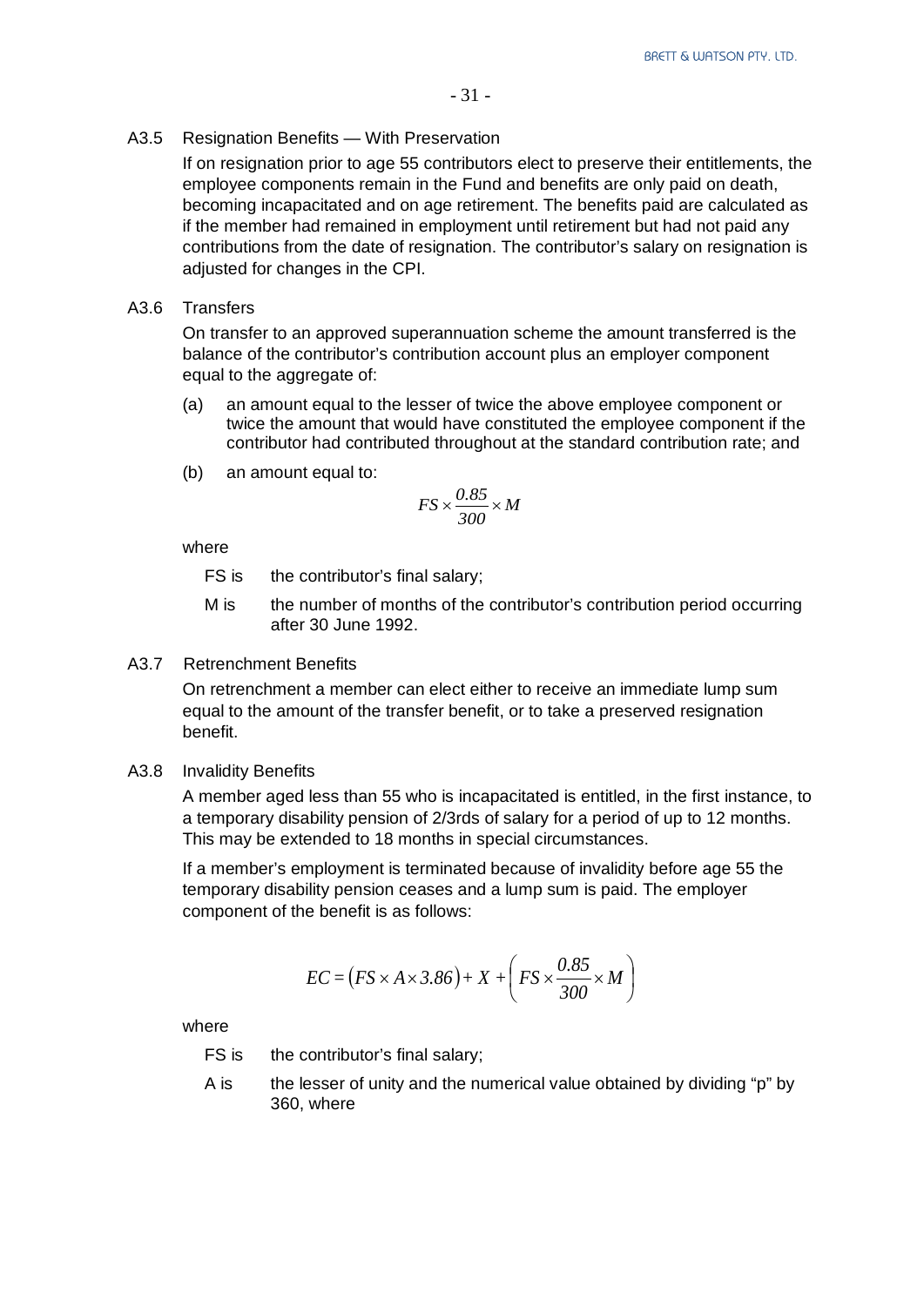## A3.5 Resignation Benefits — With Preservation

If on resignation prior to age 55 contributors elect to preserve their entitlements, the employee components remain in the Fund and benefits are only paid on death, becoming incapacitated and on age retirement. The benefits paid are calculated as if the member had remained in employment until retirement but had not paid any contributions from the date of resignation. The contributor's salary on resignation is adjusted for changes in the CPI.

## A3.6 Transfers

On transfer to an approved superannuation scheme the amount transferred is the balance of the contributor's contribution account plus an employer component equal to the aggregate of:

(a) an amount equal to the lesser of twice the above employee component or twice the amount that would have constituted the employee component if the contributor had contributed throughout at the standard contribution rate; and

(b) an amount equal to:

$$FS \times \frac{0.85}{300} \times M$$

where

- FS is the contributor's final salary;
- M is the number of months of the contributor's contribution period occurring after 30 June 1992.

## A3.7 Retrenchment Benefits

On retrenchment a member can elect either to receive an immediate lump sum equal to the amount of the transfer benefit, or to take a preserved resignation benefit.

## A3.8 Invalidity Benefits

A member aged less than 55 who is incapacitated is entitled, in the first instance, to a temporary disability pension of 2/3rds of salary for a period of up to 12 months. This may be extended to 18 months in special circumstances.

If a member's employment is terminated because of invalidity before age 55 the temporary disability pension ceases and a lump sum is paid. The employer component of the benefit is as follows:

$$EC = \left(FS \times A \times 3.86\right) + X + \left(FS \times \frac{0.85}{300} \times M\right)$$

where

- FS is the contributor's final salary;
- A is the lesser of unity and the numerical value obtained by dividing "p" by 360, where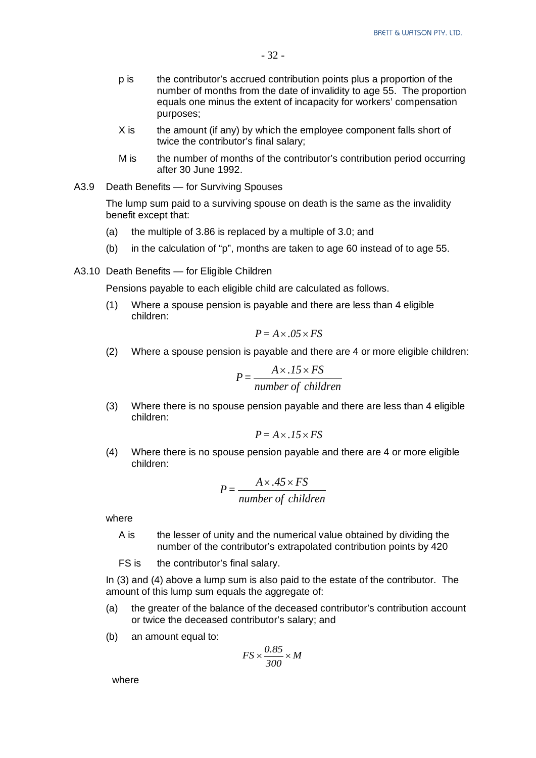p is the contributor's accrued contribution points plus a proportion of the number of months from the date of invalidity to age 55. The proportion equals one minus the extent of incapacity for workers' compensation purposes;

X is the amount (if any) by which the employee component falls short of twice the contributor's final salary;

M is the number of months of the contributor's contribution period occurring after 30 June 1992.

### A3.9 Death Benefits — for Surviving Spouses

The lump sum paid to a surviving spouse on death is the same as the invalidity benefit except that:

(a) the multiple of 3.86 is replaced by a multiple of 3.0; and

(b) in the calculation of "p", months are taken to age 60 instead of to age 55.

### A3.10 Death Benefits — for Eligible Children

Pensions payable to each eligible child are calculated as follows.

(1) Where a spouse pension is payable and there are less than 4 eligible children:

$$P = A \times .05 \times FS$$

(2) Where a spouse pension is payable and there are 4 or more eligible children:

$$P = \frac{A \times .15 \times FS}{number\ of\ children}$$

(3) Where there is no spouse pension payable and there are less than 4 eligible children:

$$P = A \times .15 \times FS$$

(4) Where there is no spouse pension payable and there are 4 or more eligible children:

$$P = \frac{A \times .45 \times FS}{number\ of\ children}$$

where

A is the lesser of unity and the numerical value obtained by dividing the number of the contributor's extrapolated contribution points by 420

FS is the contributor's final salary.

In (3) and (4) above a lump sum is also paid to the estate of the contributor. The amount of this lump sum equals the aggregate of:

(a) the greater of the balance of the deceased contributor's contribution account or twice the deceased contributor's salary; and

(b) an amount equal to:

$$FS \times \frac{0.85}{300} \times M$$

where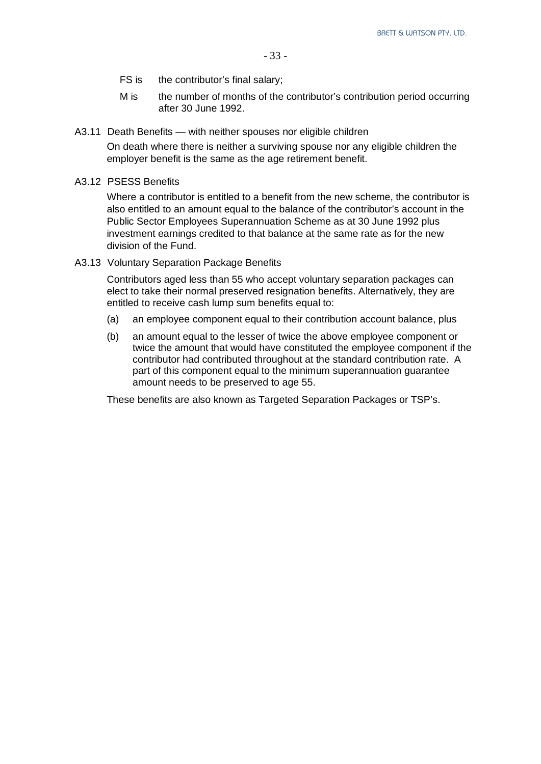FS is the contributor's final salary;

M is the number of months of the contributor's contribution period occurring after 30 June 1992.

A3.11 Death Benefits — with neither spouses nor eligible children

On death where there is neither a surviving spouse nor any eligible children the employer benefit is the same as the age retirement benefit.

A3.12 PSESS Benefits

Where a contributor is entitled to a benefit from the new scheme, the contributor is also entitled to an amount equal to the balance of the contributor's account in the Public Sector Employees Superannuation Scheme as at 30 June 1992 plus investment earnings credited to that balance at the same rate as for the new division of the Fund.

A3.13 Voluntary Separation Package Benefits

Contributors aged less than 55 who accept voluntary separation packages can elect to take their normal preserved resignation benefits. Alternatively, they are entitled to receive cash lump sum benefits equal to:

(a) an employee component equal to their contribution account balance, plus

(b) an amount equal to the lesser of twice the above employee component or twice the amount that would have constituted the employee component if the contributor had contributed throughout at the standard contribution rate. A part of this component equal to the minimum superannuation guarantee amount needs to be preserved to age 55.

These benefits are also known as Targeted Separation Packages or TSP's.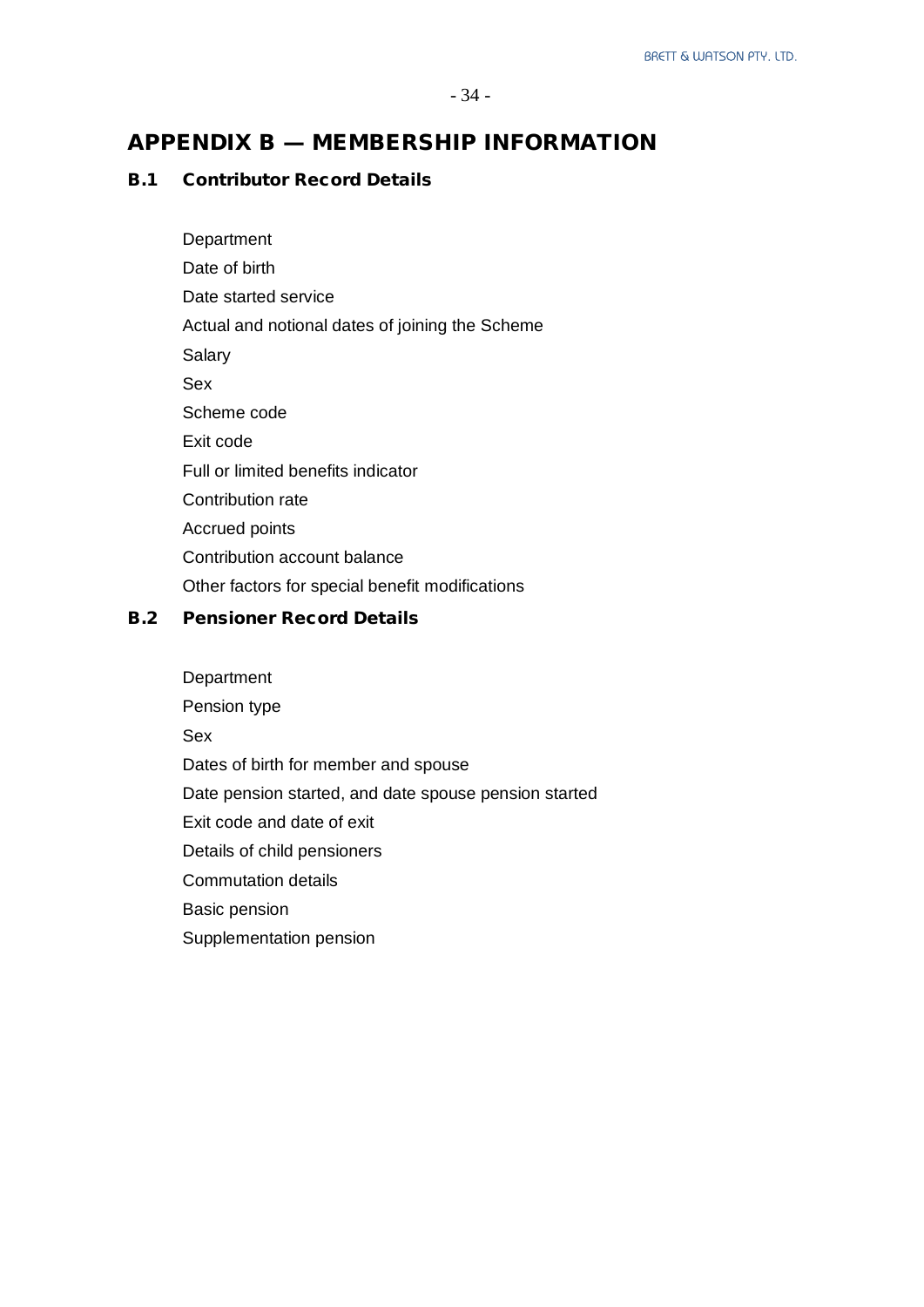# APPENDIX B — MEMBERSHIP INFORMATION

## B.1 Contributor Record Details

Department

Date of birth

Date started service

Actual and notional dates of joining the Scheme

Salary

Sex

Scheme code

Exit code

Full or limited benefits indicator

Contribution rate

Accrued points

Contribution account balance

Other factors for special benefit modifications

## B.2 Pensioner Record Details

Department

Pension type

Sex

Dates of birth for member and spouse

Date pension started, and date spouse pension started

Exit code and date of exit

Details of child pensioners

Commutation details

Basic pension

Supplementation pension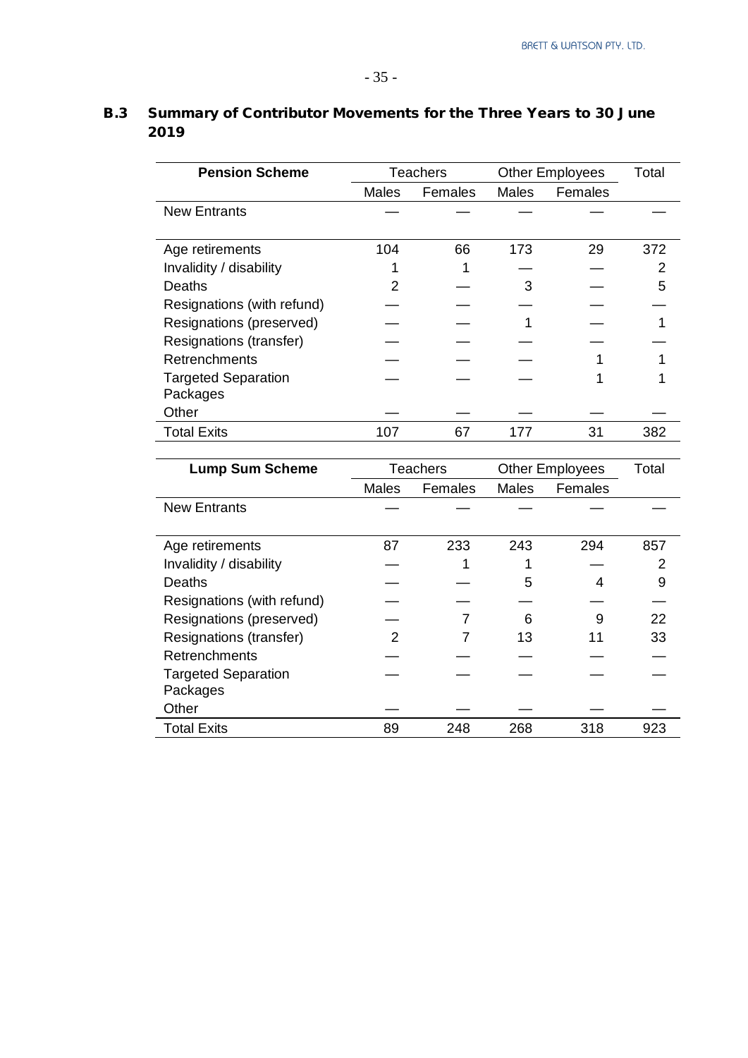## B.3 Summary of Contributor Movements for the Three Years to 30 June 2019

| Pension Scheme | Teachers | | Other Employees | | Total |
|---|---|---|---|---|---|
| | Males | Females | Males | Females | |
| New Entrants | — | — | — | — | — |
| Age retirements | 104 | 66 | 173 | 29 | 372 |
| Invalidity / disability | 1 | 1 | — | — | 2 |
| Deaths | 2 | — | 3 | — | 5 |
| Resignations (with refund) | — | — | — | — | — |
| Resignations (preserved) | — | — | 1 | — | 1 |
| Resignations (transfer) | — | — | — | — | — |
| Retrenchments | — | — | — | 1 | 1 |
| Targeted Separation Packages | — | — | — | 1 | 1 |
| Other | — | — | — | — | — |
| Total Exits | 107 | 67 | 177 | 31 | 382 |

| Lump Sum Scheme | Teachers | | Other Employees | | Total |
|---|---|---|---|---|---|
| | Males | Females | Males | Females | |
| New Entrants | — | — | — | — | — |
| Age retirements | 87 | 233 | 243 | 294 | 857 |
| Invalidity / disability | — | 1 | 1 | — | 2 |
| Deaths | — | — | 5 | 4 | 9 |
| Resignations (with refund) | — | — | — | — | — |
| Resignations (preserved) | — | 7 | 6 | 9 | 22 |
| Resignations (transfer) | 2 | 7 | 13 | 11 | 33 |
| Retrenchments | — | — | — | — | — |
| Targeted Separation Packages | — | — | — | — | — |
| Other | — | — | — | — | — |
| Total Exits | 89 | 248 | 268 | 318 | 923 |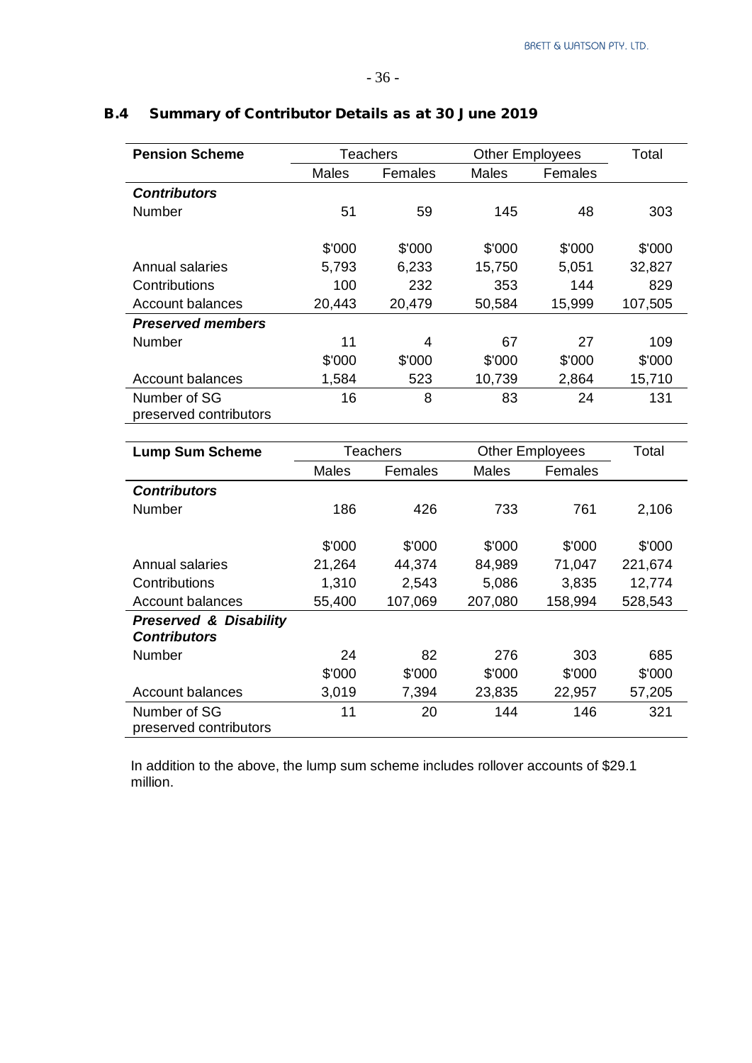## B.4 Summary of Contributor Details as at 30 June 2019

| Pension Scheme | Teachers | | Other Employees | | Total |
|---|---|---|---|---|---|
| | Males | Females | Males | Females | |
| ***Contributors*** | | | | | |
| Number | 51 | 59 | 145 | 48 | 303 |
| | $'000 | $'000 | $'000 | $'000 | $'000 |
| Annual salaries | 5,793 | 6,233 | 15,750 | 5,051 | 32,827 |
| Contributions | 100 | 232 | 353 | 144 | 829 |
| Account balances | 20,443 | 20,479 | 50,584 | 15,999 | 107,505 |
| ***Preserved members*** | | | | | |
| Number | 11 | 4 | 67 | 27 | 109 |
| | $'000 | $'000 | $'000 | $'000 | $'000 |
| Account balances | 1,584 | 523 | 10,739 | 2,864 | 15,710 |
| Number of SG preserved contributors | 16 | 8 | 83 | 24 | 131 |

| Lump Sum Scheme | Teachers | | Other Employees | | Total |
|---|---|---|---|---|---|
| | Males | Females | Males | Females | |
| ***Contributors*** | | | | | |
| Number | 186 | 426 | 733 | 761 | 2,106 |
| | $'000 | $'000 | $'000 | $'000 | $'000 |
| Annual salaries | 21,264 | 44,374 | 84,989 | 71,047 | 221,674 |
| Contributions | 1,310 | 2,543 | 5,086 | 3,835 | 12,774 |
| Account balances | 55,400 | 107,069 | 207,080 | 158,994 | 528,543 |
| ***Preserved & Disability Contributors*** | | | | | |
| Number | 24 | 82 | 276 | 303 | 685 |
| | $'000 | $'000 | $'000 | $'000 | $'000 |
| Account balances | 3,019 | 7,394 | 23,835 | 22,957 | 57,205 |
| Number of SG preserved contributors | 11 | 20 | 144 | 146 | 321 |

In addition to the above, the lump sum scheme includes rollover accounts of $29.1 million.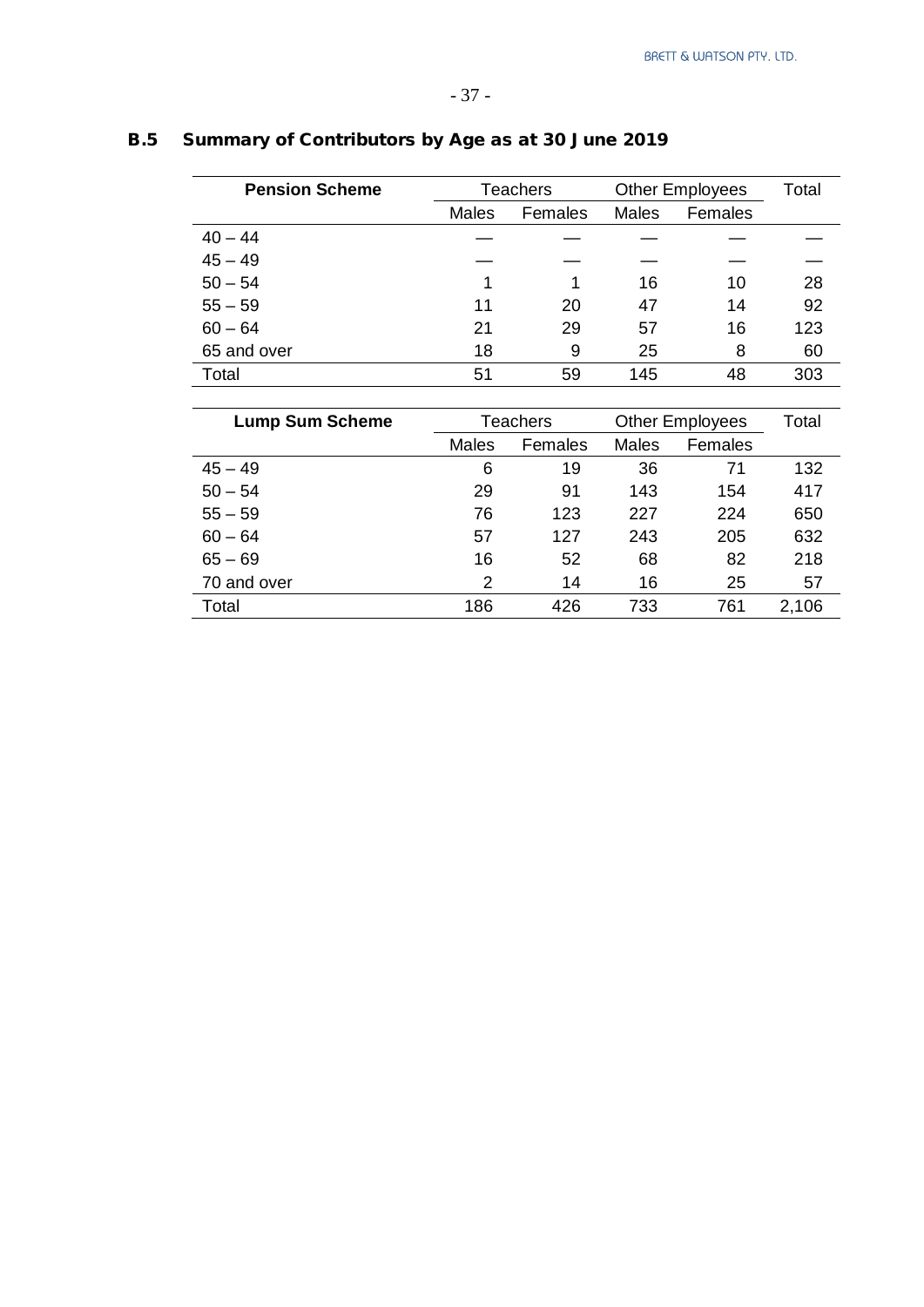## B.5 Summary of Contributors by Age as at 30 June 2019

| Pension Scheme | Teachers | | Other Employees | | Total |
|---|---|---|---|---|---|
| | Males | Females | Males | Females | |
| 40 – 44 | — | — | — | — | — |
| 45 – 49 | — | — | — | — | — |
| 50 – 54 | 1 | 1 | 16 | 10 | 28 |
| 55 – 59 | 11 | 20 | 47 | 14 | 92 |
| 60 – 64 | 21 | 29 | 57 | 16 | 123 |
| 65 and over | 18 | 9 | 25 | 8 | 60 |
| Total | 51 | 59 | 145 | 48 | 303 |

| Lump Sum Scheme | Teachers | | Other Employees | | Total |
|---|---|---|---|---|---|
| | Males | Females | Males | Females | |
| 45 – 49 | 6 | 19 | 36 | 71 | 132 |
| 50 – 54 | 29 | 91 | 143 | 154 | 417 |
| 55 – 59 | 76 | 123 | 227 | 224 | 650 |
| 60 – 64 | 57 | 127 | 243 | 205 | 632 |
| 65 – 69 | 16 | 52 | 68 | 82 | 218 |
| 70 and over | 2 | 14 | 16 | 25 | 57 |
| Total | 186 | 426 | 733 | 761 | 2,106 |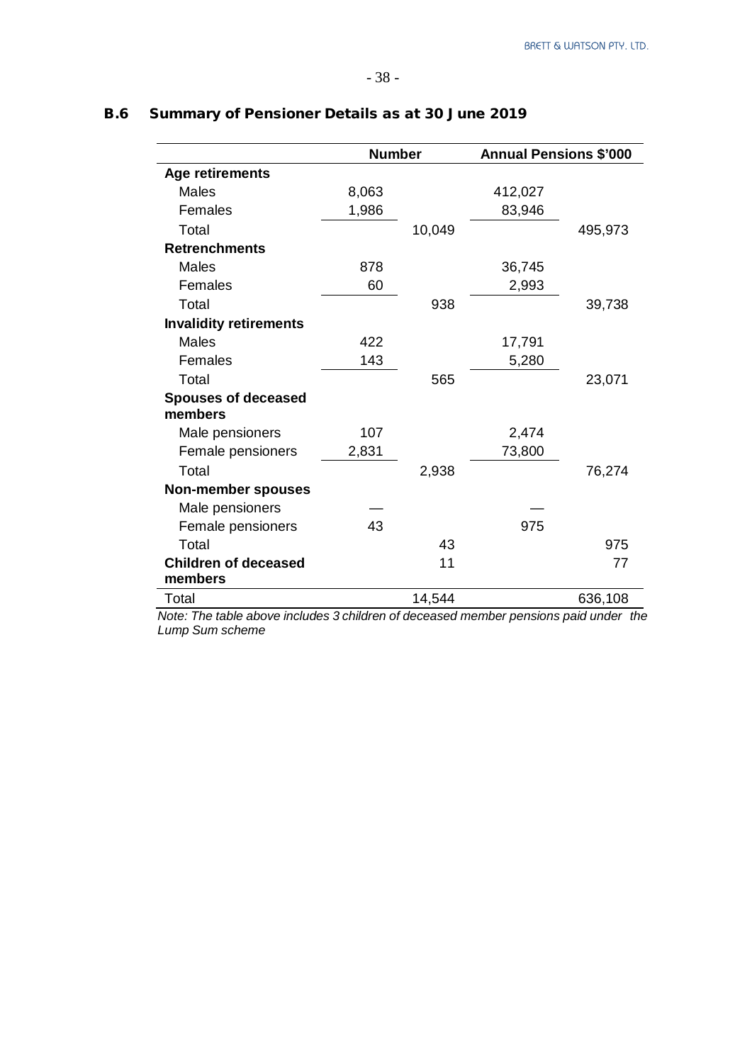## B.6 Summary of Pensioner Details as at 30 June 2019

| | Number | | Annual Pensions $'000 | |
|---|---|---|---|---|
| **Age retirements** | | | | |
| Males | 8,063 | | 412,027 | |
| Females | 1,986 | | 83,946 | |
| Total | | 10,049 | | 495,973 |
| **Retrenchments** | | | | |
| Males | 878 | | 36,745 | |
| Females | 60 | | 2,993 | |
| Total | | 938 | | 39,738 |
| **Invalidity retirements** | | | | |
| Males | 422 | | 17,791 | |
| Females | 143 | | 5,280 | |
| Total | | 565 | | 23,071 |
| **Spouses of deceased members** | | | | |
| Male pensioners | 107 | | 2,474 | |
| Female pensioners | 2,831 | | 73,800 | |
| Total | | 2,938 | | 76,274 |
| **Non-member spouses** | | | | |
| Male pensioners | — | | — | |
| Female pensioners | 43 | | 975 | |
| Total | | 43 | | 975 |
| **Children of deceased members** | | 11 | | 77 |
| Total | | 14,544 | | 636,108 |

*Note: The table above includes 3 children of deceased member pensions paid under the Lump Sum scheme*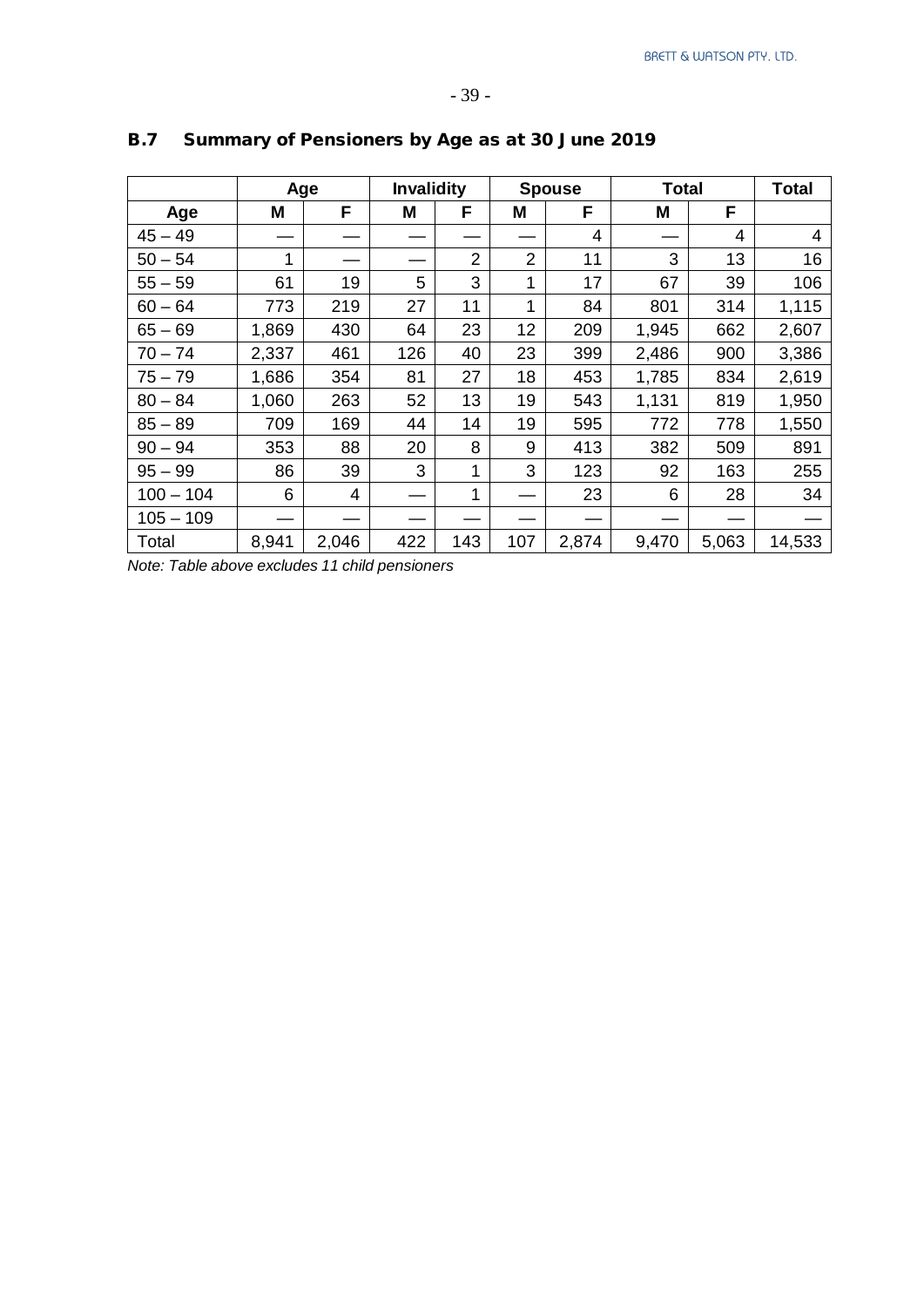## B.7 Summary of Pensioners by Age as at 30 June 2019

| | Age | | Invalidity | | Spouse | | Total | | Total |
|---|---|---|---|---|---|---|---|---|---|
| **Age** | **M** | **F** | **M** | **F** | **M** | **F** | **M** | **F** | |
| 45 – 49 | — | — | — | — | — | 4 | — | 4 | 4 |
| 50 – 54 | 1 | — | — | 2 | 2 | 11 | 3 | 13 | 16 |
| 55 – 59 | 61 | 19 | 5 | 3 | 1 | 17 | 67 | 39 | 106 |
| 60 – 64 | 773 | 219 | 27 | 11 | 1 | 84 | 801 | 314 | 1,115 |
| 65 – 69 | 1,869 | 430 | 64 | 23 | 12 | 209 | 1,945 | 662 | 2,607 |
| 70 – 74 | 2,337 | 461 | 126 | 40 | 23 | 399 | 2,486 | 900 | 3,386 |
| 75 – 79 | 1,686 | 354 | 81 | 27 | 18 | 453 | 1,785 | 834 | 2,619 |
| 80 – 84 | 1,060 | 263 | 52 | 13 | 19 | 543 | 1,131 | 819 | 1,950 |
| 85 – 89 | 709 | 169 | 44 | 14 | 19 | 595 | 772 | 778 | 1,550 |
| 90 – 94 | 353 | 88 | 20 | 8 | 9 | 413 | 382 | 509 | 891 |
| 95 – 99 | 86 | 39 | 3 | 1 | 3 | 123 | 92 | 163 | 255 |
| 100 – 104 | 6 | 4 | — | 1 | — | 23 | 6 | 28 | 34 |
| 105 – 109 | — | — | — | — | — | — | — | — | — |
| Total | 8,941 | 2,046 | 422 | 143 | 107 | 2,874 | 9,470 | 5,063 | 14,533 |

*Note: Table above excludes 11 child pensioners*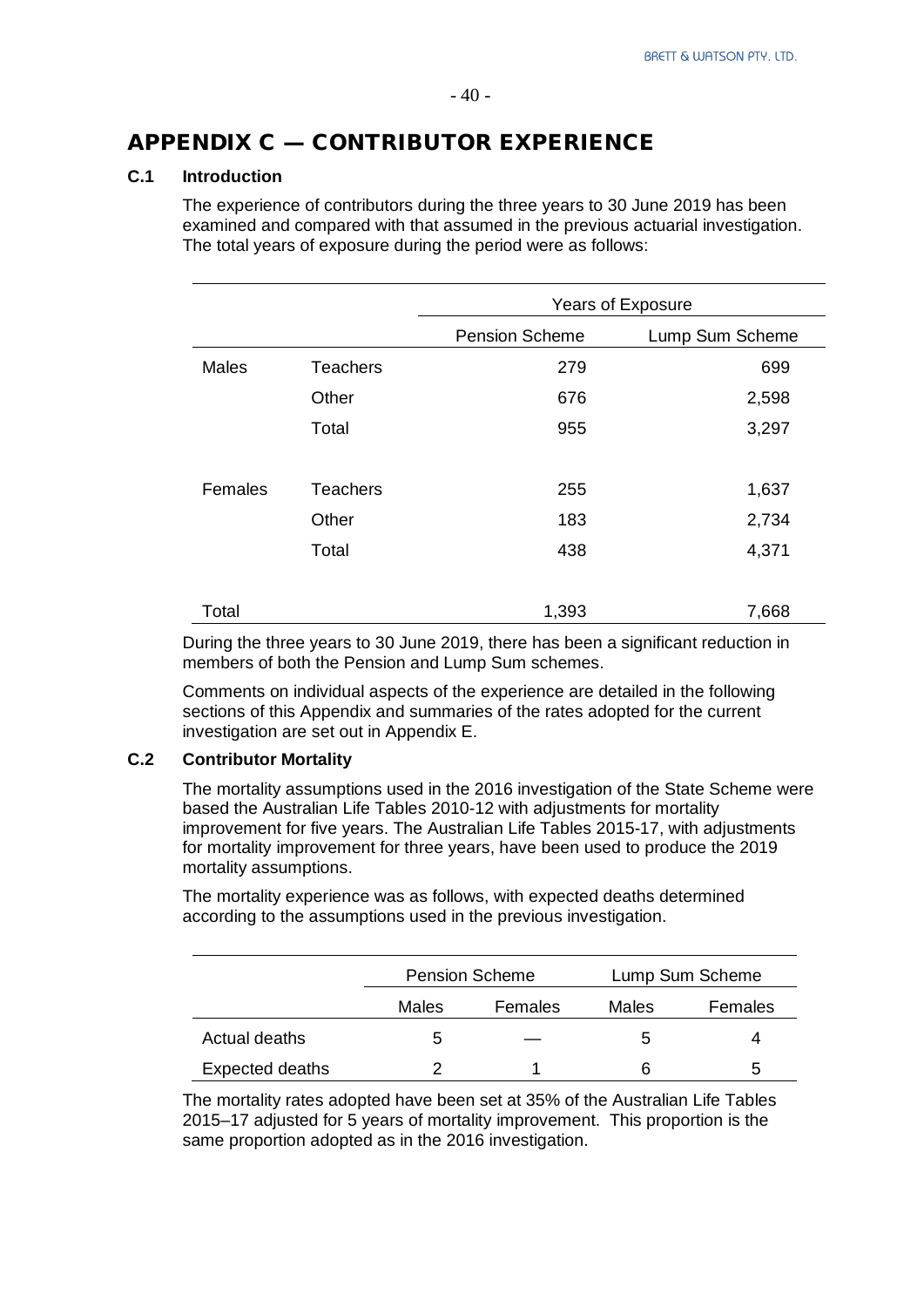# APPENDIX C — CONTRIBUTOR EXPERIENCE

### C.1 Introduction

The experience of contributors during the three years to 30 June 2019 has been examined and compared with that assumed in the previous actuarial investigation. The total years of exposure during the period were as follows:

| | | Years of Exposure | |
|---|---|---|---|
| | | Pension Scheme | Lump Sum Scheme |
| Males | Teachers | 279 | 699 |
| | Other | 676 | 2,598 |
| | Total | 955 | 3,297 |
| | | | |
| Females | Teachers | 255 | 1,637 |
| | Other | 183 | 2,734 |
| | Total | 438 | 4,371 |
| | | | |
| Total | | 1,393 | 7,668 |

During the three years to 30 June 2019, there has been a significant reduction in members of both the Pension and Lump Sum schemes.

Comments on individual aspects of the experience are detailed in the following sections of this Appendix and summaries of the rates adopted for the current investigation are set out in Appendix E.

### C.2 Contributor Mortality

The mortality assumptions used in the 2016 investigation of the State Scheme were based the Australian Life Tables 2010-12 with adjustments for mortality improvement for five years. The Australian Life Tables 2015-17, with adjustments for mortality improvement for three years, have been used to produce the 2019 mortality assumptions.

The mortality experience was as follows, with expected deaths determined according to the assumptions used in the previous investigation.

| | Pension Scheme | | Lump Sum Scheme | |
|---|---|---|---|---|
| | Males | Females | Males | Females |
| Actual deaths | 5 | — | 5 | 4 |
| Expected deaths | 2 | 1 | 6 | 5 |

The mortality rates adopted have been set at 35% of the Australian Life Tables 2015–17 adjusted for 5 years of mortality improvement. This proportion is the same proportion adopted as in the 2016 investigation.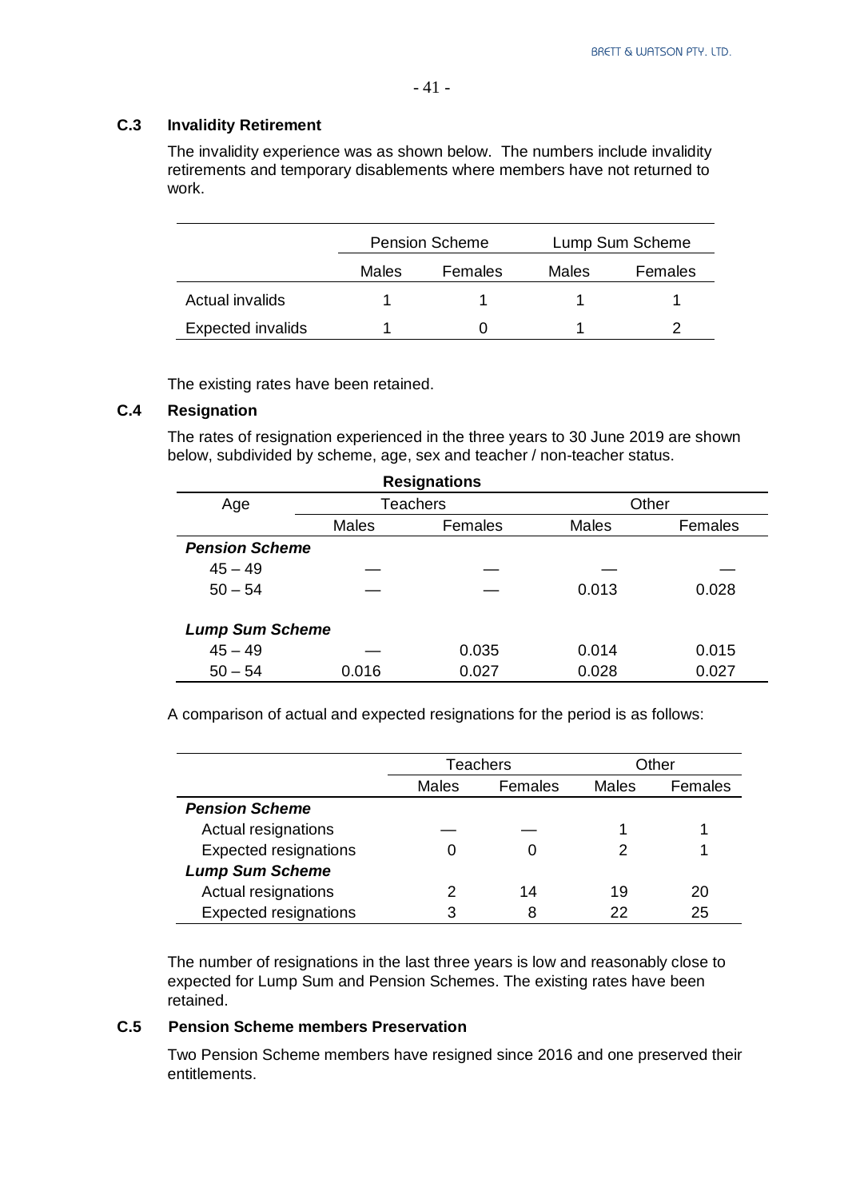### C.3 Invalidity Retirement

The invalidity experience was as shown below. The numbers include invalidity retirements and temporary disablements where members have not returned to work.

| | Pension Scheme | | Lump Sum Scheme | |
|---|---|---|---|---|
| | Males | Females | Males | Females |
| Actual invalids | 1 | 1 | 1 | 1 |
| Expected invalids | 1 | 0 | 1 | 2 |

The existing rates have been retained.

### C.4 Resignation

The rates of resignation experienced in the three years to 30 June 2019 are shown below, subdivided by scheme, age, sex and teacher / non-teacher status.

**Resignations**

| Age | Teachers | | Other | |
|---|---|---|---|---|
| | Males | Females | Males | Females |
| ***Pension Scheme*** | | | | |
| 45 – 49 | — | — | — | — |
| 50 – 54 | — | — | 0.013 | 0.028 |
| ***Lump Sum Scheme*** | | | | |
| 45 – 49 | — | 0.035 | 0.014 | 0.015 |
| 50 – 54 | 0.016 | 0.027 | 0.028 | 0.027 |

A comparison of actual and expected resignations for the period is as follows:

| | Teachers | | Other | |
|---|---|---|---|---|
| | Males | Females | Males | Females |
| ***Pension Scheme*** | | | | |
| Actual resignations | — | — | 1 | 1 |
| Expected resignations | 0 | 0 | 2 | 1 |
| ***Lump Sum Scheme*** | | | | |
| Actual resignations | 2 | 14 | 19 | 20 |
| Expected resignations | 3 | 8 | 22 | 25 |

The number of resignations in the last three years is low and reasonably close to expected for Lump Sum and Pension Schemes. The existing rates have been retained.

### C.5 Pension Scheme members Preservation

Two Pension Scheme members have resigned since 2016 and one preserved their entitlements.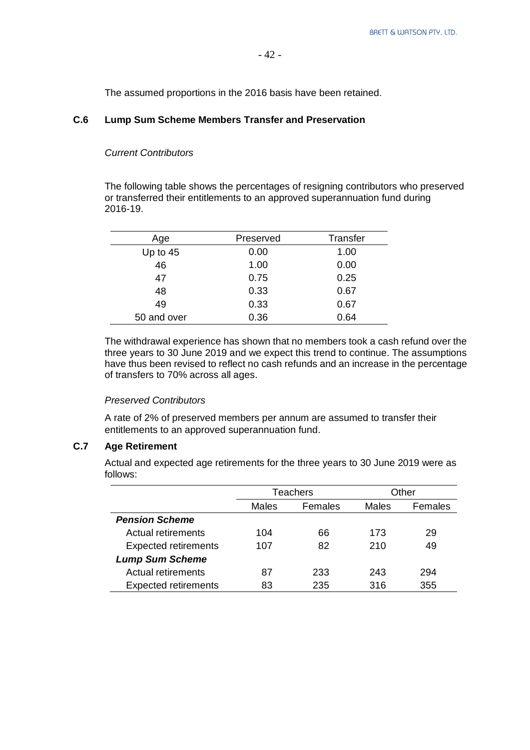The assumed proportions in the 2016 basis have been retained.

### C.6 Lump Sum Scheme Members Transfer and Preservation

*Current Contributors*

The following table shows the percentages of resigning contributors who preserved or transferred their entitlements to an approved superannuation fund during 2016-19.

| Age | Preserved | Transfer |
|---|---|---|
| Up to 45 | 0.00 | 1.00 |
| 46 | 1.00 | 0.00 |
| 47 | 0.75 | 0.25 |
| 48 | 0.33 | 0.67 |
| 49 | 0.33 | 0.67 |
| 50 and over | 0.36 | 0.64 |

The withdrawal experience has shown that no members took a cash refund over the three years to 30 June 2019 and we expect this trend to continue. The assumptions have thus been revised to reflect no cash refunds and an increase in the percentage of transfers to 70% across all ages.

*Preserved Contributors*

A rate of 2% of preserved members per annum are assumed to transfer their entitlements to an approved superannuation fund.

### C.7 Age Retirement

Actual and expected age retirements for the three years to 30 June 2019 were as follows:

| | Teachers | | Other | |
|---|---|---|---|---|
| | Males | Females | Males | Females |
| ***Pension Scheme*** | | | | |
| Actual retirements | 104 | 66 | 173 | 29 |
| Expected retirements | 107 | 82 | 210 | 49 |
| ***Lump Sum Scheme*** | | | | |
| Actual retirements | 87 | 233 | 243 | 294 |
| Expected retirements | 83 | 235 | 316 | 355 |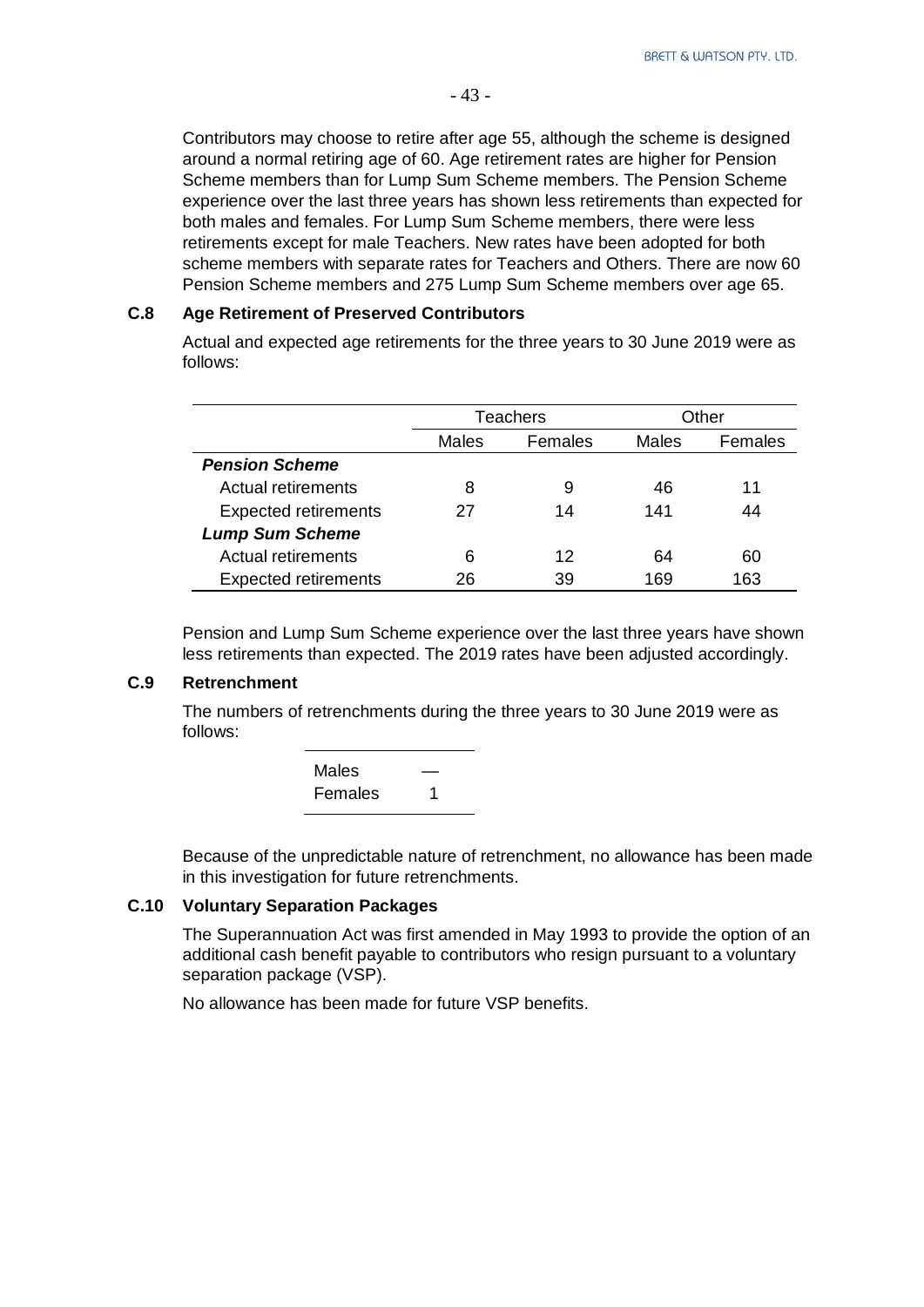Contributors may choose to retire after age 55, although the scheme is designed around a normal retiring age of 60. Age retirement rates are higher for Pension Scheme members than for Lump Sum Scheme members. The Pension Scheme experience over the last three years has shown less retirements than expected for both males and females. For Lump Sum Scheme members, there were less retirements except for male Teachers. New rates have been adopted for both scheme members with separate rates for Teachers and Others. There are now 60 Pension Scheme members and 275 Lump Sum Scheme members over age 65.

### C.8 Age Retirement of Preserved Contributors

Actual and expected age retirements for the three years to 30 June 2019 were as follows:

| | Teachers | | Other | |
|---|---|---|---|---|
| | Males | Females | Males | Females |
| ***Pension Scheme*** | | | | |
| Actual retirements | 8 | 9 | 46 | 11 |
| Expected retirements | 27 | 14 | 141 | 44 |
| ***Lump Sum Scheme*** | | | | |
| Actual retirements | 6 | 12 | 64 | 60 |
| Expected retirements | 26 | 39 | 169 | 163 |

Pension and Lump Sum Scheme experience over the last three years have shown less retirements than expected. The 2019 rates have been adjusted accordingly.

### C.9 Retrenchment

The numbers of retrenchments during the three years to 30 June 2019 were as follows:

| | |
|---|---|
| Males | — |
| Females | 1 |

Because of the unpredictable nature of retrenchment, no allowance has been made in this investigation for future retrenchments.

### C.10 Voluntary Separation Packages

The Superannuation Act was first amended in May 1993 to provide the option of an additional cash benefit payable to contributors who resign pursuant to a voluntary separation package (VSP).

No allowance has been made for future VSP benefits.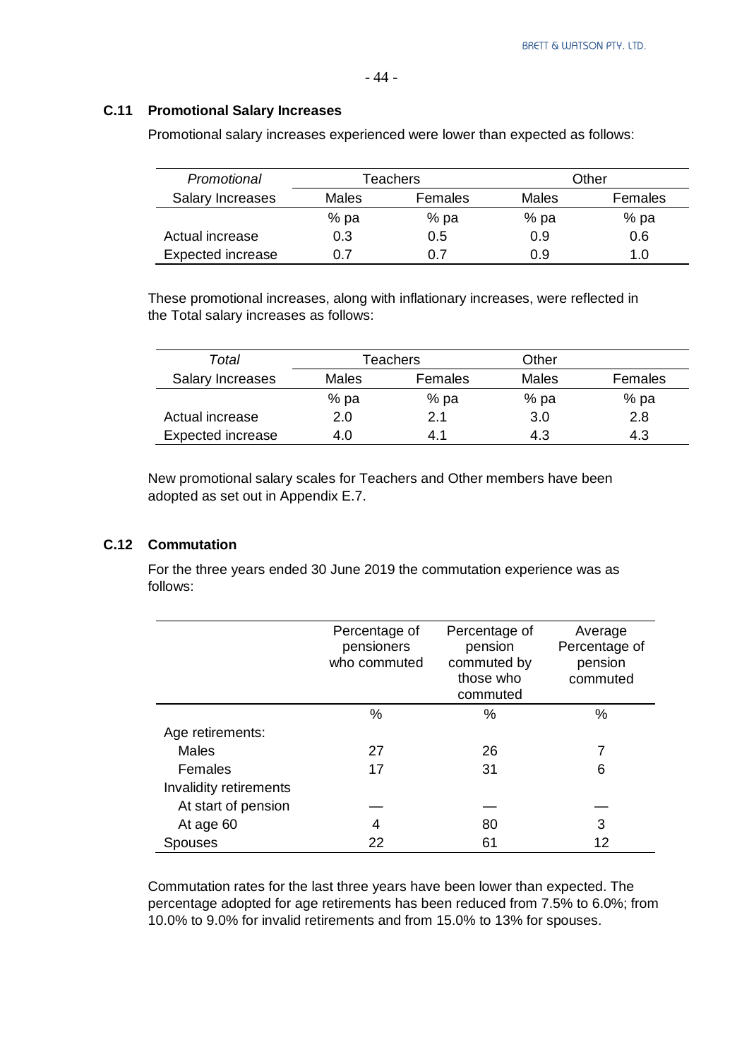### C.11 Promotional Salary Increases

Promotional salary increases experienced were lower than expected as follows:

| *Promotional* | Teachers | | Other | |
|---|---|---|---|---|
| Salary Increases | Males | Females | Males | Females |
| | % pa | % pa | % pa | % pa |
| Actual increase | 0.3 | 0.5 | 0.9 | 0.6 |
| Expected increase | 0.7 | 0.7 | 0.9 | 1.0 |

These promotional increases, along with inflationary increases, were reflected in the Total salary increases as follows:

| *Total* | Teachers | | Other | |
|---|---|---|---|---|
| Salary Increases | Males | Females | Males | Females |
| | % pa | % pa | % pa | % pa |
| Actual increase | 2.0 | 2.1 | 3.0 | 2.8 |
| Expected increase | 4.0 | 4.1 | 4.3 | 4.3 |

New promotional salary scales for Teachers and Other members have been adopted as set out in Appendix E.7.

### C.12 Commutation

For the three years ended 30 June 2019 the commutation experience was as follows:

| | Percentage of pensioners who commuted | Percentage of pension commuted by those who commuted | Average Percentage of pension commuted |
|---|---|---|---|
| | % | % | % |
| Age retirements: | | | |
| Males | 27 | 26 | 7 |
| Females | 17 | 31 | 6 |
| Invalidity retirements | | | |
| At start of pension | — | — | — |
| At age 60 | 4 | 80 | 3 |
| Spouses | 22 | 61 | 12 |

Commutation rates for the last three years have been lower than expected. The percentage adopted for age retirements has been reduced from 7.5% to 6.0%; from 10.0% to 9.0% for invalid retirements and from 15.0% to 13% for spouses.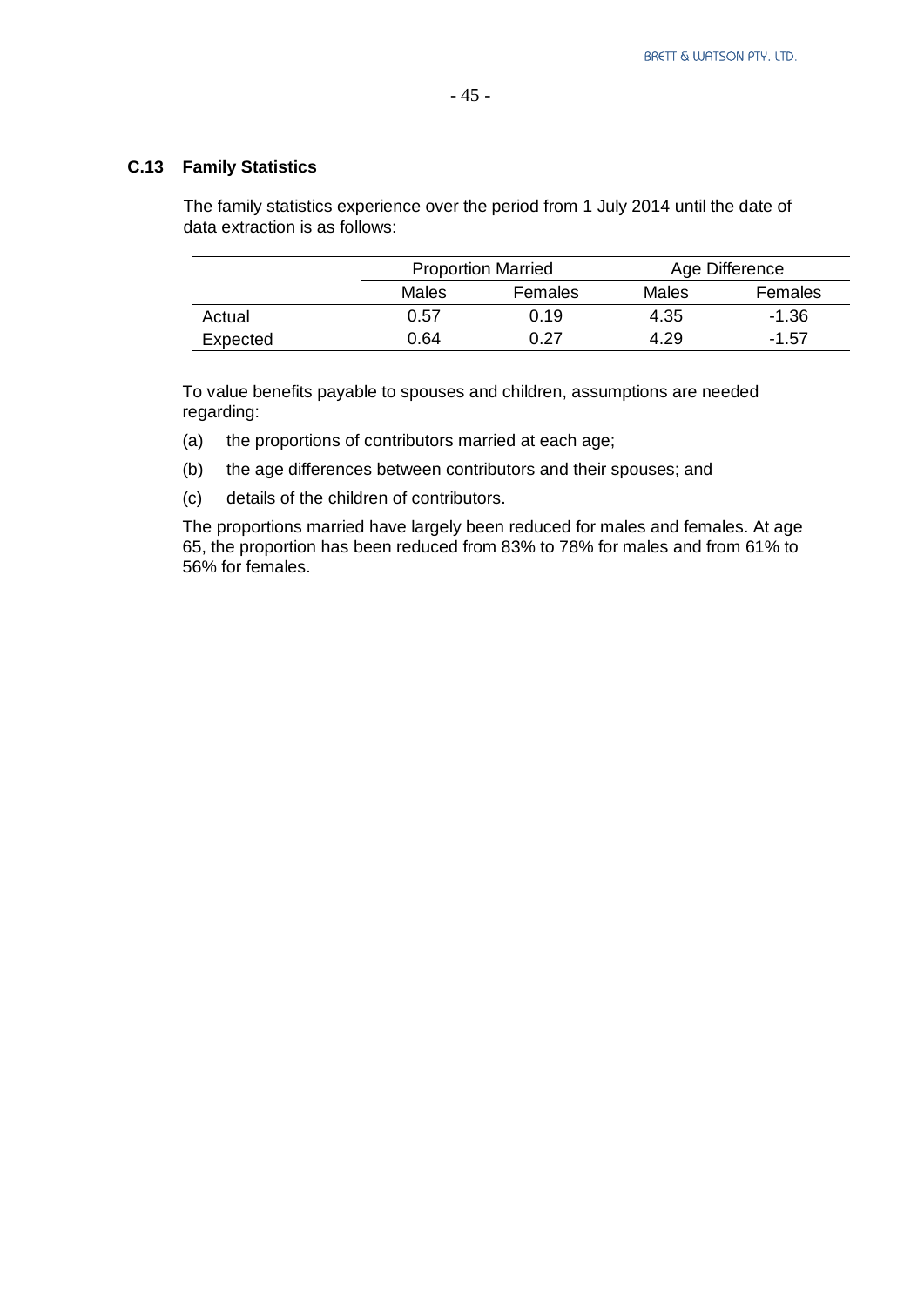### C.13 Family Statistics

The family statistics experience over the period from 1 July 2014 until the date of data extraction is as follows:

| | Proportion Married | | Age Difference | |
|---|---|---|---|---|
| | Males | Females | Males | Females |
| Actual | 0.57 | 0.19 | 4.35 | -1.36 |
| Expected | 0.64 | 0.27 | 4.29 | -1.57 |

To value benefits payable to spouses and children, assumptions are needed regarding:

(a) the proportions of contributors married at each age;

(b) the age differences between contributors and their spouses; and

(c) details of the children of contributors.

The proportions married have largely been reduced for males and females. At age 65, the proportion has been reduced from 83% to 78% for males and from 61% to 56% for females.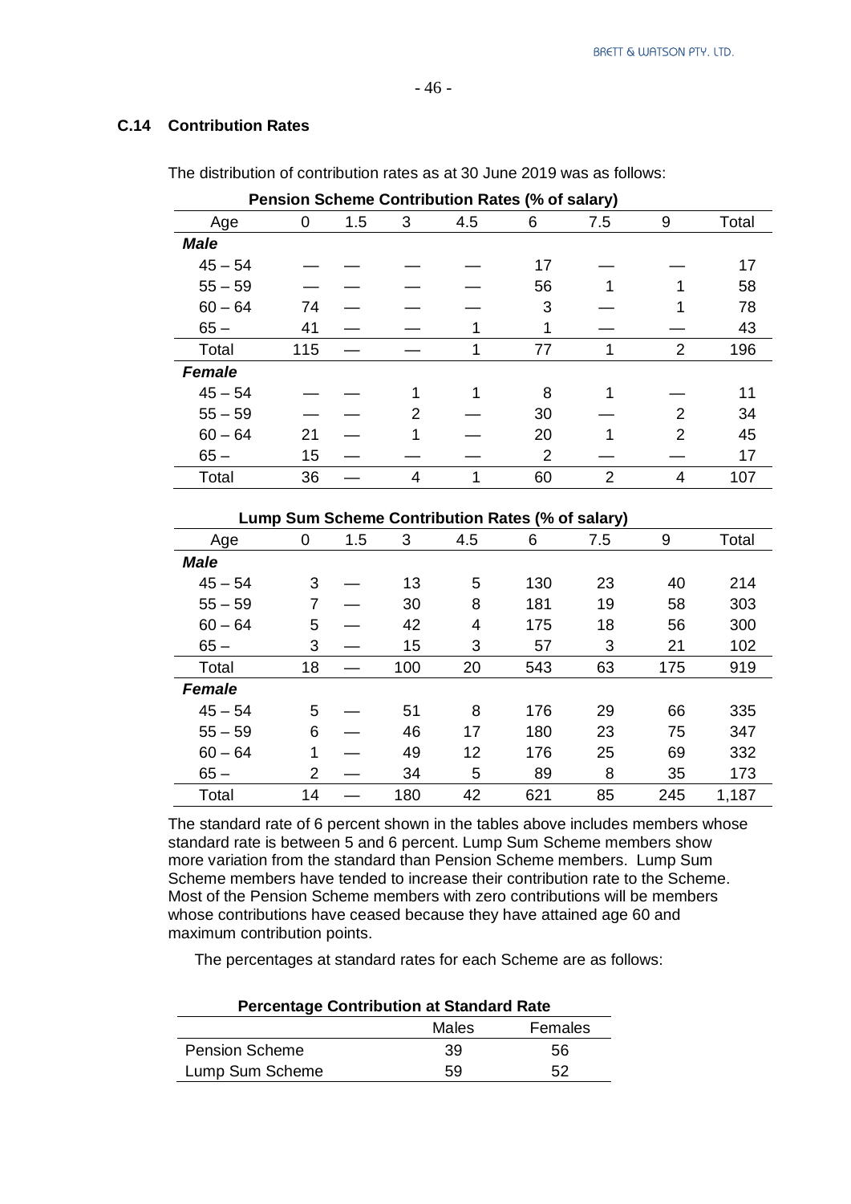### C.14 Contribution Rates

The distribution of contribution rates as at 30 June 2019 was as follows:

**Pension Scheme Contribution Rates (% of salary)**

| Age | 0 | 1.5 | 3 | 4.5 | 6 | 7.5 | 9 | Total |
|---|---|---|---|---|---|---|---|---|
| ***Male*** | | | | | | | | |
| 45 – 54 | — | — | — | — | 17 | — | — | 17 |
| 55 – 59 | — | — | — | — | 56 | 1 | 1 | 58 |
| 60 – 64 | 74 | — | — | — | 3 | — | 1 | 78 |
| 65 – | 41 | — | — | 1 | 1 | — | — | 43 |
| Total | 115 | — | — | 1 | 77 | 1 | 2 | 196 |
| ***Female*** | | | | | | | | |
| 45 – 54 | — | — | 1 | 1 | 8 | 1 | — | 11 |
| 55 – 59 | — | — | 2 | — | 30 | — | 2 | 34 |
| 60 – 64 | 21 | — | 1 | — | 20 | 1 | 2 | 45 |
| 65 – | 15 | — | — | — | 2 | — | — | 17 |
| Total | 36 | — | 4 | 1 | 60 | 2 | 4 | 107 |

**Lump Sum Scheme Contribution Rates (% of salary)**

| Age | 0 | 1.5 | 3 | 4.5 | 6 | 7.5 | 9 | Total |
|---|---|---|---|---|---|---|---|---|
| ***Male*** | | | | | | | | |
| 45 – 54 | 3 | — | 13 | 5 | 130 | 23 | 40 | 214 |
| 55 – 59 | 7 | — | 30 | 8 | 181 | 19 | 58 | 303 |
| 60 – 64 | 5 | — | 42 | 4 | 175 | 18 | 56 | 300 |
| 65 – | 3 | — | 15 | 3 | 57 | 3 | 21 | 102 |
| Total | 18 | — | 100 | 20 | 543 | 63 | 175 | 919 |
| ***Female*** | | | | | | | | |
| 45 – 54 | 5 | — | 51 | 8 | 176 | 29 | 66 | 335 |
| 55 – 59 | 6 | — | 46 | 17 | 180 | 23 | 75 | 347 |
| 60 – 64 | 1 | — | 49 | 12 | 176 | 25 | 69 | 332 |
| 65 – | 2 | — | 34 | 5 | 89 | 8 | 35 | 173 |
| Total | 14 | — | 180 | 42 | 621 | 85 | 245 | 1,187 |

The standard rate of 6 percent shown in the tables above includes members whose standard rate is between 5 and 6 percent. Lump Sum Scheme members show more variation from the standard than Pension Scheme members. Lump Sum Scheme members have tended to increase their contribution rate to the Scheme. Most of the Pension Scheme members with zero contributions will be members whose contributions have ceased because they have attained age 60 and maximum contribution points.

The percentages at standard rates for each Scheme are as follows:

**Percentage Contribution at Standard Rate**

| | Males | Females |
|---|---|---|
| Pension Scheme | 39 | 56 |
| Lump Sum Scheme | 59 | 52 |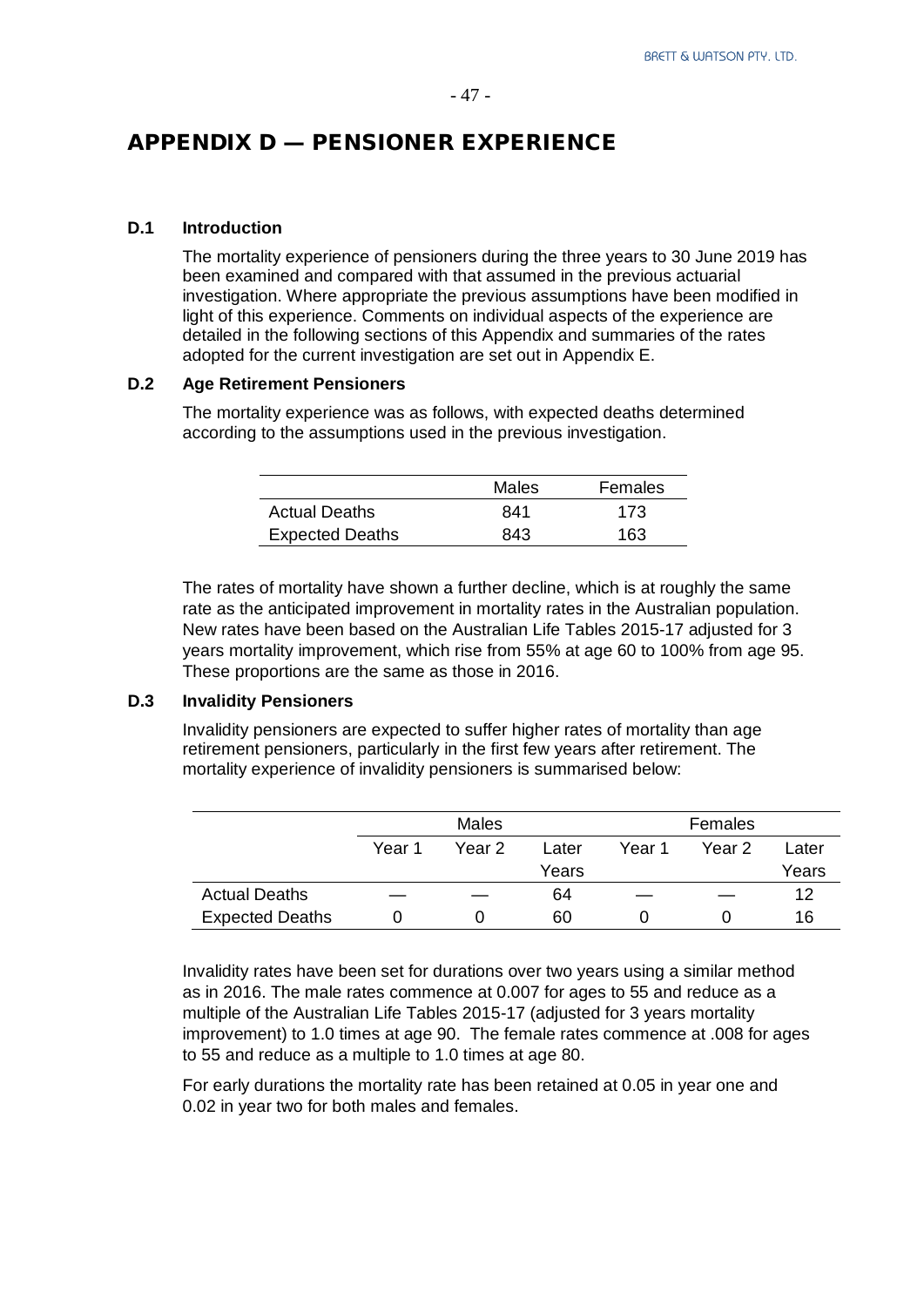# APPENDIX D — PENSIONER EXPERIENCE

### D.1 Introduction

The mortality experience of pensioners during the three years to 30 June 2019 has been examined and compared with that assumed in the previous actuarial investigation. Where appropriate the previous assumptions have been modified in light of this experience. Comments on individual aspects of the experience are detailed in the following sections of this Appendix and summaries of the rates adopted for the current investigation are set out in Appendix E.

### D.2 Age Retirement Pensioners

The mortality experience was as follows, with expected deaths determined according to the assumptions used in the previous investigation.

| | Males | Females |
|---|---|---|
| Actual Deaths | 841 | 173 |
| Expected Deaths | 843 | 163 |

The rates of mortality have shown a further decline, which is at roughly the same rate as the anticipated improvement in mortality rates in the Australian population. New rates have been based on the Australian Life Tables 2015-17 adjusted for 3 years mortality improvement, which rise from 55% at age 60 to 100% from age 95. These proportions are the same as those in 2016.

### D.3 Invalidity Pensioners

Invalidity pensioners are expected to suffer higher rates of mortality than age retirement pensioners, particularly in the first few years after retirement. The mortality experience of invalidity pensioners is summarised below:

| | Males | | | Females | | |
|---|---|---|---|---|---|---|
| | Year 1 | Year 2 | Later Years | Year 1 | Year 2 | Later Years |
| Actual Deaths | — | — | 64 | — | — | 12 |
| Expected Deaths | 0 | 0 | 60 | 0 | 0 | 16 |

Invalidity rates have been set for durations over two years using a similar method as in 2016. The male rates commence at 0.007 for ages to 55 and reduce as a multiple of the Australian Life Tables 2015-17 (adjusted for 3 years mortality improvement) to 1.0 times at age 90. The female rates commence at .008 for ages to 55 and reduce as a multiple to 1.0 times at age 80.

For early durations the mortality rate has been retained at 0.05 in year one and 0.02 in year two for both males and females.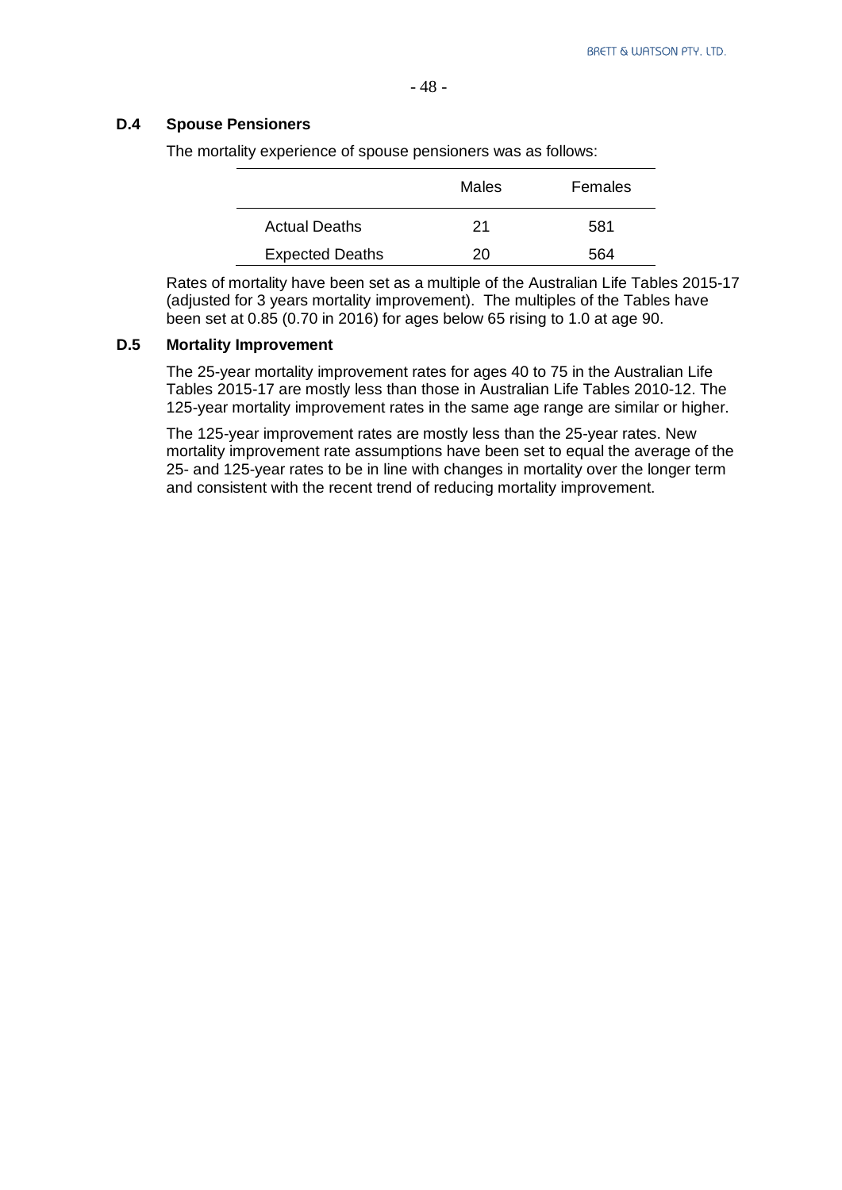### D.4 Spouse Pensioners

The mortality experience of spouse pensioners was as follows:

| | Males | Females |
|---|---|---|
| Actual Deaths | 21 | 581 |
| Expected Deaths | 20 | 564 |

Rates of mortality have been set as a multiple of the Australian Life Tables 2015-17 (adjusted for 3 years mortality improvement). The multiples of the Tables have been set at 0.85 (0.70 in 2016) for ages below 65 rising to 1.0 at age 90.

### D.5 Mortality Improvement

The 25-year mortality improvement rates for ages 40 to 75 in the Australian Life Tables 2015-17 are mostly less than those in Australian Life Tables 2010-12. The 125-year mortality improvement rates in the same age range are similar or higher.

The 125-year improvement rates are mostly less than the 25-year rates. New mortality improvement rate assumptions have been set to equal the average of the 25- and 125-year rates to be in line with changes in mortality over the longer term and consistent with the recent trend of reducing mortality improvement.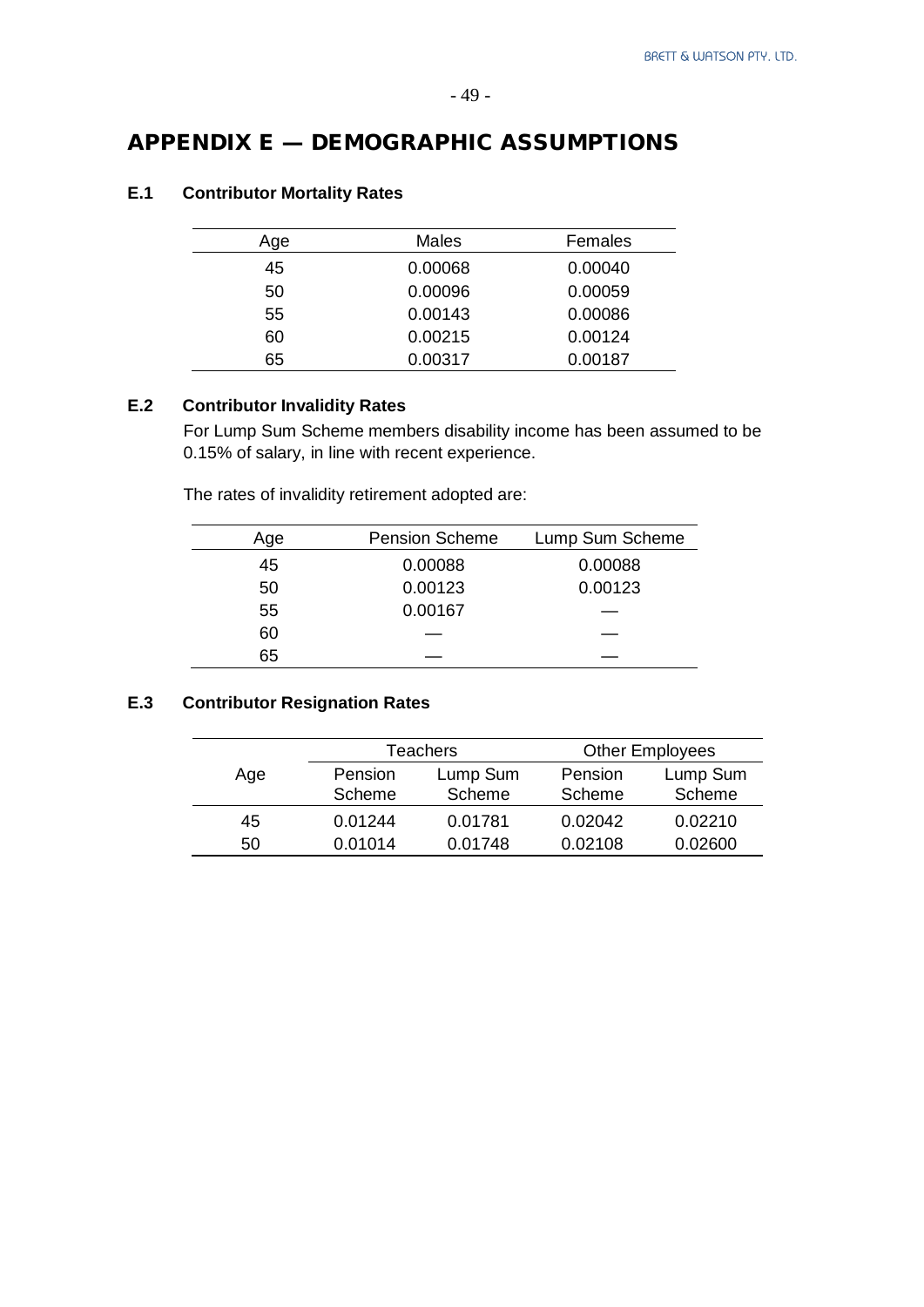# APPENDIX E — DEMOGRAPHIC ASSUMPTIONS

### E.1 Contributor Mortality Rates

| Age | Males | Females |
|---|---|---|
| 45 | 0.00068 | 0.00040 |
| 50 | 0.00096 | 0.00059 |
| 55 | 0.00143 | 0.00086 |
| 60 | 0.00215 | 0.00124 |
| 65 | 0.00317 | 0.00187 |

### E.2 Contributor Invalidity Rates

For Lump Sum Scheme members disability income has been assumed to be 0.15% of salary, in line with recent experience.

The rates of invalidity retirement adopted are:

| Age | Pension Scheme | Lump Sum Scheme |
|---|---|---|
| 45 | 0.00088 | 0.00088 |
| 50 | 0.00123 | 0.00123 |
| 55 | 0.00167 | — |
| 60 | — | — |
| 65 | — | — |

### E.3 Contributor Resignation Rates

| Age | Teachers | | Other Employees | |
|---|---|---|---|---|
| | Pension Scheme | Lump Sum Scheme | Pension Scheme | Lump Sum Scheme |
| 45 | 0.01244 | 0.01781 | 0.02042 | 0.02210 |
| 50 | 0.01014 | 0.01748 | 0.02108 | 0.02600 |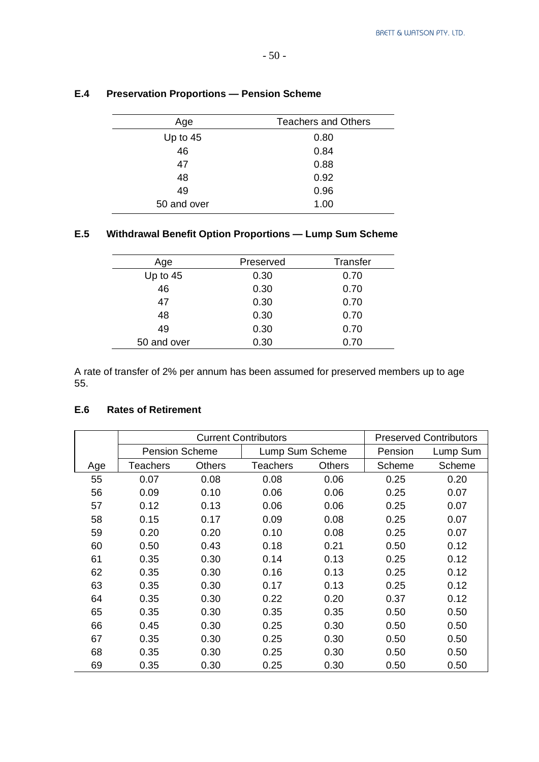### E.4 Preservation Proportions — Pension Scheme

| Age | Teachers and Others |
|---|---|
| Up to 45 | 0.80 |
| 46 | 0.84 |
| 47 | 0.88 |
| 48 | 0.92 |
| 49 | 0.96 |
| 50 and over | 1.00 |

### E.5 Withdrawal Benefit Option Proportions — Lump Sum Scheme

| Age | Preserved | Transfer |
|---|---|---|
| Up to 45 | 0.30 | 0.70 |
| 46 | 0.30 | 0.70 |
| 47 | 0.30 | 0.70 |
| 48 | 0.30 | 0.70 |
| 49 | 0.30 | 0.70 |
| 50 and over | 0.30 | 0.70 |

A rate of transfer of 2% per annum has been assumed for preserved members up to age 55.

### E.6 Rates of Retirement

| | Current Contributors | | | | Preserved Contributors | |
|---|---|---|---|---|---|---|
| | Pension Scheme | | Lump Sum Scheme | | Pension | Lump Sum |
| Age | Teachers | Others | Teachers | Others | Scheme | Scheme |
| 55 | 0.07 | 0.08 | 0.08 | 0.06 | 0.25 | 0.20 |
| 56 | 0.09 | 0.10 | 0.06 | 0.06 | 0.25 | 0.07 |
| 57 | 0.12 | 0.13 | 0.06 | 0.06 | 0.25 | 0.07 |
| 58 | 0.15 | 0.17 | 0.09 | 0.08 | 0.25 | 0.07 |
| 59 | 0.20 | 0.20 | 0.10 | 0.08 | 0.25 | 0.07 |
| 60 | 0.50 | 0.43 | 0.18 | 0.21 | 0.50 | 0.12 |
| 61 | 0.35 | 0.30 | 0.14 | 0.13 | 0.25 | 0.12 |
| 62 | 0.35 | 0.30 | 0.16 | 0.13 | 0.25 | 0.12 |
| 63 | 0.35 | 0.30 | 0.17 | 0.13 | 0.25 | 0.12 |
| 64 | 0.35 | 0.30 | 0.22 | 0.20 | 0.37 | 0.12 |
| 65 | 0.35 | 0.30 | 0.35 | 0.35 | 0.50 | 0.50 |
| 66 | 0.45 | 0.30 | 0.25 | 0.30 | 0.50 | 0.50 |
| 67 | 0.35 | 0.30 | 0.25 | 0.30 | 0.50 | 0.50 |
| 68 | 0.35 | 0.30 | 0.25 | 0.30 | 0.50 | 0.50 |
| 69 | 0.35 | 0.30 | 0.25 | 0.30 | 0.50 | 0.50 |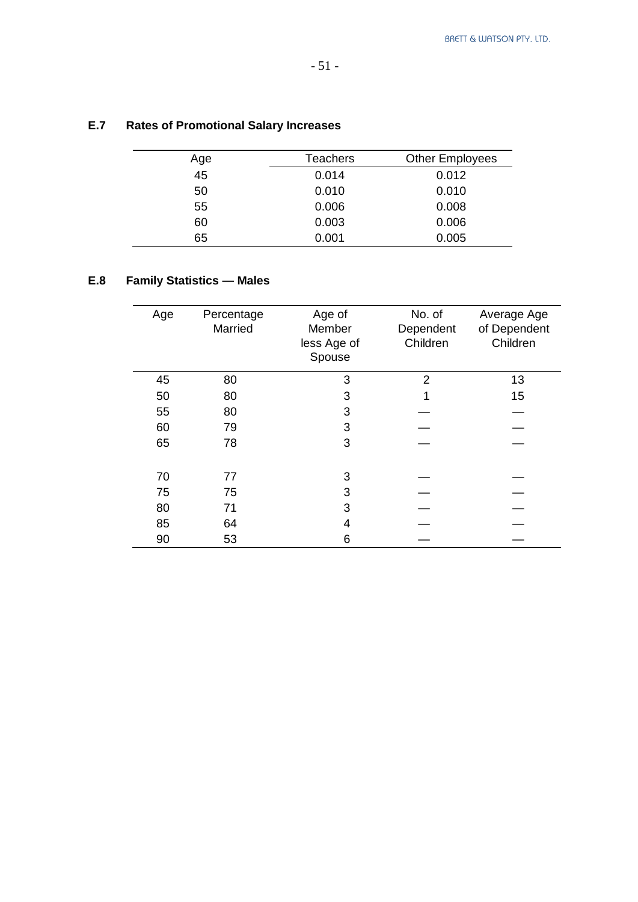## E.7 Rates of Promotional Salary Increases

| Age | Teachers | Other Employees |
|---|---|---|
| 45 | 0.014 | 0.012 |
| 50 | 0.010 | 0.010 |
| 55 | 0.006 | 0.008 |
| 60 | 0.003 | 0.006 |
| 65 | 0.001 | 0.005 |

## E.8 Family Statistics — Males

| Age | Percentage Married | Age of Member less Age of Spouse | No. of Dependent Children | Average Age of Dependent Children |
|---|---|---|---|---|
| 45 | 80 | 3 | 2 | 13 |
| 50 | 80 | 3 | 1 | 15 |
| 55 | 80 | 3 | — | — |
| 60 | 79 | 3 | — | — |
| 65 | 78 | 3 | — | — |
| 70 | 77 | 3 | — | — |
| 75 | 75 | 3 | — | — |
| 80 | 71 | 3 | — | — |
| 85 | 64 | 4 | — | — |
| 90 | 53 | 6 | — | — |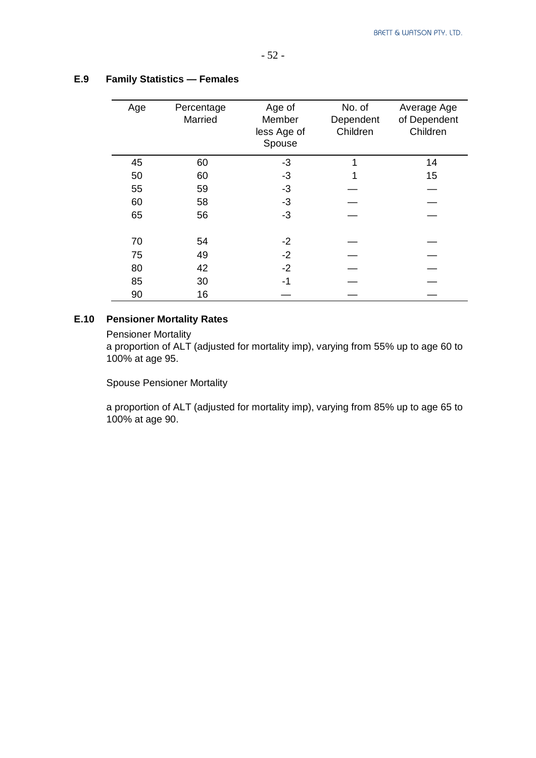### E.9 Family Statistics — Females

| Age | Percentage Married | Age of Member less Age of Spouse | No. of Dependent Children | Average Age of Dependent Children |
|---|---|---|---|---|
| 45 | 60 | -3 | 1 | 14 |
| 50 | 60 | -3 | 1 | 15 |
| 55 | 59 | -3 | — | — |
| 60 | 58 | -3 | — | — |
| 65 | 56 | -3 | — | — |
| 70 | 54 | -2 | — | — |
| 75 | 49 | -2 | — | — |
| 80 | 42 | -2 | — | — |
| 85 | 30 | -1 | — | — |
| 90 | 16 | — | — | — |

### E.10 Pensioner Mortality Rates

Pensioner Mortality
a proportion of ALT (adjusted for mortality imp), varying from 55% up to age 60 to 100% at age 95.

Spouse Pensioner Mortality

a proportion of ALT (adjusted for mortality imp), varying from 85% up to age 65 to 100% at age 90.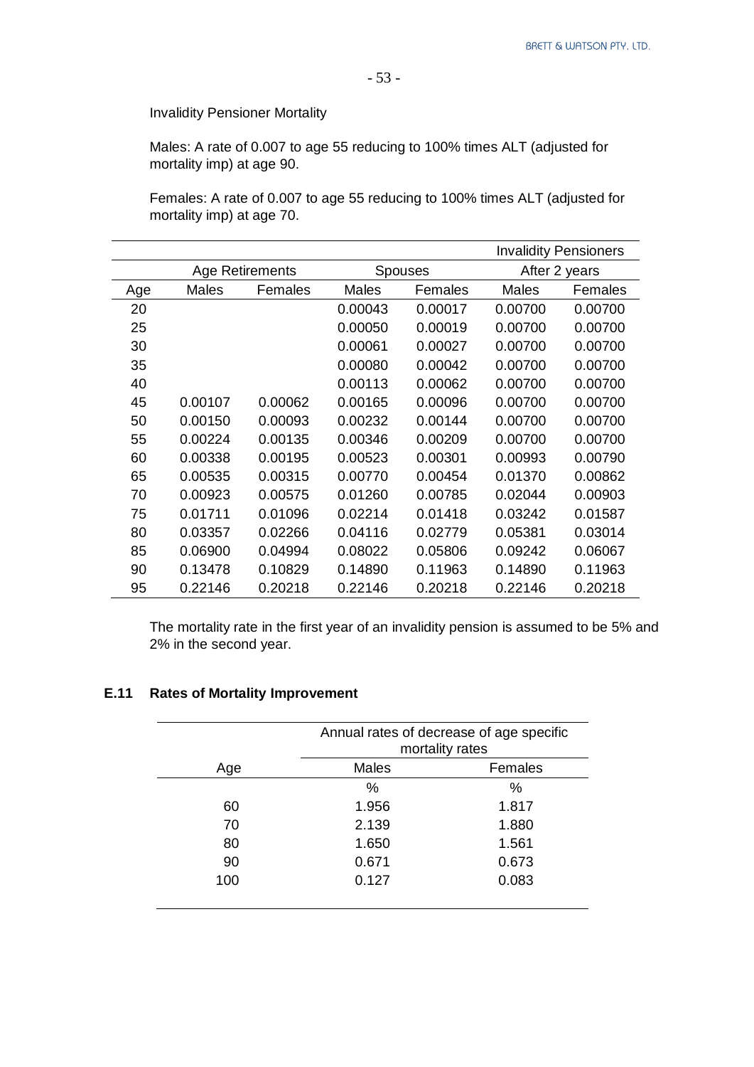Invalidity Pensioner Mortality

Males: A rate of 0.007 to age 55 reducing to 100% times ALT (adjusted for mortality imp) at age 90.

Females: A rate of 0.007 to age 55 reducing to 100% times ALT (adjusted for mortality imp) at age 70.

| | | | | | Invalidity Pensioners | |
|---|---|---|---|---|---|---|
| | Age Retirements | | Spouses | | After 2 years | |
| Age | Males | Females | Males | Females | Males | Females |
| 20 | | | 0.00043 | 0.00017 | 0.00700 | 0.00700 |
| 25 | | | 0.00050 | 0.00019 | 0.00700 | 0.00700 |
| 30 | | | 0.00061 | 0.00027 | 0.00700 | 0.00700 |
| 35 | | | 0.00080 | 0.00042 | 0.00700 | 0.00700 |
| 40 | | | 0.00113 | 0.00062 | 0.00700 | 0.00700 |
| 45 | 0.00107 | 0.00062 | 0.00165 | 0.00096 | 0.00700 | 0.00700 |
| 50 | 0.00150 | 0.00093 | 0.00232 | 0.00144 | 0.00700 | 0.00700 |
| 55 | 0.00224 | 0.00135 | 0.00346 | 0.00209 | 0.00700 | 0.00700 |
| 60 | 0.00338 | 0.00195 | 0.00523 | 0.00301 | 0.00993 | 0.00790 |
| 65 | 0.00535 | 0.00315 | 0.00770 | 0.00454 | 0.01370 | 0.00862 |
| 70 | 0.00923 | 0.00575 | 0.01260 | 0.00785 | 0.02044 | 0.00903 |
| 75 | 0.01711 | 0.01096 | 0.02214 | 0.01418 | 0.03242 | 0.01587 |
| 80 | 0.03357 | 0.02266 | 0.04116 | 0.02779 | 0.05381 | 0.03014 |
| 85 | 0.06900 | 0.04994 | 0.08022 | 0.05806 | 0.09242 | 0.06067 |
| 90 | 0.13478 | 0.10829 | 0.14890 | 0.11963 | 0.14890 | 0.11963 |
| 95 | 0.22146 | 0.20218 | 0.22146 | 0.20218 | 0.22146 | 0.20218 |

The mortality rate in the first year of an invalidity pension is assumed to be 5% and 2% in the second year.

### E.11 Rates of Mortality Improvement

| | Annual rates of decrease of age specific mortality rates | |
|---|---|---|
| Age | Males | Females |
| | % | % |
| 60 | 1.956 | 1.817 |
| 70 | 2.139 | 1.880 |
| 80 | 1.650 | 1.561 |
| 90 | 0.671 | 0.673 |
| 100 | 0.127 | 0.083 |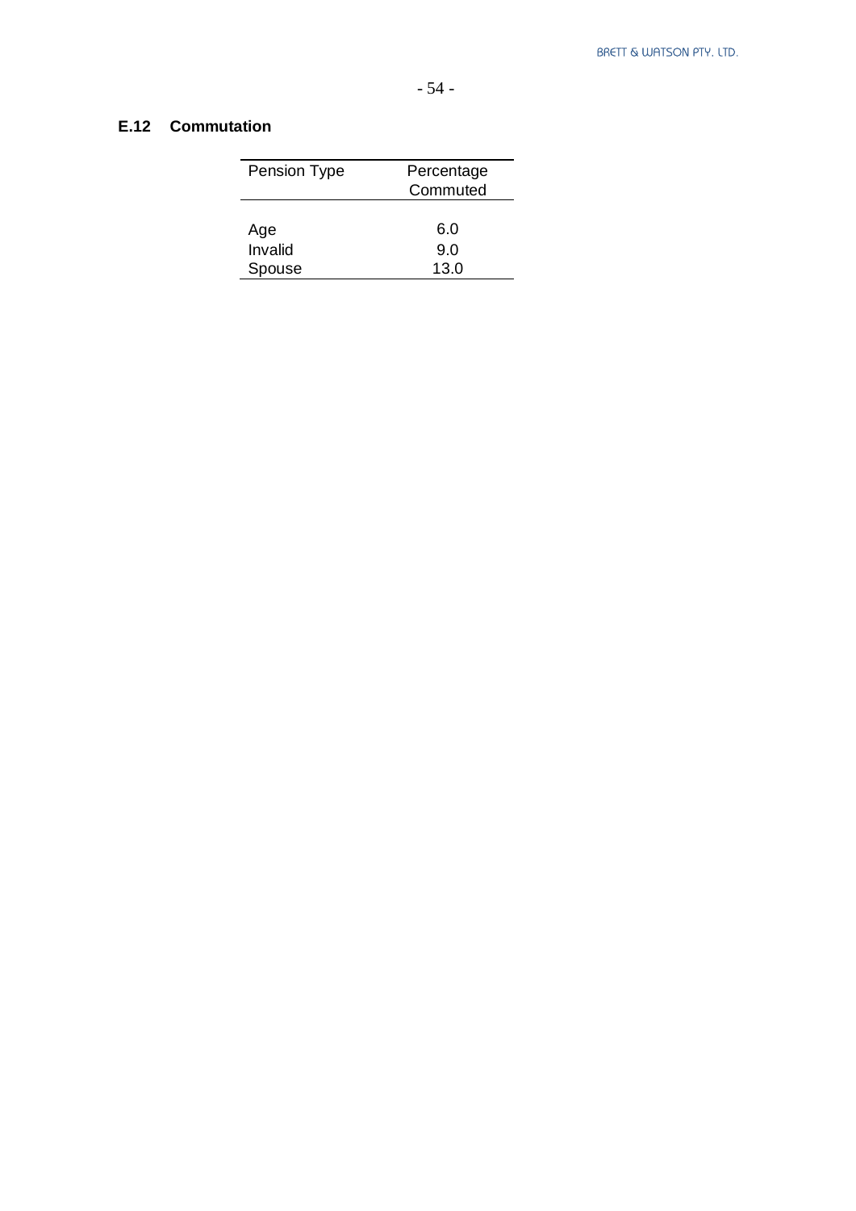### E.12 Commutation

| Pension Type | Percentage Commuted |
|---|---|
| Age | 6.0 |
| Invalid | 9.0 |
| Spouse | 13.0 |